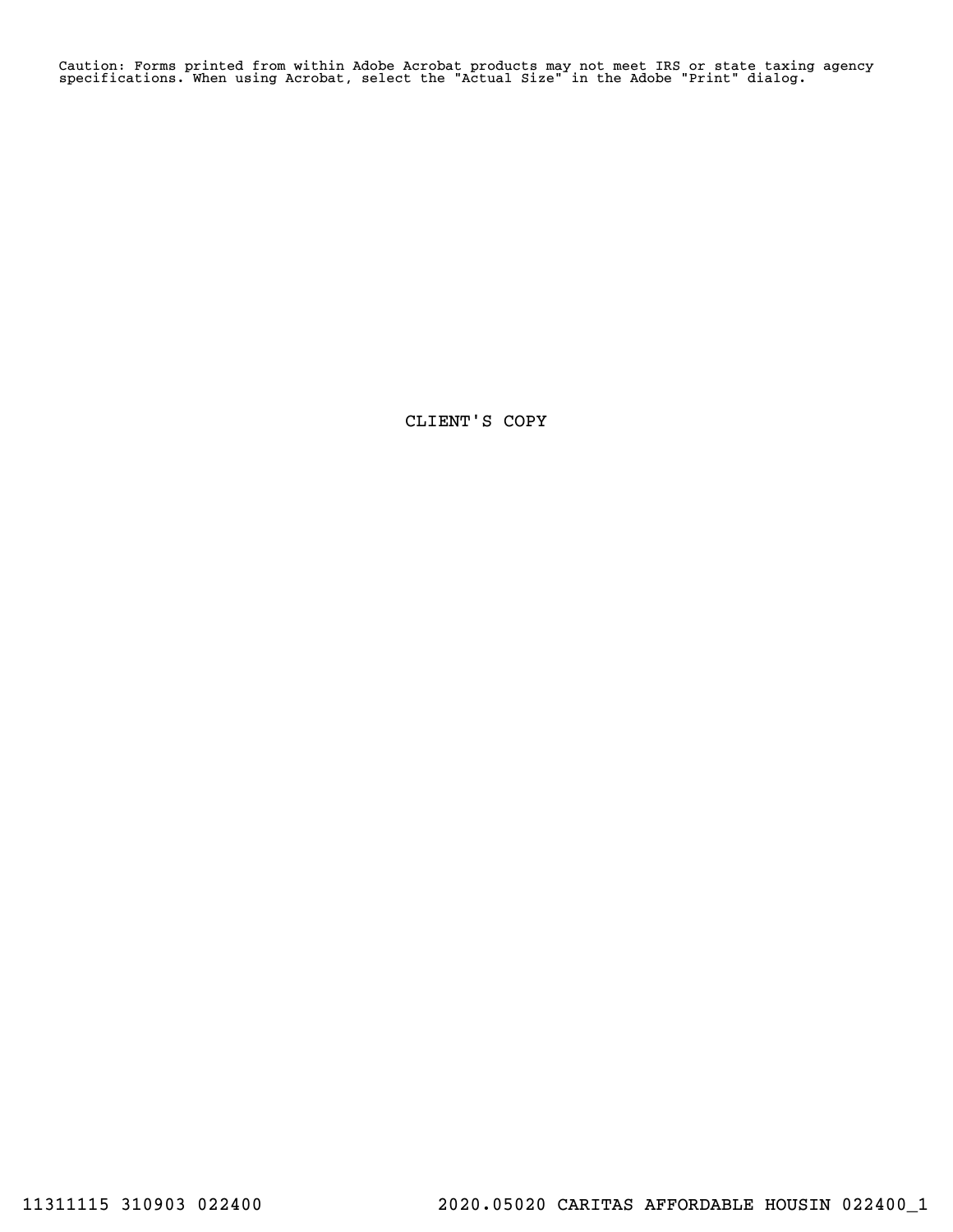Caution: Forms printed from within Adobe Acrobat products may not meet IRS or state taxing agency specifications. When using Acrobat, select the "Actual Size" in the Adobe "Print" dialog.

CLIENT'S COPY

11311115 310903 022400 2020.05020 CARITAS AFFORDABLE HOUSIN 022400_1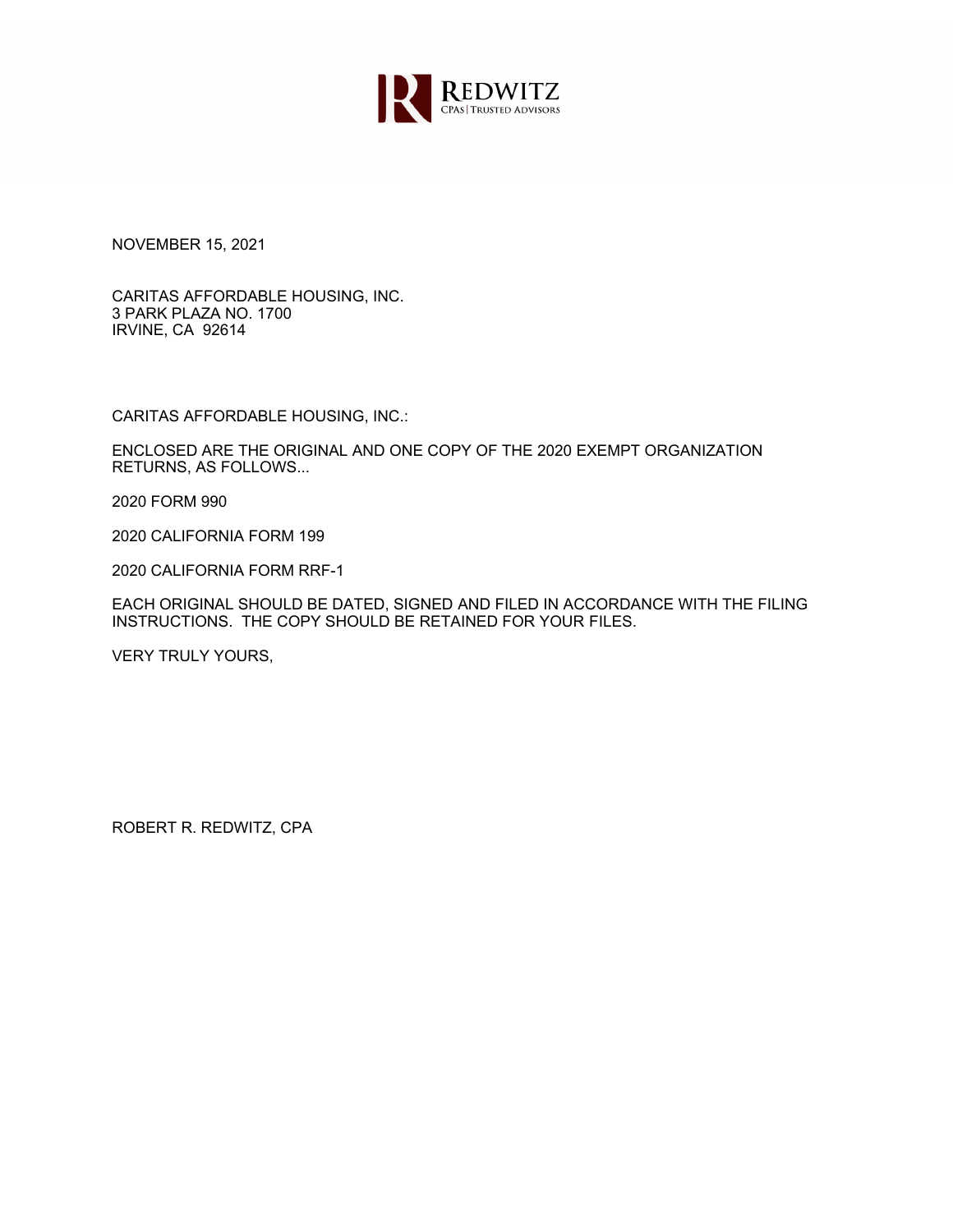REDWITZ
CPAs | TRUSTED ADVISORS

NOVEMBER 15, 2021

CARITAS AFFORDABLE HOUSING, INC.
3 PARK PLAZA NO. 1700
IRVINE, CA 92614

CARITAS AFFORDABLE HOUSING, INC.:

ENCLOSED ARE THE ORIGINAL AND ONE COPY OF THE 2020 EXEMPT ORGANIZATION RETURNS, AS FOLLOWS...

2020 FORM 990

2020 CALIFORNIA FORM 199

2020 CALIFORNIA FORM RRF-1

EACH ORIGINAL SHOULD BE DATED, SIGNED AND FILED IN ACCORDANCE WITH THE FILING INSTRUCTIONS. THE COPY SHOULD BE RETAINED FOR YOUR FILES.

VERY TRULY YOURS,

ROBERT R. REDWITZ, CPA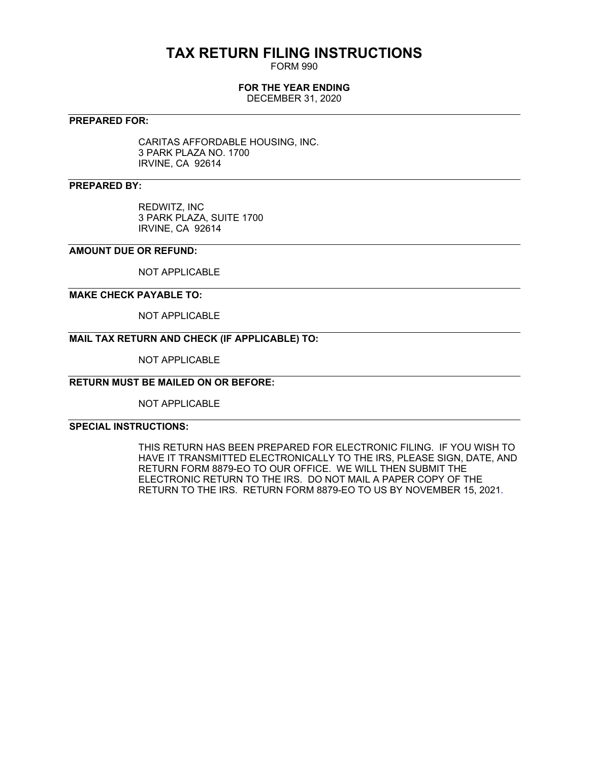# TAX RETURN FILING INSTRUCTIONS

FORM 990

**FOR THE YEAR ENDING**

DECEMBER 31, 2020

---

**PREPARED FOR:**

CARITAS AFFORDABLE HOUSING, INC.
3 PARK PLAZA NO. 1700
IRVINE, CA 92614

---

**PREPARED BY:**

REDWITZ, INC
3 PARK PLAZA, SUITE 1700
IRVINE, CA 92614

---

**AMOUNT DUE OR REFUND:**

NOT APPLICABLE

---

**MAKE CHECK PAYABLE TO:**

NOT APPLICABLE

---

**MAIL TAX RETURN AND CHECK (IF APPLICABLE) TO:**

NOT APPLICABLE

---

**RETURN MUST BE MAILED ON OR BEFORE:**

NOT APPLICABLE

---

**SPECIAL INSTRUCTIONS:**

THIS RETURN HAS BEEN PREPARED FOR ELECTRONIC FILING. IF YOU WISH TO HAVE IT TRANSMITTED ELECTRONICALLY TO THE IRS, PLEASE SIGN, DATE, AND RETURN FORM 8879-EO TO OUR OFFICE. WE WILL THEN SUBMIT THE ELECTRONIC RETURN TO THE IRS. DO NOT MAIL A PAPER COPY OF THE RETURN TO THE IRS. RETURN FORM 8879-EO TO US BY NOVEMBER 15, 2021.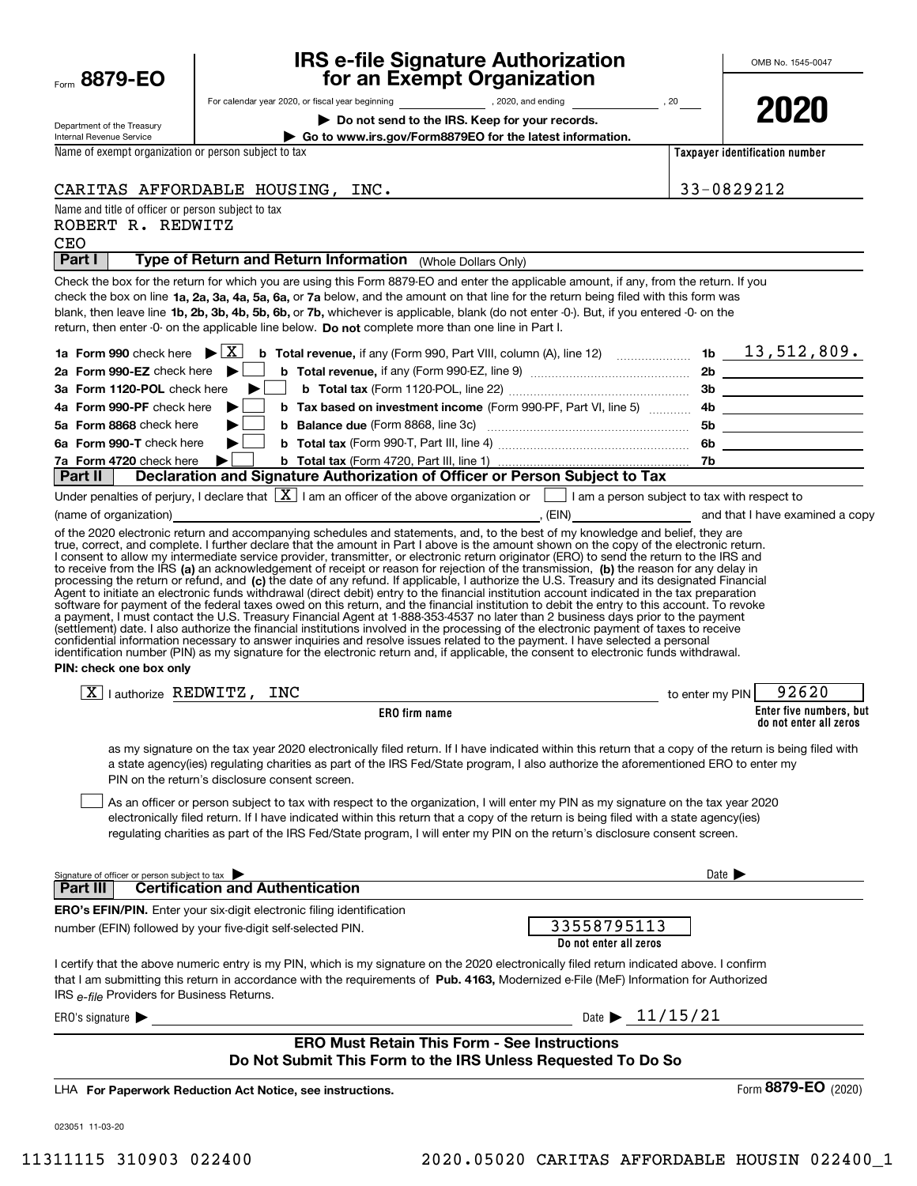Form **8879-EO**

Department of the Treasury
Internal Revenue Service

# IRS e-file Signature Authorization for an Exempt Organization

For calendar year 2020, or fiscal year beginning ______________, 2020, and ending ______________, 20____

▶ **Do not send to the IRS. Keep for your records.**

▶ **Go to www.irs.gov/Form8879EO for the latest information.**

OMB No. 1545-0047

**2020**

| Name of exempt organization or person subject to tax | Taxpayer identification number |
|---|---|
| CARITAS AFFORDABLE HOUSING, INC. | 33-0829212 |

Name and title of officer or person subject to tax
ROBERT R. REDWITZ
CEO

## Part I — Type of Return and Return Information (Whole Dollars Only)

Check the box for the return for which you are using this Form 8879-EO and enter the applicable amount, if any, from the return. If you check the box on line **1a, 2a, 3a, 4a, 5a, 6a,** or **7a** below, and the amount on that line for the return being filed with this form was blank, then leave line **1b, 2b, 3b, 4b, 5b, 6b,** or **7b,** whichever is applicable, blank (do not enter -0-). But, if you entered -0- on the return, then enter -0- on the applicable line below. **Do not** complete more than one line in Part I.

| | | | |
|---|---|---|---|
| **1a Form 990** check here ▶ [X] | **b Total revenue,** if any (Form 990, Part VIII, column (A), line 12) | 1b | 13,512,809. |
| **2a Form 990-EZ** check here ▶ [ ] | **b Total revenue,** if any (Form 990-EZ, line 9) | 2b | |
| **3a Form 1120-POL** check here ▶ [ ] | **b Total tax** (Form 1120-POL, line 22) | 3b | |
| **4a Form 990-PF** check here ▶ [ ] | **b Tax based on investment income** (Form 990-PF, Part VI, line 5) | 4b | |
| **5a Form 8868** check here ▶ [ ] | **b Balance due** (Form 8868, line 3c) | 5b | |
| **6a Form 990-T** check here ▶ [ ] | **b Total tax** (Form 990-T, Part III, line 4) | 6b | |
| **7a Form 4720** check here ▶ [ ] | **b Total tax** (Form 4720, Part III, line 1) | 7b | |

## Part II — Declaration and Signature Authorization of Officer or Person Subject to Tax

Under penalties of perjury, I declare that [X] I am an officer of the above organization or [ ] I am a person subject to tax with respect to (name of organization) ______________________________, (EIN) ______________ and that I have examined a copy of the 2020 electronic return and accompanying schedules and statements, and, to the best of my knowledge and belief, they are true, correct, and complete. I further declare that the amount in Part I above is the amount shown on the copy of the electronic return. I consent to allow my intermediate service provider, transmitter, or electronic return originator (ERO) to send the return to the IRS and to receive from the IRS **(a)** an acknowledgement of receipt or reason for rejection of the transmission, **(b)** the reason for any delay in processing the return or refund, and **(c)** the date of any refund. If applicable, I authorize the U.S. Treasury and its designated Financial Agent to initiate an electronic funds withdrawal (direct debit) entry to the financial institution account indicated in the tax preparation software for payment of the federal taxes owed on this return, and the financial institution to debit the entry to this account. To revoke a payment, I must contact the U.S. Treasury Financial Agent at 1-888-353-4537 no later than 2 business days prior to the payment (settlement) date. I also authorize the financial institutions involved in the processing of the electronic payment of taxes to receive confidential information necessary to answer inquiries and resolve issues related to the payment. I have selected a personal identification number (PIN) as my signature for the electronic return and, if applicable, the consent to electronic funds withdrawal.

**PIN: check one box only**

[X] I authorize REDWITZ, INC to enter my PIN 92620
**ERO firm name** — **Enter five numbers, but do not enter all zeros**

as my signature on the tax year 2020 electronically filed return. If I have indicated within this return that a copy of the return is being filed with a state agency(ies) regulating charities as part of the IRS Fed/State program, I also authorize the aforementioned ERO to enter my PIN on the return's disclosure consent screen.

[ ] As an officer or person subject to tax with respect to the organization, I will enter my PIN as my signature on the tax year 2020 electronically filed return. If I have indicated within this return that a copy of the return is being filed with a state agency(ies) regulating charities as part of the IRS Fed/State program, I will enter my PIN on the return's disclosure consent screen.

Signature of officer or person subject to tax ▶ ______________________ Date ▶ ________

## Part III — Certification and Authentication

**ERO's EFIN/PIN.** Enter your six-digit electronic filing identification number (EFIN) followed by your five-digit self-selected PIN. 33558795113
**Do not enter all zeros**

I certify that the above numeric entry is my PIN, which is my signature on the 2020 electronically filed return indicated above. I confirm that I am submitting this return in accordance with the requirements of **Pub. 4163,** Modernized e-File (MeF) Information for Authorized IRS *e-file* Providers for Business Returns.

ERO's signature ▶ ______________________ Date ▶ 11/15/21

**ERO Must Retain This Form - See Instructions**
**Do Not Submit This Form to the IRS Unless Requested To Do So**

LHA **For Paperwork Reduction Act Notice, see instructions.** Form **8879-EO** (2020)

023051 11-03-20

11311115 310903 022400 2020.05020 CARITAS AFFORDABLE HOUSIN 022400_1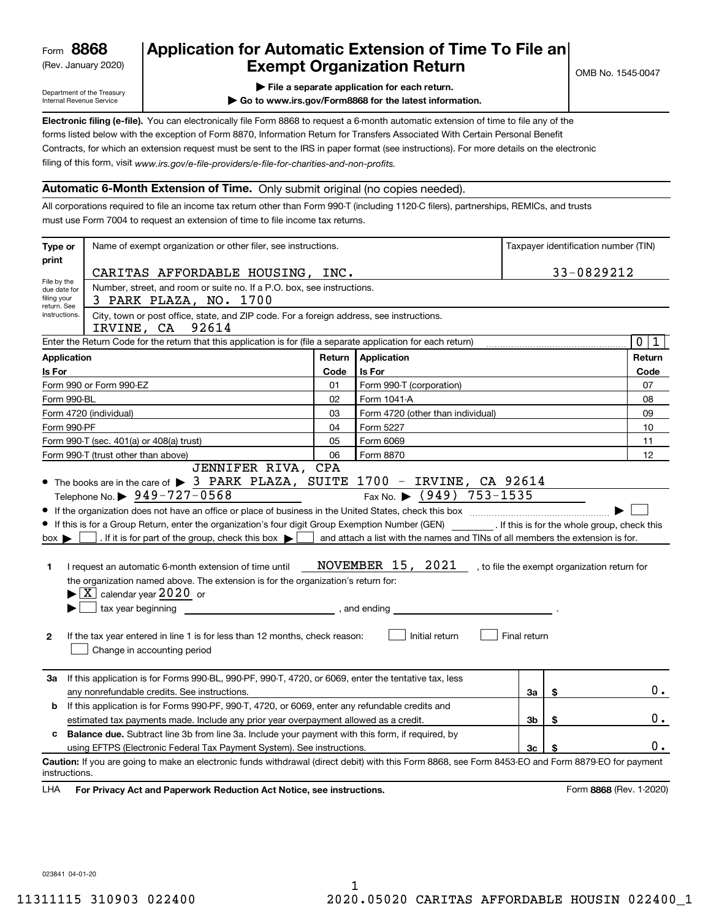Form **8868**
(Rev. January 2020)

Department of the Treasury
Internal Revenue Service

# Application for Automatic Extension of Time To File an Exempt Organization Return

▶ File a separate application for each return.
▶ Go to www.irs.gov/Form8868 for the latest information.

OMB No. 1545-0047

**Electronic filing (e-file).** You can electronically file Form 8868 to request a 6-month automatic extension of time to file any of the forms listed below with the exception of Form 8870, Information Return for Transfers Associated With Certain Personal Benefit Contracts, for which an extension request must be sent to the IRS in paper format (see instructions). For more details on the electronic filing of this form, visit *www.irs.gov/e-file-providers/e-file-for-charities-and-non-profits.*

## Automatic 6-Month Extension of Time. Only submit original (no copies needed).

All corporations required to file an income tax return other than Form 990-T (including 1120-C filers), partnerships, REMICs, and trusts must use Form 7004 to request an extension of time to file income tax returns.

| Type or print | Name of exempt organization or other filer, see instructions. | Taxpayer identification number (TIN) |
|---|---|---|
| File by the due date for filing your return. See instructions. | CARITAS AFFORDABLE HOUSING, INC. | 33-0829212 |
| | Number, street, and room or suite no. If a P.O. box, see instructions. 3 PARK PLAZA, NO. 1700 | |
| | City, town or post office, state, and ZIP code. For a foreign address, see instructions. IRVINE, CA 92614 | |

Enter the Return Code for the return that this application is for (file a separate application for each return) ........ 0 1

| Application Is For | Return Code | Application Is For | Return Code |
|---|---|---|---|
| Form 990 or Form 990-EZ | 01 | Form 990-T (corporation) | 07 |
| Form 990-BL | 02 | Form 1041-A | 08 |
| Form 4720 (individual) | 03 | Form 4720 (other than individual) | 09 |
| Form 990-PF | 04 | Form 5227 | 10 |
| Form 990-T (sec. 401(a) or 408(a) trust) | 05 | Form 6069 | 11 |
| Form 990-T (trust other than above) | 06 | Form 8870 | 12 |

- The books are in the care of ▶ JENNIFER RIVA, CPA 3 PARK PLAZA, SUITE 1700 - IRVINE, CA 92614
  Telephone No. ▶ 949-727-0568  Fax No. ▶ (949) 753-1535
- If the organization does not have an office or place of business in the United States, check this box ........ ▶ ☐
- If this is for a Group Return, enter the organization's four digit Group Exemption Number (GEN) ________ . If this is for the whole group, check this box ▶ ☐ . If it is for part of the group, check this box ▶ ☐ and attach a list with the names and TINs of all members the extension is for.

**1** I request an automatic 6-month extension of time until NOVEMBER 15, 2021 , to file the exempt organization return for the organization named above. The extension is for the organization's return for:
▶ ☒ calendar year 2020 or
▶ ☐ tax year beginning ________________ , and ending ________________ .

**2** If the tax year entered in line 1 is for less than 12 months, check reason: ☐ Initial return ☐ Final return
☐ Change in accounting period

| | | | |
|---|---|---|---|
| **3a** | If this application is for Forms 990-BL, 990-PF, 990-T, 4720, or 6069, enter the tentative tax, less any nonrefundable credits. See instructions. | 3a | $ 0. |
| **b** | If this application is for Forms 990-PF, 990-T, 4720, or 6069, enter any refundable credits and estimated tax payments made. Include any prior year overpayment allowed as a credit. | 3b | $ 0. |
| **c** | **Balance due.** Subtract line 3b from line 3a. Include your payment with this form, if required, by using EFTPS (Electronic Federal Tax Payment System). See instructions. | 3c | $ 0. |

**Caution:** If you are going to make an electronic funds withdrawal (direct debit) with this Form 8868, see Form 8453-EO and Form 8879-EO for payment instructions.

LHA **For Privacy Act and Paperwork Reduction Act Notice, see instructions.** Form **8868** (Rev. 1-2020)

023841 04-01-20

11311115 310903 022400 2020.05020 CARITAS AFFORDABLE HOUSIN 022400_1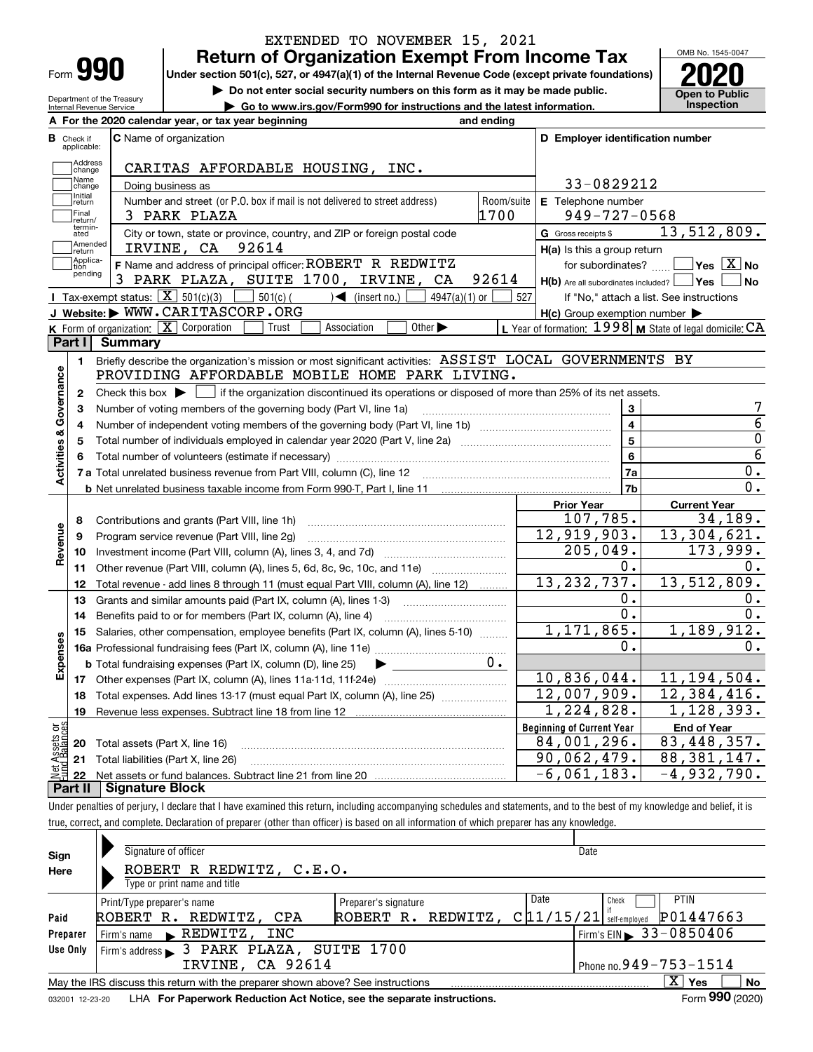EXTENDED TO NOVEMBER 15, 2021

# Form 990 Return of Organization Exempt From Income Tax

Under section 501(c), 527, or 4947(a)(1) of the Internal Revenue Code (except private foundations)

▶ Do not enter social security numbers on this form as it may be made public.

▶ Go to www.irs.gov/Form990 for instructions and the latest information.

Department of the Treasury
Internal Revenue Service

OMB No. 1545-0047

**2020**

**Open to Public Inspection**

**A** For the 2020 calendar year, or tax year beginning and ending

**B** Check if applicable: Address change, Name change, Initial return, Final return/terminated, Amended return, Application pending

**C** Name of organization: CARITAS AFFORDABLE HOUSING, INC.

Doing business as

Number and street (or P.O. box if mail is not delivered to street address): 3 PARK PLAZA — Room/suite: 1700

City or town, state or province, country, and ZIP or foreign postal code: IRVINE, CA 92614

**D** Employer identification number: 33-0829212

**E** Telephone number: 949-727-0568

**G** Gross receipts $ 13,512,809.

**F** Name and address of principal officer: ROBERT R REDWITZ, 3 PARK PLAZA, SUITE 1700, IRVINE, CA 92614

**H(a)** Is this a group return for subordinates? ☐ Yes ☒ No

**H(b)** Are all subordinates included? ☐ Yes ☐ No — If "No," attach a list. See instructions

**H(c)** Group exemption number ▶

**I** Tax-exempt status: ☒ 501(c)(3) ☐ 501(c)( ) ◀ (insert no.) ☐ 4947(a)(1) or ☐ 527

**J** Website: ▶ WWW.CARITASCORP.ORG

**K** Form of organization: ☒ Corporation ☐ Trust ☐ Association ☐ Other ▶

**L** Year of formation: 1998 **M** State of legal domicile: CA

## Part I Summary

### Activities & Governance

1. Briefly describe the organization's mission or most significant activities: ASSIST LOCAL GOVERNMENTS BY PROVIDING AFFORDABLE MOBILE HOME PARK LIVING.
2. Check this box ▶ ☐ if the organization discontinued its operations or disposed of more than 25% of its net assets.

| Line | Description | | Value |
|---|---|---|---|
| 3 | Number of voting members of the governing body (Part VI, line 1a) | 3 | 7 |
| 4 | Number of independent voting members of the governing body (Part VI, line 1b) | 4 | 6 |
| 5 | Total number of individuals employed in calendar year 2020 (Part V, line 2a) | 5 | 0 |
| 6 | Total number of volunteers (estimate if necessary) | 6 | 6 |
| 7a | Total unrelated business revenue from Part VIII, column (C), line 12 | 7a | 0. |
| 7b | Net unrelated business taxable income from Form 990-T, Part I, line 11 | 7b | 0. |

### Revenue / Expenses

| Line | Description | Prior Year | Current Year |
|---|---|---|---|
| 8 | Contributions and grants (Part VIII, line 1h) | 107,785. | 34,189. |
| 9 | Program service revenue (Part VIII, line 2g) | 12,919,903. | 13,304,621. |
| 10 | Investment income (Part VIII, column (A), lines 3, 4, and 7d) | 205,049. | 173,999. |
| 11 | Other revenue (Part VIII, column (A), lines 5, 6d, 8c, 9c, 10c, and 11e) | 0. | 0. |
| 12 | Total revenue - add lines 8 through 11 (must equal Part VIII, column (A), line 12) | 13,232,737. | 13,512,809. |
| 13 | Grants and similar amounts paid (Part IX, column (A), lines 1-3) | 0. | 0. |
| 14 | Benefits paid to or for members (Part IX, column (A), line 4) | 0. | 0. |
| 15 | Salaries, other compensation, employee benefits (Part IX, column (A), lines 5-10) | 1,171,865. | 1,189,912. |
| 16a | Professional fundraising fees (Part IX, column (A), line 11e) | 0. | 0. |
| b | Total fundraising expenses (Part IX, column (D), line 25) ▶ 0. | | |
| 17 | Other expenses (Part IX, column (A), lines 11a-11d, 11f-24e) | 10,836,044. | 11,194,504. |
| 18 | Total expenses. Add lines 13-17 (must equal Part IX, column (A), line 25) | 12,007,909. | 12,384,416. |
| 19 | Revenue less expenses. Subtract line 18 from line 12 | 1,224,828. | 1,128,393. |

### Net Assets or Fund Balances

| Line | Description | Beginning of Current Year | End of Year |
|---|---|---|---|
| 20 | Total assets (Part X, line 16) | 84,001,296. | 83,448,357. |
| 21 | Total liabilities (Part X, line 26) | 90,062,479. | 88,381,147. |
| 22 | Net assets or fund balances. Subtract line 21 from line 20 | -6,061,183. | -4,932,790. |

## Part II Signature Block

Under penalties of perjury, I declare that I have examined this return, including accompanying schedules and statements, and to the best of my knowledge and belief, it is true, correct, and complete. Declaration of preparer (other than officer) is based on all information of which preparer has any knowledge.

**Sign Here**

Signature of officer — Date

ROBERT R REDWITZ, C.E.O.
Type or print name and title

**Paid Preparer Use Only**

| Print/Type preparer's name | Preparer's signature | Date | Check if self-employed | PTIN |
|---|---|---|---|---|
| ROBERT R. REDWITZ, CPA | ROBERT R. REDWITZ, C | 11/15/21 | ☐ | P01447663 |

Firm's name ▶ REDWITZ, INC — Firm's EIN ▶ 33-0850406

Firm's address ▶ 3 PARK PLAZA, SUITE 1700, IRVINE, CA 92614 — Phone no. 949-753-1514

May the IRS discuss this return with the preparer shown above? See instructions ☒ Yes ☐ No

032001 12-23-20 LHA For Paperwork Reduction Act Notice, see the separate instructions. Form **990** (2020)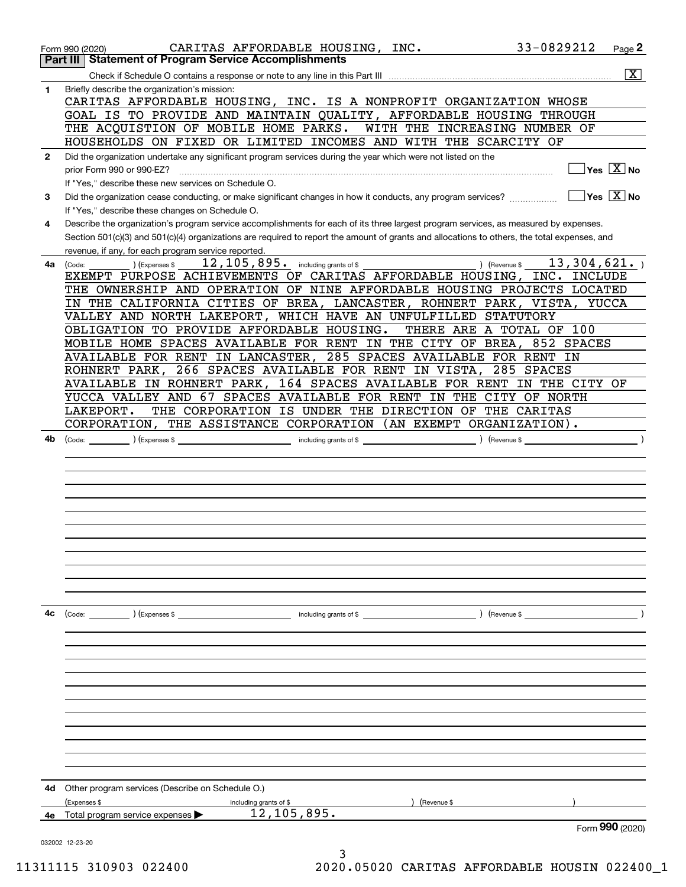Form 990 (2020) CARITAS AFFORDABLE HOUSING, INC. 33-0829212 Page **2**

## Part III | Statement of Program Service Accomplishments

Check if Schedule O contains a response or note to any line in this Part III ..... [X]

**1** Briefly describe the organization's mission:

CARITAS AFFORDABLE HOUSING, INC. IS A NONPROFIT ORGANIZATION WHOSE GOAL IS TO PROVIDE AND MAINTAIN QUALITY, AFFORDABLE HOUSING THROUGH THE ACQUISTION OF MOBILE HOME PARKS. WITH THE INCREASING NUMBER OF HOUSEHOLDS ON FIXED OR LIMITED INCOMES AND WITH THE SCARCITY OF

**2** Did the organization undertake any significant program services during the year which were not listed on the prior Form 990 or 990-EZ? ..... [ ] Yes [X] No

If "Yes," describe these new services on Schedule O.

**3** Did the organization cease conducting, or make significant changes in how it conducts, any program services? ..... [ ] Yes [X] No

If "Yes," describe these changes on Schedule O.

**4** Describe the organization's program service accomplishments for each of its three largest program services, as measured by expenses. Section 501(c)(3) and 501(c)(4) organizations are required to report the amount of grants and allocations to others, the total expenses, and revenue, if any, for each program service reported.

**4a** (Code: ) (Expenses $ 12,105,895. including grants of $ ) (Revenue $ 13,304,621. )

EXEMPT PURPOSE ACHIEVEMENTS OF CARITAS AFFORDABLE HOUSING, INC. INCLUDE THE OWNERSHIP AND OPERATION OF NINE AFFORDABLE HOUSING PROJECTS LOCATED IN THE CALIFORNIA CITIES OF BREA, LANCASTER, ROHNERT PARK, VISTA, YUCCA VALLEY AND NORTH LAKEPORT, WHICH HAVE AN UNFULFILLED STATUTORY OBLIGATION TO PROVIDE AFFORDABLE HOUSING. THERE ARE A TOTAL OF 100 MOBILE HOME SPACES AVAILABLE FOR RENT IN THE CITY OF BREA, 852 SPACES AVAILABLE FOR RENT IN LANCASTER, 285 SPACES AVAILABLE FOR RENT IN ROHNERT PARK, 266 SPACES AVAILABLE FOR RENT IN VISTA, 285 SPACES AVAILABLE IN ROHNERT PARK, 164 SPACES AVAILABLE FOR RENT IN THE CITY OF YUCCA VALLEY AND 67 SPACES AVAILABLE FOR RENT IN THE CITY OF NORTH LAKEPORT. THE CORPORATION IS UNDER THE DIRECTION OF THE CARITAS CORPORATION, THE ASSISTANCE CORPORATION (AN EXEMPT ORGANIZATION).

**4b** (Code: ) (Expenses $ including grants of $ ) (Revenue $ )

**4c** (Code: ) (Expenses $ including grants of $ ) (Revenue $ )

**4d** Other program services (Describe on Schedule O.)

(Expenses $ including grants of $ ) (Revenue $ )

**4e** Total program services expenses ▶ 12,105,895.

Form **990** (2020)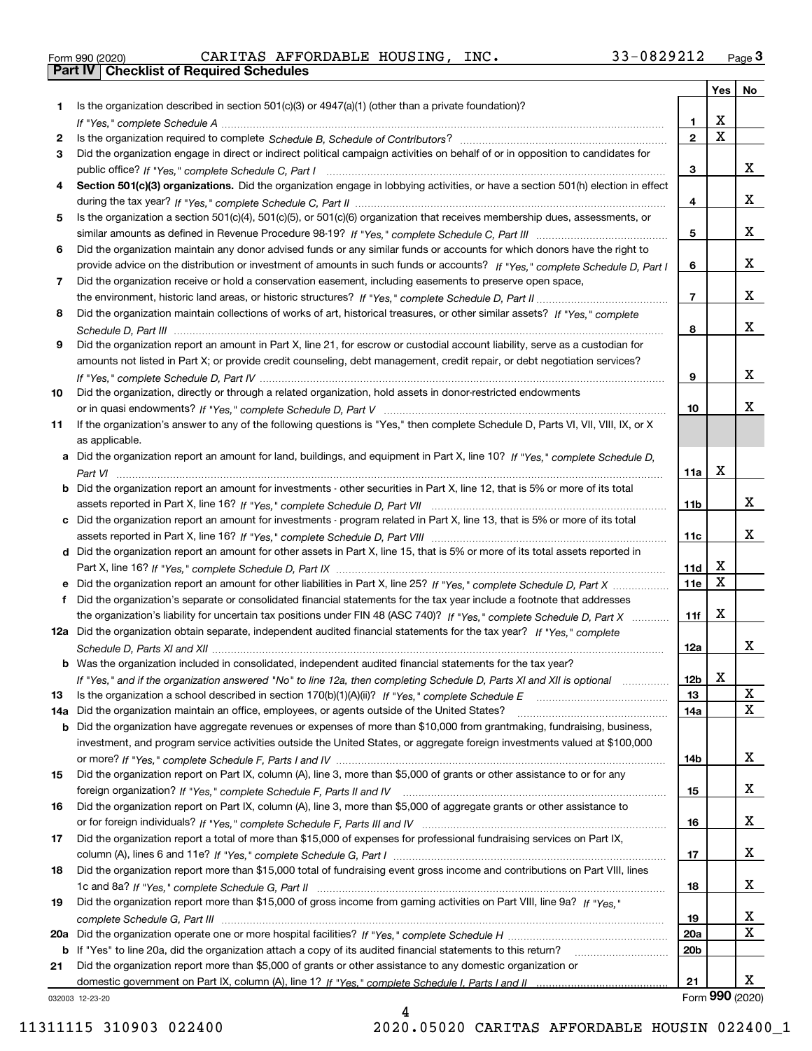Form 990 (2020) CARITAS AFFORDABLE HOUSING, INC. 33-0829212 Page **3**

## Part IV Checklist of Required Schedules

| | | | Yes | No |
|---|---|---|---|---|
| **1** | Is the organization described in section 501(c)(3) or 4947(a)(1) (other than a private foundation)? *If "Yes," complete Schedule A* | 1 | X | |
| **2** | Is the organization required to complete *Schedule B, Schedule of Contributors*? | 2 | X | |
| **3** | Did the organization engage in direct or indirect political campaign activities on behalf of or in opposition to candidates for public office? *If "Yes," complete Schedule C, Part I* | 3 | | X |
| **4** | **Section 501(c)(3) organizations.** Did the organization engage in lobbying activities, or have a section 501(h) election in effect during the tax year? *If "Yes," complete Schedule C, Part II* | 4 | | X |
| **5** | Is the organization a section 501(c)(4), 501(c)(5), or 501(c)(6) organization that receives membership dues, assessments, or similar amounts as defined in Revenue Procedure 98-19? *If "Yes," complete Schedule C, Part III* | 5 | | X |
| **6** | Did the organization maintain any donor advised funds or any similar funds or accounts for which donors have the right to provide advice on the distribution or investment of amounts in such funds or accounts? *If "Yes," complete Schedule D, Part I* | 6 | | X |
| **7** | Did the organization receive or hold a conservation easement, including easements to preserve open space, the environment, historic land areas, or historic structures? *If "Yes," complete Schedule D, Part II* | 7 | | X |
| **8** | Did the organization maintain collections of works of art, historical treasures, or other similar assets? *If "Yes," complete Schedule D, Part III* | 8 | | X |
| **9** | Did the organization report an amount in Part X, line 21, for escrow or custodial account liability, serve as a custodian for amounts not listed in Part X; or provide credit counseling, debt management, credit repair, or debt negotiation services? *If "Yes," complete Schedule D, Part IV* | 9 | | X |
| **10** | Did the organization, directly or through a related organization, hold assets in donor-restricted endowments or in quasi endowments? *If "Yes," complete Schedule D, Part V* | 10 | | X |
| **11** | If the organization's answer to any of the following questions is "Yes," then complete Schedule D, Parts VI, VII, VIII, IX, or X as applicable. | | | |
| **a** | Did the organization report an amount for land, buildings, and equipment in Part X, line 10? *If "Yes," complete Schedule D, Part VI* | 11a | X | |
| **b** | Did the organization report an amount for investments - other securities in Part X, line 12, that is 5% or more of its total assets reported in Part X, line 16? *If "Yes," complete Schedule D, Part VII* | 11b | | X |
| **c** | Did the organization report an amount for investments - program related in Part X, line 13, that is 5% or more of its total assets reported in Part X, line 16? *If "Yes," complete Schedule D, Part VIII* | 11c | | X |
| **d** | Did the organization report an amount for other assets in Part X, line 15, that is 5% or more of its total assets reported in Part X, line 16? *If "Yes," complete Schedule D, Part IX* | 11d | X | |
| **e** | Did the organization report an amount for other liabilities in Part X, line 25? *If "Yes," complete Schedule D, Part X* | 11e | X | |
| **f** | Did the organization's separate or consolidated financial statements for the tax year include a footnote that addresses the organization's liability for uncertain tax positions under FIN 48 (ASC 740)? *If "Yes," complete Schedule D, Part X* | 11f | X | |
| **12a** | Did the organization obtain separate, independent audited financial statements for the tax year? *If "Yes," complete Schedule D, Parts XI and XII* | 12a | | X |
| **b** | Was the organization included in consolidated, independent audited financial statements for the tax year? *If "Yes," and if the organization answered "No" to line 12a, then completing Schedule D, Parts XI and XII is optional* | 12b | X | |
| **13** | Is the organization a school described in section 170(b)(1)(A)(ii)? *If "Yes," complete Schedule E* | 13 | | X |
| **14a** | Did the organization maintain an office, employees, or agents outside of the United States? | 14a | | X |
| **b** | Did the organization have aggregate revenues or expenses of more than $10,000 from grantmaking, fundraising, business, investment, and program service activities outside the United States, or aggregate foreign investments valued at $100,000 or more? *If "Yes," complete Schedule F, Parts I and IV* | 14b | | X |
| **15** | Did the organization report on Part IX, column (A), line 3, more than $5,000 of grants or other assistance to or for any foreign organization? *If "Yes," complete Schedule F, Parts II and IV* | 15 | | X |
| **16** | Did the organization report on Part IX, column (A), line 3, more than $5,000 of aggregate grants or other assistance to or for foreign individuals? *If "Yes," complete Schedule F, Parts III and IV* | 16 | | X |
| **17** | Did the organization report a total of more than $15,000 of expenses for professional fundraising services on Part IX, column (A), lines 6 and 11e? *If "Yes," complete Schedule G, Part I* | 17 | | X |
| **18** | Did the organization report more than $15,000 total of fundraising event gross income and contributions on Part VIII, lines 1c and 8a? *If "Yes," complete Schedule G, Part II* | 18 | | X |
| **19** | Did the organization report more than $15,000 of gross income from gaming activities on Part VIII, line 9a? *If "Yes," complete Schedule G, Part III* | 19 | | X |
| **20a** | Did the organization operate one or more hospital facilities? *If "Yes," complete Schedule H* | 20a | | X |
| **b** | If "Yes" to line 20a, did the organization attach a copy of its audited financial statements to this return? | 20b | | |
| **21** | Did the organization report more than $5,000 of grants or other assistance to any domestic organization or domestic government on Part IX, column (A), line 1? *If "Yes," complete Schedule I, Parts I and II* | 21 | | X |

032003 12-23-20 Form **990** (2020)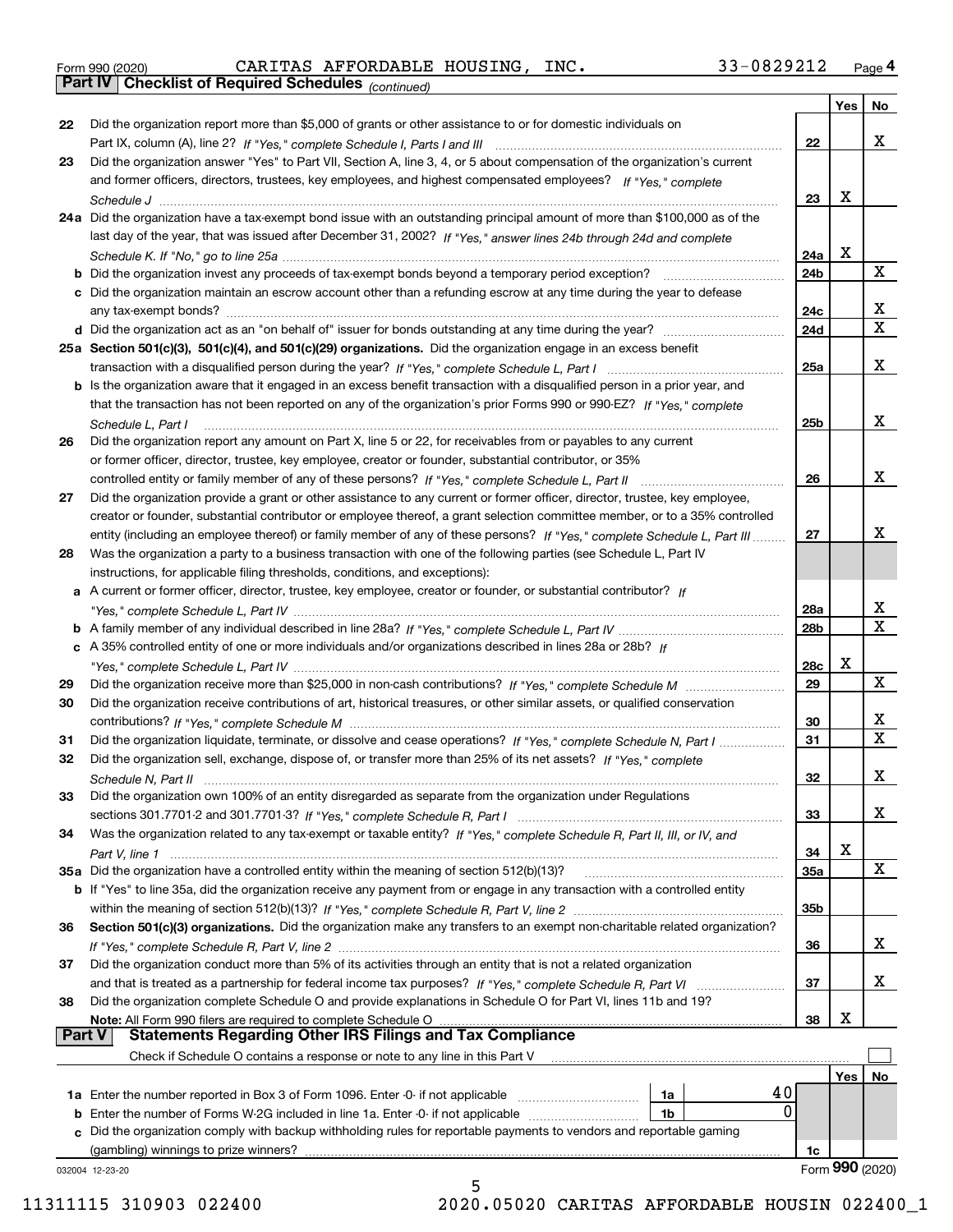Form 990 (2020) CARITAS AFFORDABLE HOUSING, INC. 33-0829212 Page 4

**Part IV Checklist of Required Schedules** *(continued)*

| | | | Yes | No |
|---|---|---|---|---|
| 22 | Did the organization report more than $5,000 of grants or other assistance to or for domestic individuals on Part IX, column (A), line 2? *If "Yes," complete Schedule I, Parts I and III* | 22 | | X |
| 23 | Did the organization answer "Yes" to Part VII, Section A, line 3, 4, or 5 about compensation of the organization's current and former officers, directors, trustees, key employees, and highest compensated employees? *If "Yes," complete Schedule J* | 23 | X | |
| 24a | Did the organization have a tax-exempt bond issue with an outstanding principal amount of more than $100,000 as of the last day of the year, that was issued after December 31, 2002? *If "Yes," answer lines 24b through 24d and complete Schedule K. If "No," go to line 25a* | 24a | X | |
| b | Did the organization invest any proceeds of tax-exempt bonds beyond a temporary period exception? | 24b | | X |
| c | Did the organization maintain an escrow account other than a refunding escrow at any time during the year to defease any tax-exempt bonds? | 24c | | X |
| d | Did the organization act as an "on behalf of" issuer for bonds outstanding at any time during the year? | 24d | | X |
| 25a | **Section 501(c)(3), 501(c)(4), and 501(c)(29) organizations.** Did the organization engage in an excess benefit transaction with a disqualified person during the year? *If "Yes," complete Schedule L, Part I* | 25a | | X |
| b | Is the organization aware that it engaged in an excess benefit transaction with a disqualified person in a prior year, and that the transaction has not been reported on any of the organization's prior Forms 990 or 990-EZ? *If "Yes," complete Schedule L, Part I* | 25b | | X |
| 26 | Did the organization report any amount on Part X, line 5 or 22, for receivables from or payables to any current or former officer, director, trustee, key employee, creator or founder, substantial contributor, or 35% controlled entity or family member of any of these persons? *If "Yes," complete Schedule L, Part II* | 26 | | X |
| 27 | Did the organization provide a grant or other assistance to any current or former officer, director, trustee, key employee, creator or founder, substantial contributor or employee thereof, a grant selection committee member, or to a 35% controlled entity (including an employee thereof) or family member of any of these persons? *If "Yes," complete Schedule L, Part III* | 27 | | X |
| 28 | Was the organization a party to a business transaction with one of the following parties (see Schedule L, Part IV instructions, for applicable filing thresholds, conditions, and exceptions): | | | |
| a | A current or former officer, director, trustee, key employee, creator or founder, or substantial contributor? *If "Yes," complete Schedule L, Part IV* | 28a | | X |
| b | A family member of any individual described in line 28a? *If "Yes," complete Schedule L, Part IV* | 28b | | X |
| c | A 35% controlled entity of one or more individuals and/or organizations described in lines 28a or 28b? *If "Yes," complete Schedule L, Part IV* | 28c | X | |
| 29 | Did the organization receive more than $25,000 in non-cash contributions? *If "Yes," complete Schedule M* | 29 | | X |
| 30 | Did the organization receive contributions of art, historical treasures, or other similar assets, or qualified conservation contributions? *If "Yes," complete Schedule M* | 30 | | X |
| 31 | Did the organization liquidate, terminate, or dissolve and cease operations? *If "Yes," complete Schedule N, Part I* | 31 | | X |
| 32 | Did the organization sell, exchange, dispose of, or transfer more than 25% of its net assets? *If "Yes," complete Schedule N, Part II* | 32 | | X |
| 33 | Did the organization own 100% of an entity disregarded as separate from the organization under Regulations sections 301.7701-2 and 301.7701-3? *If "Yes," complete Schedule R, Part I* | 33 | | X |
| 34 | Was the organization related to any tax-exempt or taxable entity? *If "Yes," complete Schedule R, Part II, III, or IV, and Part V, line 1* | 34 | X | |
| 35a | Did the organization have a controlled entity within the meaning of section 512(b)(13)? | 35a | | X |
| b | If "Yes" to line 35a, did the organization receive any payment from or engage in any transaction with a controlled entity within the meaning of section 512(b)(13)? *If "Yes," complete Schedule R, Part V, line 2* | 35b | | |
| 36 | **Section 501(c)(3) organizations.** Did the organization make any transfers to an exempt non-charitable related organization? *If "Yes," complete Schedule R, Part V, line 2* | 36 | | X |
| 37 | Did the organization conduct more than 5% of its activities through an entity that is not a related organization and that is treated as a partnership for federal income tax purposes? *If "Yes," complete Schedule R, Part VI* | 37 | | X |
| 38 | Did the organization complete Schedule O and provide explanations in Schedule O for Part VI, lines 11b and 19? **Note:** All Form 990 filers are required to complete Schedule O | 38 | X | |

**Part V Statements Regarding Other IRS Filings and Tax Compliance**

Check if Schedule O contains a response or note to any line in this Part V ☐

| | | | | | Yes | No |
|---|---|---|---|---|---|---|
| 1a | Enter the number reported in Box 3 of Form 1096. Enter -0- if not applicable | 1a | 40 | | | |
| b | Enter the number of Forms W-2G included in line 1a. Enter -0- if not applicable | 1b | 0 | | | |
| c | Did the organization comply with backup withholding rules for reportable payments to vendors and reportable gaming (gambling) winnings to prize winners? | | | 1c | | |

032004 12-23-20 Form **990** (2020)

11311115 310903 022400 2020.05020 CARITAS AFFORDABLE HOUSIN 022400_1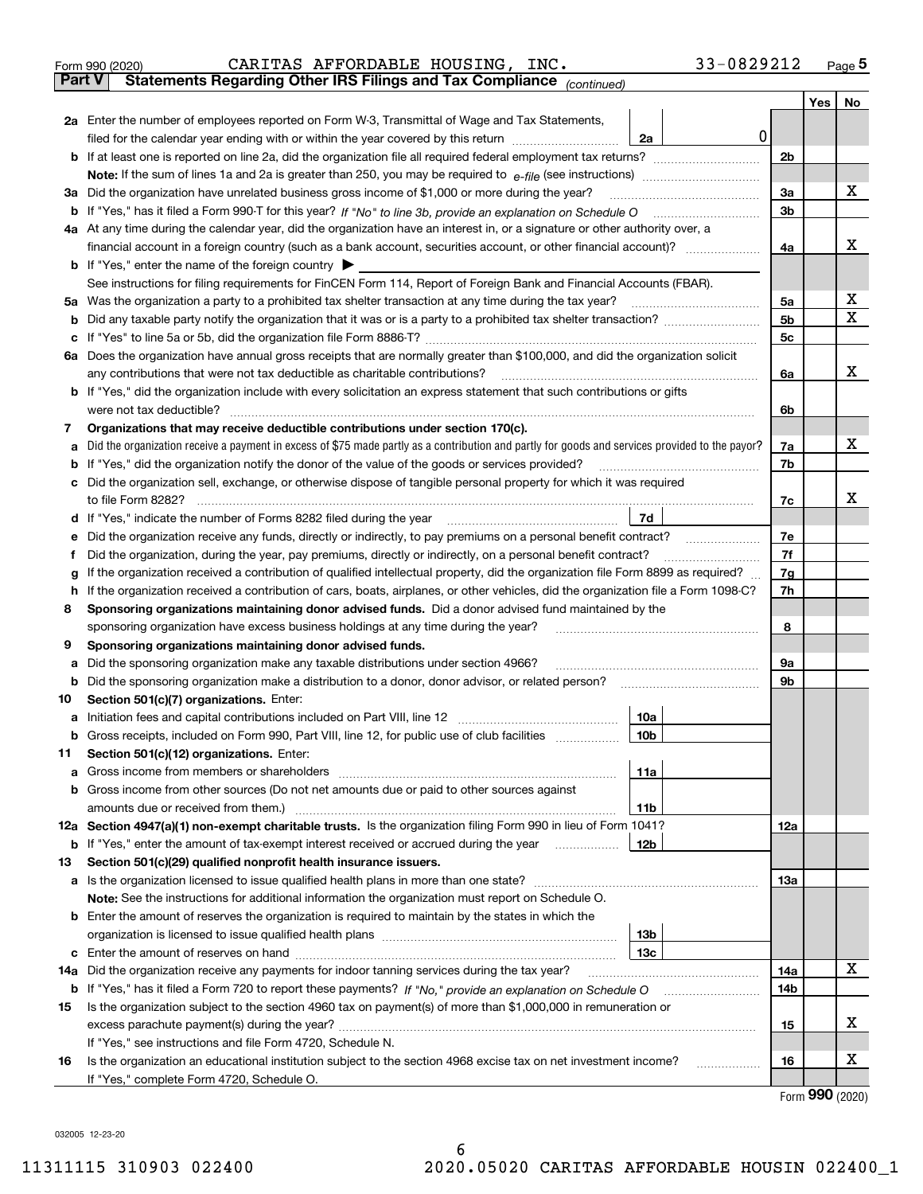Form 990 (2020) CARITAS AFFORDABLE HOUSING, INC. 33-0829212 Page **5**

**Part V** **Statements Regarding Other IRS Filings and Tax Compliance** *(continued)*

| | | | | Yes | No |
|---|---|---|---|---|---|
| **2a** | Enter the number of employees reported on Form W-3, Transmittal of Wage and Tax Statements, filed for the calendar year ending with or within the year covered by this return | 2a | 0 | | |
| **b** | If at least one is reported on line 2a, did the organization file all required federal employment tax returns? | | 2b | | |
| | **Note:** If the sum of lines 1a and 2a is greater than 250, you may be required to *e-file* (see instructions) | | | | |
| **3a** | Did the organization have unrelated business gross income of $1,000 or more during the year? | | 3a | | X |
| **b** | If "Yes," has it filed a Form 990-T for this year? *If "No" to line 3b, provide an explanation on Schedule O* | | 3b | | |
| **4a** | At any time during the calendar year, did the organization have an interest in, or a signature or other authority over, a financial account in a foreign country (such as a bank account, securities account, or other financial account)? | | 4a | | X |
| **b** | If "Yes," enter the name of the foreign country ▶ | | | | |
| | See instructions for filing requirements for FinCEN Form 114, Report of Foreign Bank and Financial Accounts (FBAR). | | | | |
| **5a** | Was the organization a party to a prohibited tax shelter transaction at any time during the tax year? | | 5a | | X |
| **b** | Did any taxable party notify the organization that it was or is a party to a prohibited tax shelter transaction? | | 5b | | X |
| **c** | If "Yes" to line 5a or 5b, did the organization file Form 8886-T? | | 5c | | |
| **6a** | Does the organization have annual gross receipts that are normally greater than $100,000, and did the organization solicit any contributions that were not tax deductible as charitable contributions? | | 6a | | X |
| **b** | If "Yes," did the organization include with every solicitation an express statement that such contributions or gifts were not tax deductible? | | 6b | | |
| **7** | **Organizations that may receive deductible contributions under section 170(c).** | | | | |
| **a** | Did the organization receive a payment in excess of $75 made partly as a contribution and partly for goods and services provided to the payor? | | 7a | | X |
| **b** | If "Yes," did the organization notify the donor of the value of the goods or services provided? | | 7b | | |
| **c** | Did the organization sell, exchange, or otherwise dispose of tangible personal property for which it was required to file Form 8282? | | 7c | | X |
| **d** | If "Yes," indicate the number of Forms 8282 filed during the year | 7d | | | |
| **e** | Did the organization receive any funds, directly or indirectly, to pay premiums on a personal benefit contract? | | 7e | | |
| **f** | Did the organization, during the year, pay premiums, directly or indirectly, on a personal benefit contract? | | 7f | | |
| **g** | If the organization received a contribution of qualified intellectual property, did the organization file Form 8899 as required? | | 7g | | |
| **h** | If the organization received a contribution of cars, boats, airplanes, or other vehicles, did the organization file a Form 1098-C? | | 7h | | |
| **8** | **Sponsoring organizations maintaining donor advised funds.** Did a donor advised fund maintained by the sponsoring organization have excess business holdings at any time during the year? | | 8 | | |
| **9** | **Sponsoring organizations maintaining donor advised funds.** | | | | |
| **a** | Did the sponsoring organization make any taxable distributions under section 4966? | | 9a | | |
| **b** | Did the sponsoring organization make a distribution to a donor, donor advisor, or related person? | | 9b | | |
| **10** | **Section 501(c)(7) organizations.** Enter: | | | | |
| **a** | Initiation fees and capital contributions included on Part VIII, line 12 | 10a | | | |
| **b** | Gross receipts, included on Form 990, Part VIII, line 12, for public use of club facilities | 10b | | | |
| **11** | **Section 501(c)(12) organizations.** Enter: | | | | |
| **a** | Gross income from members or shareholders | 11a | | | |
| **b** | Gross income from other sources (Do not net amounts due or paid to other sources against amounts due or received from them.) | 11b | | | |
| **12a** | **Section 4947(a)(1) non-exempt charitable trusts.** Is the organization filing Form 990 in lieu of Form 1041? | | 12a | | |
| **b** | If "Yes," enter the amount of tax-exempt interest received or accrued during the year | 12b | | | |
| **13** | **Section 501(c)(29) qualified nonprofit health insurance issuers.** | | | | |
| **a** | Is the organization licensed to issue qualified health plans in more than one state? | | 13a | | |
| | **Note:** See the instructions for additional information the organization must report on Schedule O. | | | | |
| **b** | Enter the amount of reserves the organization is required to maintain by the states in which the organization is licensed to issue qualified health plans | 13b | | | |
| **c** | Enter the amount of reserves on hand | 13c | | | |
| **14a** | Did the organization receive any payments for indoor tanning services during the tax year? | | 14a | | X |
| **b** | If "Yes," has it filed a Form 720 to report these payments? *If "No," provide an explanation on Schedule O* | | 14b | | |
| **15** | Is the organization subject to the section 4960 tax on payment(s) of more than $1,000,000 in remuneration or excess parachute payment(s) during the year? | | 15 | | X |
| | If "Yes," see instructions and file Form 4720, Schedule N. | | | | |
| **16** | Is the organization an educational institution subject to the section 4968 excise tax on net investment income? | | 16 | | X |
| | If "Yes," complete Form 4720, Schedule O. | | | | |

Form **990** (2020)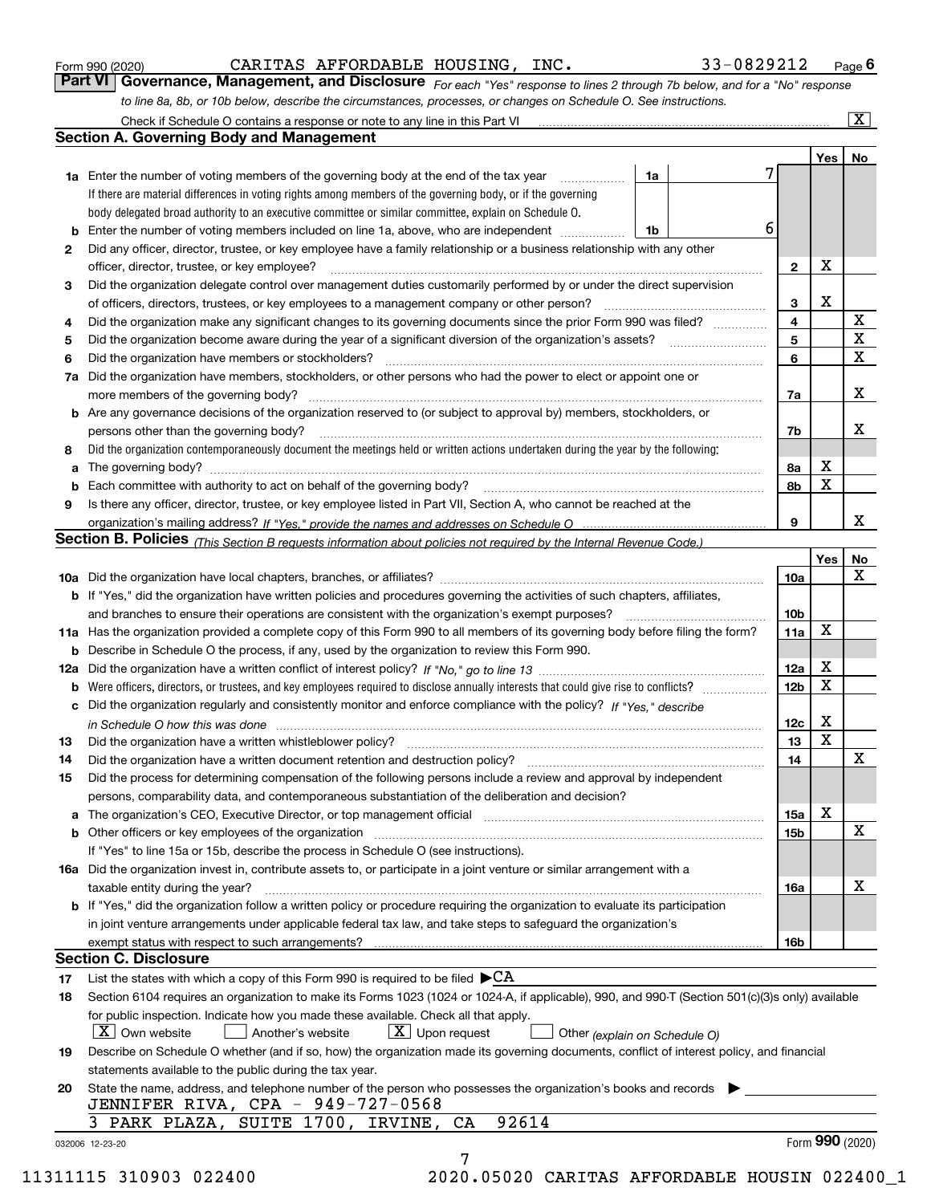Form 990 (2020) CARITAS AFFORDABLE HOUSING, INC. 33-0829212 Page 6

## Part VI Governance, Management, and Disclosure

*For each "Yes" response to lines 2 through 7b below, and for a "No" response to line 8a, 8b, or 10b below, describe the circumstances, processes, or changes on Schedule O. See instructions.*

Check if Schedule O contains a response or note to any line in this Part VI [X]

### Section A. Governing Body and Management

| | | | Yes | No |
|---|---|---|---|---|
| **1a** | Enter the number of voting members of the governing body at the end of the tax year (1a) 7. If there are material differences in voting rights among members of the governing body, or if the governing body delegated broad authority to an executive committee or similar committee, explain on Schedule O. | | | |
| **b** | Enter the number of voting members included on line 1a, above, who are independent (1b) 6 | | | |
| **2** | Did any officer, director, trustee, or key employee have a family relationship or a business relationship with any other officer, director, trustee, or key employee? | 2 | X | |
| **3** | Did the organization delegate control over management duties customarily performed by or under the direct supervision of officers, directors, trustees, or key employees to a management company or other person? | 3 | X | |
| **4** | Did the organization make any significant changes to its governing documents since the prior Form 990 was filed? | 4 | | X |
| **5** | Did the organization become aware during the year of a significant diversion of the organization's assets? | 5 | | X |
| **6** | Did the organization have members or stockholders? | 6 | | X |
| **7a** | Did the organization have members, stockholders, or other persons who had the power to elect or appoint one or more members of the governing body? | 7a | | X |
| **b** | Are any governance decisions of the organization reserved to (or subject to approval by) members, stockholders, or persons other than the governing body? | 7b | | X |
| **8** | Did the organization contemporaneously document the meetings held or written actions undertaken during the year by the following: | | | |
| **a** | The governing body? | 8a | X | |
| **b** | Each committee with authority to act on behalf of the governing body? | 8b | X | |
| **9** | Is there any officer, director, trustee, or key employee listed in Part VII, Section A, who cannot be reached at the organization's mailing address? *If "Yes," provide the names and addresses on Schedule O* | 9 | | X |

### Section B. Policies *(This Section B requests information about policies not required by the Internal Revenue Code.)*

| | | | Yes | No |
|---|---|---|---|---|
| **10a** | Did the organization have local chapters, branches, or affiliates? | 10a | | X |
| **b** | If "Yes," did the organization have written policies and procedures governing the activities of such chapters, affiliates, and branches to ensure their operations are consistent with the organization's exempt purposes? | 10b | | |
| **11a** | Has the organization provided a complete copy of this Form 990 to all members of its governing body before filing the form? | 11a | X | |
| **b** | Describe in Schedule O the process, if any, used by the organization to review this Form 990. | | | |
| **12a** | Did the organization have a written conflict of interest policy? *If "No," go to line 13* | 12a | X | |
| **b** | Were officers, directors, or trustees, and key employees required to disclose annually interests that could give rise to conflicts? | 12b | X | |
| **c** | Did the organization regularly and consistently monitor and enforce compliance with the policy? *If "Yes," describe in Schedule O how this was done* | 12c | X | |
| **13** | Did the organization have a written whistleblower policy? | 13 | X | |
| **14** | Did the organization have a written document retention and destruction policy? | 14 | | X |
| **15** | Did the process for determining compensation of the following persons include a review and approval by independent persons, comparability data, and contemporaneous substantiation of the deliberation and decision? | | | |
| **a** | The organization's CEO, Executive Director, or top management official | 15a | X | |
| **b** | Other officers or key employees of the organization | 15b | | X |
| | If "Yes" to line 15a or 15b, describe the process in Schedule O (see instructions). | | | |
| **16a** | Did the organization invest in, contribute assets to, or participate in a joint venture or similar arrangement with a taxable entity during the year? | 16a | | X |
| **b** | If "Yes," did the organization follow a written policy or procedure requiring the organization to evaluate its participation in joint venture arrangements under applicable federal tax law, and take steps to safeguard the organization's exempt status with respect to such arrangements? | 16b | | |

### Section C. Disclosure

**17** List the states with which a copy of this Form 990 is required to be filed ▶CA

**18** Section 6104 requires an organization to make its Forms 1023 (1024 or 1024-A, if applicable), 990, and 990-T (Section 501(c)(3)s only) available for public inspection. Indicate how you made these available. Check all that apply.

[X] Own website [ ] Another's website [X] Upon request [ ] Other *(explain on Schedule O)*

**19** Describe on Schedule O whether (and if so, how) the organization made its governing documents, conflict of interest policy, and financial statements available to the public during the tax year.

**20** State the name, address, and telephone number of the person who possesses the organization's books and records ▶

JENNIFER RIVA, CPA - 949-727-0568
3 PARK PLAZA, SUITE 1700, IRVINE, CA 92614

032006 12-23-20 Form 990 (2020)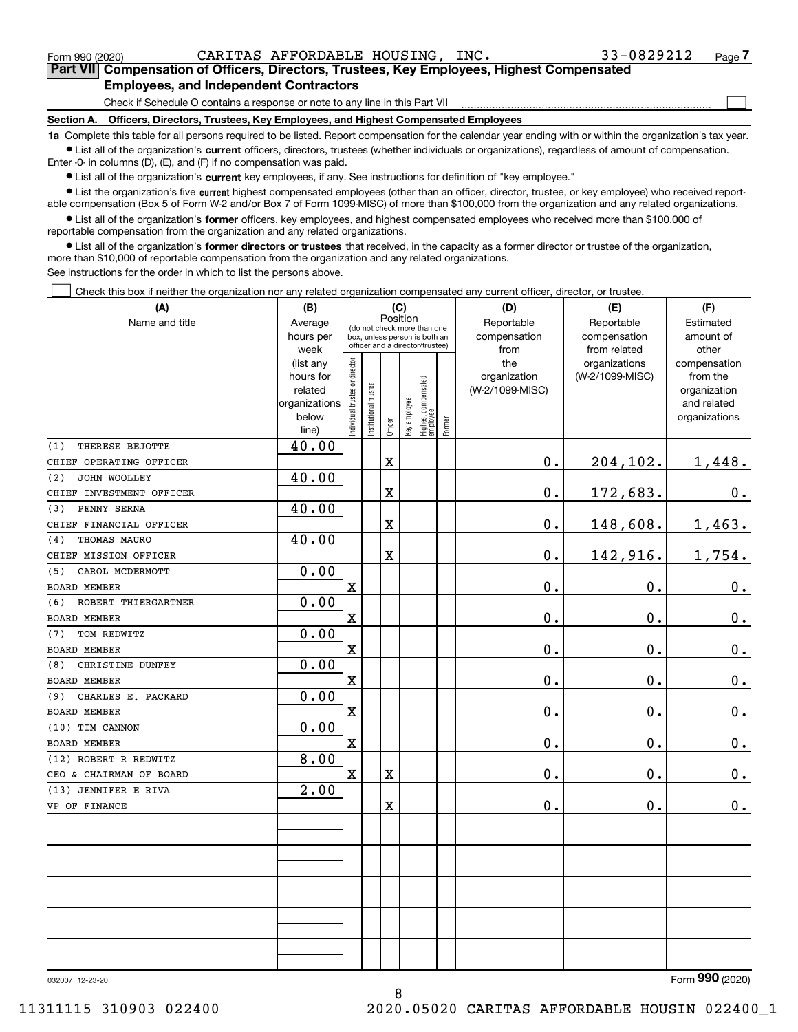Form 990 (2020) CARITAS AFFORDABLE HOUSING, INC. 33-0829212 Page 7

**Part VII Compensation of Officers, Directors, Trustees, Key Employees, Highest Compensated Employees, and Independent Contractors**

Check if Schedule O contains a response or note to any line in this Part VII ☐

**Section A. Officers, Directors, Trustees, Key Employees, and Highest Compensated Employees**

**1a** Complete this table for all persons required to be listed. Report compensation for the calendar year ending with or within the organization's tax year.

- List all of the organization's **current** officers, directors, trustees (whether individuals or organizations), regardless of amount of compensation. Enter -0- in columns (D), (E), and (F) if no compensation was paid.
- List all of the organization's **current** key employees, if any. See instructions for definition of "key employee."
- List the organization's five **current** highest compensated employees (other than an officer, director, trustee, or key employee) who received reportable compensation (Box 5 of Form W-2 and/or Box 7 of Form 1099-MISC) of more than $100,000 from the organization and any related organizations.
- List all of the organization's **former** officers, key employees, and highest compensated employees who received more than $100,000 of reportable compensation from the organization and any related organizations.
- List all of the organization's **former directors or trustees** that received, in the capacity as a former director or trustee of the organization, more than $10,000 of reportable compensation from the organization and any related organizations.

See instructions for the order in which to list the persons above.

☐ Check this box if neither the organization nor any related organization compensated any current officer, director, or trustee.

| (A) Name and title | (B) Average hours per week (list any hours for related organizations below line) | (C) Position: Individual trustee or director | Institutional trustee | Officer | Key employee | Highest compensated employee | Former | (D) Reportable compensation from the organization (W-2/1099-MISC) | (E) Reportable compensation from related organizations (W-2/1099-MISC) | (F) Estimated amount of other compensation from the organization and related organizations |
|---|---|---|---|---|---|---|---|---|---|---|
| (1) THERESE BEJOTTE<br>CHIEF OPERATING OFFICER | 40.00 | | | X | | | | 0. | 204,102. | 1,448. |
| (2) JOHN WOOLLEY<br>CHIEF INVESTMENT OFFICER | 40.00 | | | X | | | | 0. | 172,683. | 0. |
| (3) PENNY SERNA<br>CHIEF FINANCIAL OFFICER | 40.00 | | | X | | | | 0. | 148,608. | 1,463. |
| (4) THOMAS MAURO<br>CHIEF MISSION OFFICER | 40.00 | | | X | | | | 0. | 142,916. | 1,754. |
| (5) CAROL MCDERMOTT<br>BOARD MEMBER | 0.00 | X | | | | | | 0. | 0. | 0. |
| (6) ROBERT THIERGARTNER<br>BOARD MEMBER | 0.00 | X | | | | | | 0. | 0. | 0. |
| (7) TOM REDWITZ<br>BOARD MEMBER | 0.00 | X | | | | | | 0. | 0. | 0. |
| (8) CHRISTINE DUNFEY<br>BOARD MEMBER | 0.00 | X | | | | | | 0. | 0. | 0. |
| (9) CHARLES E. PACKARD<br>BOARD MEMBER | 0.00 | X | | | | | | 0. | 0. | 0. |
| (10) TIM CANNON<br>BOARD MEMBER | 0.00 | X | | | | | | 0. | 0. | 0. |
| (12) ROBERT R REDWITZ<br>CEO & CHAIRMAN OF BOARD | 8.00 | X | | X | | | | 0. | 0. | 0. |
| (13) JENNIFER E RIVA<br>VP OF FINANCE | 2.00 | | | X | | | | 0. | 0. | 0. |

032007 12-23-20 Form **990** (2020)

11311115 310903 022400 2020.05020 CARITAS AFFORDABLE HOUSIN 022400_1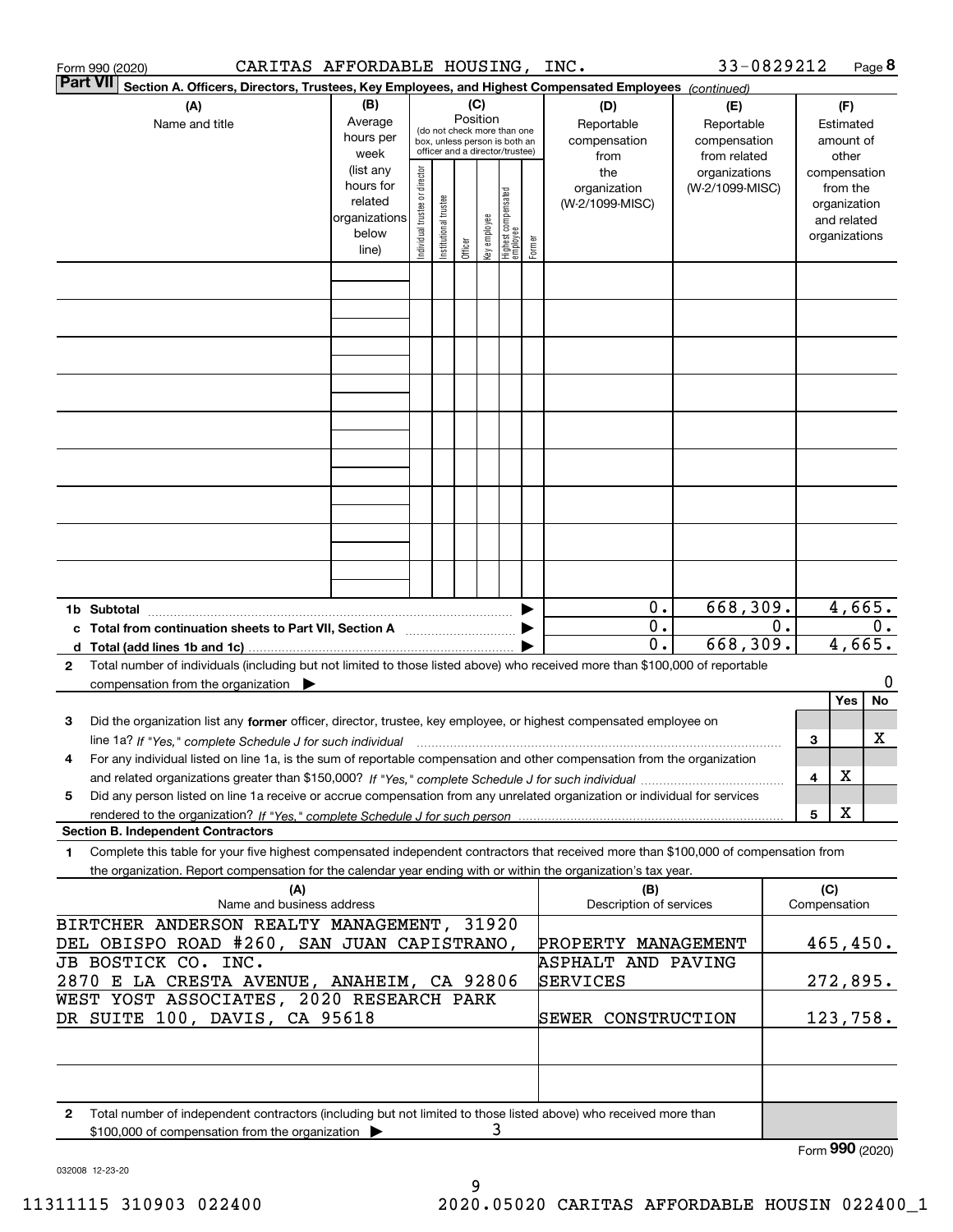Form 990 (2020) CARITAS AFFORDABLE HOUSING, INC. 33-0829212 Page 8

**Part VII Section A. Officers, Directors, Trustees, Key Employees, and Highest Compensated Employees** *(continued)*

| (A) Name and title | (B) Average hours per week (list any hours for related organizations below line) | (C) Position: Individual trustee or director | Institutional trustee | Officer | Key employee | Highest compensated employee | Former | (D) Reportable compensation from the organization (W-2/1099-MISC) | (E) Reportable compensation from related organizations (W-2/1099-MISC) | (F) Estimated amount of other compensation from the organization and related organizations |
|---|---|---|---|---|---|---|---|---|---|---|
| | | | | | | | | | | |
| | | | | | | | | | | |
| | | | | | | | | | | |
| | | | | | | | | | | |
| | | | | | | | | | | |
| | | | | | | | | | | |
| | | | | | | | | | | |
| | | | | | | | | | | |
| | | | | | | | | | | |
| **1b Subtotal** | | | | | | | | 0. | 668,309. | 4,665. |
| **c Total from continuation sheets to Part VII, Section A** | | | | | | | | 0. | 0. | 0. |
| **d Total (add lines 1b and 1c)** | | | | | | | | 0. | 668,309. | 4,665. |

**2** Total number of individuals (including but not limited to those listed above) who received more than $100,000 of reportable compensation from the organization ▶ 0

| | | Yes | No |
|---|---|---|---|
| **3** Did the organization list any **former** officer, director, trustee, key employee, or highest compensated employee on line 1a? *If "Yes," complete Schedule J for such individual* | 3 | | X |
| **4** For any individual listed on line 1a, is the sum of reportable compensation and other compensation from the organization and related organizations greater than $150,000? *If "Yes," complete Schedule J for such individual* | 4 | X | |
| **5** Did any person listed on line 1a receive or accrue compensation from any unrelated organization or individual for services rendered to the organization? *If "Yes," complete Schedule J for such person* | 5 | X | |

**Section B. Independent Contractors**

**1** Complete this table for your five highest compensated independent contractors that received more than $100,000 of compensation from the organization. Report compensation for the calendar year ending with or within the organization's tax year.

| (A) Name and business address | (B) Description of services | (C) Compensation |
|---|---|---|
| BIRTCHER ANDERSON REALTY MANAGEMENT, 31920 DEL OBISPO ROAD #260, SAN JUAN CAPISTRANO, | PROPERTY MANAGEMENT | 465,450. |
| JB BOSTICK CO. INC. 2870 E LA CRESTA AVENUE, ANAHEIM, CA 92806 | ASPHALT AND PAVING SERVICES | 272,895. |
| WEST YOST ASSOCIATES, 2020 RESEARCH PARK DR SUITE 100, DAVIS, CA 95618 | SEWER CONSTRUCTION | 123,758. |
| | | |
| | | |

**2** Total number of independent contractors (including but not limited to those listed above) who received more than $100,000 of compensation from the organization ▶ 3

Form **990** (2020)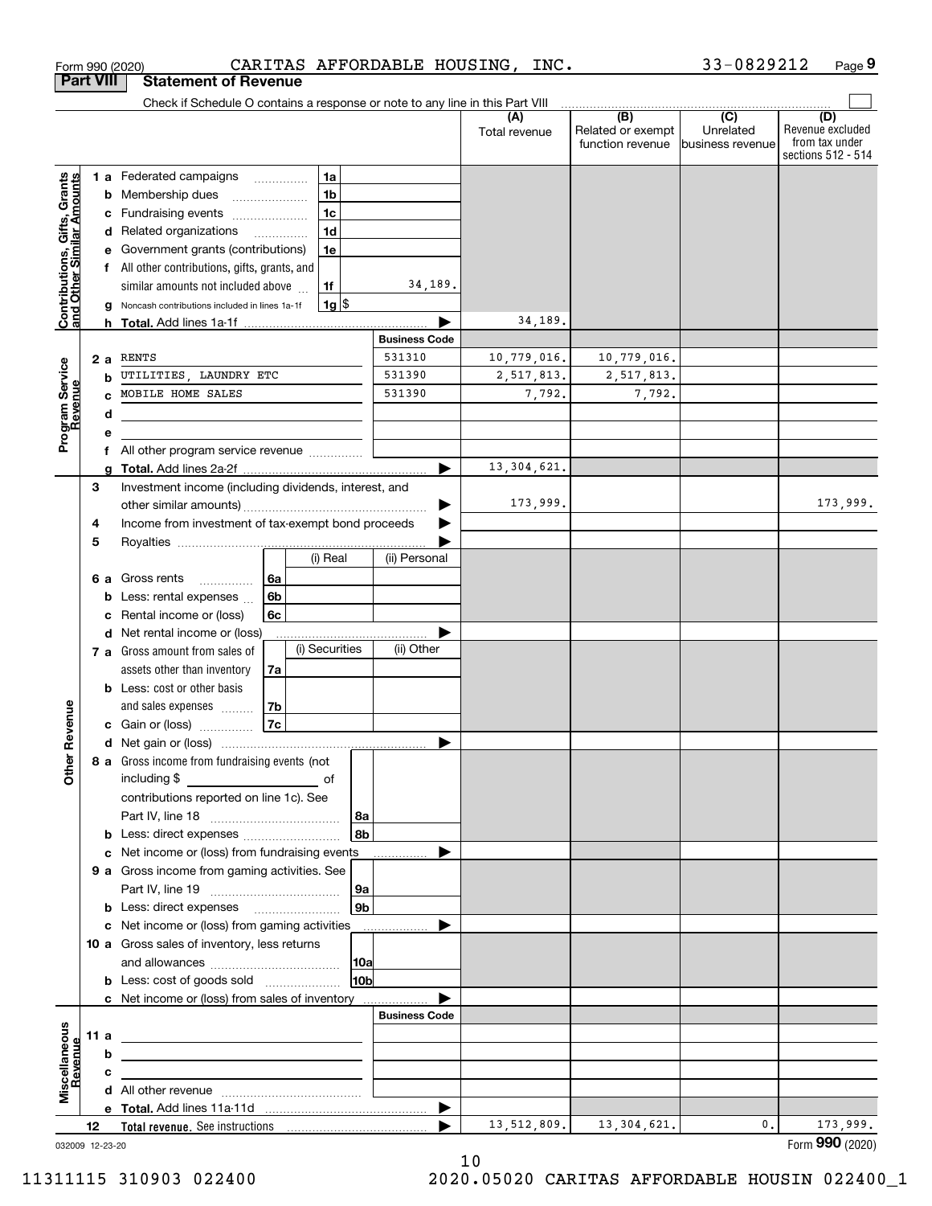Form 990 (2020) CARITAS AFFORDABLE HOUSING, INC. 33-0829212 Page 9

## Part VIII Statement of Revenue

Check if Schedule O contains a response or note to any line in this Part VIII

| | | | (A) Total revenue | (B) Related or exempt function revenue | (C) Unrelated business revenue | (D) Revenue excluded from tax under sections 512 - 514 |
|---|---|---|---|---|---|---|
| **Contributions, Gifts, Grants and Other Similar Amounts** | 1a Federated campaigns | 1a | | | | |
| | b Membership dues | 1b | | | | |
| | c Fundraising events | 1c | | | | |
| | d Related organizations | 1d | | | | |
| | e Government grants (contributions) | 1e | | | | |
| | f All other contributions, gifts, grants, and similar amounts not included above | 1f 34,189. | | | | |
| | g Noncash contributions included in lines 1a-1f | 1g $ | | | | |
| | h **Total.** Add lines 1a-1f | | 34,189. | | | |
| | | **Business Code** | | | | |
| **Program Service Revenue** | 2a RENTS | 531310 | 10,779,016. | 10,779,016. | | |
| | b UTILITIES, LAUNDRY ETC | 531390 | 2,517,813. | 2,517,813. | | |
| | c MOBILE HOME SALES | 531390 | 7,792. | 7,792. | | |
| | d | | | | | |
| | e | | | | | |
| | f All other program service revenue | | | | | |
| | g **Total.** Add lines 2a-2f | | 13,304,621. | | | |
| **Other Revenue** | 3 Investment income (including dividends, interest, and other similar amounts) | | 173,999. | | | 173,999. |
| | 4 Income from investment of tax-exempt bond proceeds | | | | | |
| | 5 Royalties | | | | | |
| | 6a Gross rents (i) Real / (ii) Personal | 6a | | | | |
| | b Less: rental expenses | 6b | | | | |
| | c Rental income or (loss) | 6c | | | | |
| | d Net rental income or (loss) | | | | | |
| | 7a Gross amount from sales of assets other than inventory (i) Securities / (ii) Other | 7a | | | | |
| | b Less: cost or other basis and sales expenses | 7b | | | | |
| | c Gain or (loss) | 7c | | | | |
| | d Net gain or (loss) | | | | | |
| | 8a Gross income from fundraising events (not including $ ______ of contributions reported on line 1c). See Part IV, line 18 | 8a | | | | |
| | b Less: direct expenses | 8b | | | | |
| | c Net income or (loss) from fundraising events | | | | | |
| | 9a Gross income from gaming activities. See Part IV, line 19 | 9a | | | | |
| | b Less: direct expenses | 9b | | | | |
| | c Net income or (loss) from gaming activities | | | | | |
| | 10a Gross sales of inventory, less returns and allowances | 10a | | | | |
| | b Less: cost of goods sold | 10b | | | | |
| | c Net income or (loss) from sales of inventory | | | | | |
| | | **Business Code** | | | | |
| **Miscellaneous Revenue** | 11a | | | | | |
| | b | | | | | |
| | c | | | | | |
| | d All other revenue | | | | | |
| | e **Total.** Add lines 11a-11d | | | | | |
| | 12 **Total revenue.** See instructions | | 13,512,809. | 13,304,621. | 0. | 173,999. |

032009 12-23-20 Form **990** (2020)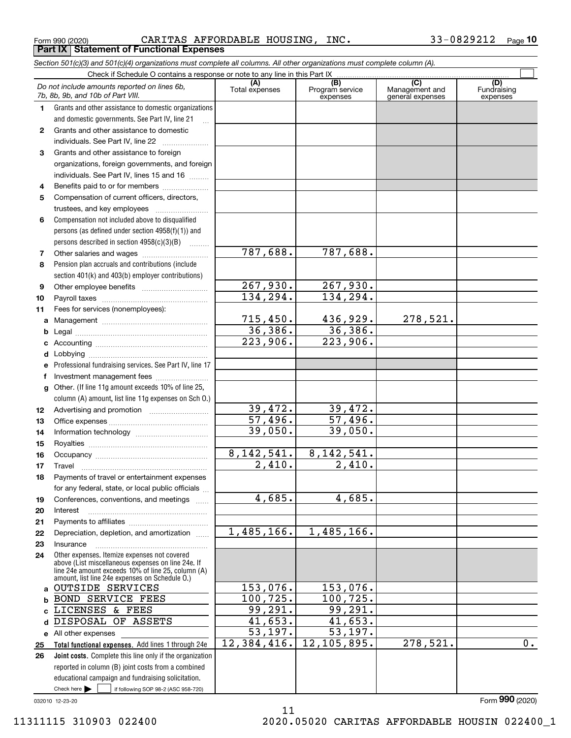Form 990 (2020) CARITAS AFFORDABLE HOUSING, INC. 33-0829212 Page **10**

## Part IX Statement of Functional Expenses

*Section 501(c)(3) and 501(c)(4) organizations must complete all columns. All other organizations must complete column (A).*

Check if Schedule O contains a response or note to any line in this Part IX ☐

| *Do not include amounts reported on lines 6b, 7b, 8b, 9b, and 10b of Part VIII.* | (A) Total expenses | (B) Program service expenses | (C) Management and general expenses | (D) Fundraising expenses |
|---|---|---|---|---|
| **1** Grants and other assistance to domestic organizations and domestic governments. See Part IV, line 21 | | | | |
| **2** Grants and other assistance to domestic individuals. See Part IV, line 22 | | | | |
| **3** Grants and other assistance to foreign organizations, foreign governments, and foreign individuals. See Part IV, lines 15 and 16 | | | | |
| **4** Benefits paid to or for members | | | | |
| **5** Compensation of current officers, directors, trustees, and key employees | | | | |
| **6** Compensation not included above to disqualified persons (as defined under section 4958(f)(1)) and persons described in section 4958(c)(3)(B) | | | | |
| **7** Other salaries and wages | 787,688. | 787,688. | | |
| **8** Pension plan accruals and contributions (include section 401(k) and 403(b) employer contributions) | | | | |
| **9** Other employee benefits | 267,930. | 267,930. | | |
| **10** Payroll taxes | 134,294. | 134,294. | | |
| **11** Fees for services (nonemployees): | | | | |
| **a** Management | 715,450. | 436,929. | 278,521. | |
| **b** Legal | 36,386. | 36,386. | | |
| **c** Accounting | 223,906. | 223,906. | | |
| **d** Lobbying | | | | |
| **e** Professional fundraising services. See Part IV, line 17 | | | | |
| **f** Investment management fees | | | | |
| **g** Other. (If line 11g amount exceeds 10% of line 25, column (A) amount, list line 11g expenses on Sch O.) | | | | |
| **12** Advertising and promotion | 39,472. | 39,472. | | |
| **13** Office expenses | 57,496. | 57,496. | | |
| **14** Information technology | 39,050. | 39,050. | | |
| **15** Royalties | | | | |
| **16** Occupancy | 8,142,541. | 8,142,541. | | |
| **17** Travel | 2,410. | 2,410. | | |
| **18** Payments of travel or entertainment expenses for any federal, state, or local public officials | | | | |
| **19** Conferences, conventions, and meetings | 4,685. | 4,685. | | |
| **20** Interest | | | | |
| **21** Payments to affiliates | | | | |
| **22** Depreciation, depletion, and amortization | 1,485,166. | 1,485,166. | | |
| **23** Insurance | | | | |
| **24** Other expenses. Itemize expenses not covered above (List miscellaneous expenses on line 24e. If line 24e amount exceeds 10% of line 25, column (A) amount, list line 24e expenses on Schedule O.) | | | | |
| **a** OUTSIDE SERVICES | 153,076. | 153,076. | | |
| **b** BOND SERVICE FEES | 100,725. | 100,725. | | |
| **c** LICENSES & FEES | 99,291. | 99,291. | | |
| **d** DISPOSAL OF ASSETS | 41,653. | 41,653. | | |
| **e** All other expenses | 53,197. | 53,197. | | |
| **25** **Total functional expenses.** Add lines 1 through 24e | 12,384,416. | 12,105,895. | 278,521. | 0. |
| **26** **Joint costs.** Complete this line only if the organization reported in column (B) joint costs from a combined educational campaign and fundraising solicitation. Check here ☐ if following SOP 98-2 (ASC 958-720) | | | | |

032010 12-23-20

Form **990** (2020)

11311115 310903 022400 2020.05020 CARITAS AFFORDABLE HOUSIN 022400_1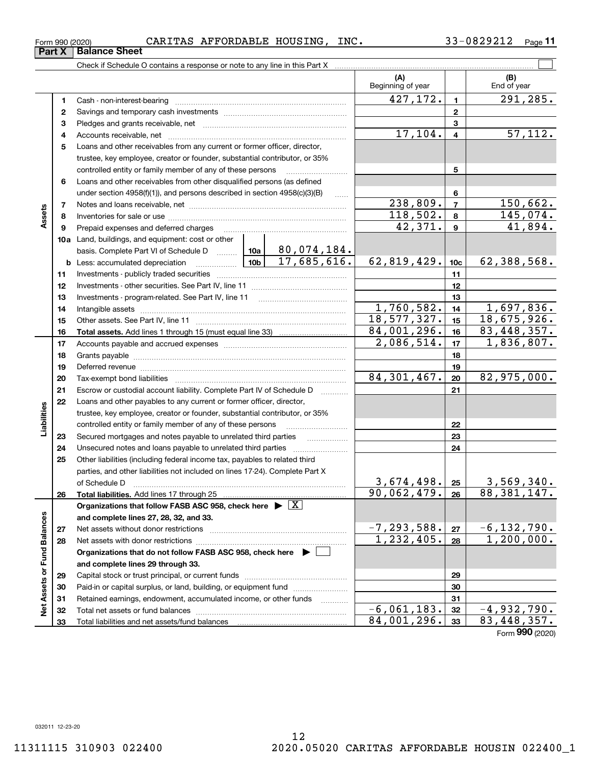Form 990 (2020) CARITAS AFFORDABLE HOUSING, INC. 33-0829212 Page 11

## Part X Balance Sheet

Check if Schedule O contains a response or note to any line in this Part X

| | | | | (A) Beginning of year | | (B) End of year |
|---|---|---|---|---|---|---|
| **Assets** | 1 | Cash - non-interest-bearing | | 427,172. | 1 | 291,285. |
| | 2 | Savings and temporary cash investments | | | 2 | |
| | 3 | Pledges and grants receivable, net | | | 3 | |
| | 4 | Accounts receivable, net | | 17,104. | 4 | 57,112. |
| | 5 | Loans and other receivables from any current or former officer, director, trustee, key employee, creator or founder, substantial contributor, or 35% controlled entity or family member of any of these persons | | | 5 | |
| | 6 | Loans and other receivables from other disqualified persons (as defined under section 4958(f)(1)), and persons described in section 4958(c)(3)(B) | | | 6 | |
| | 7 | Notes and loans receivable, net | | 238,809. | 7 | 150,662. |
| | 8 | Inventories for sale or use | | 118,502. | 8 | 145,074. |
| | 9 | Prepaid expenses and deferred charges | | 42,371. | 9 | 41,894. |
| | 10a | Land, buildings, and equipment: cost or other basis. Complete Part VI of Schedule D | 10a 80,074,184. | | | |
| | b | Less: accumulated depreciation | 10b 17,685,616. | 62,819,429. | 10c | 62,388,568. |
| | 11 | Investments - publicly traded securities | | | 11 | |
| | 12 | Investments - other securities. See Part IV, line 11 | | | 12 | |
| | 13 | Investments - program-related. See Part IV, line 11 | | | 13 | |
| | 14 | Intangible assets | | 1,760,582. | 14 | 1,697,836. |
| | 15 | Other assets. See Part IV, line 11 | | 18,577,327. | 15 | 18,675,926. |
| | 16 | **Total assets.** Add lines 1 through 15 (must equal line 33) | | 84,001,296. | 16 | 83,448,357. |
| **Liabilities** | 17 | Accounts payable and accrued expenses | | 2,086,514. | 17 | 1,836,807. |
| | 18 | Grants payable | | | 18 | |
| | 19 | Deferred revenue | | | 19 | |
| | 20 | Tax-exempt bond liabilities | | 84,301,467. | 20 | 82,975,000. |
| | 21 | Escrow or custodial account liability. Complete Part IV of Schedule D | | | 21 | |
| | 22 | Loans and other payables to any current or former officer, director, trustee, key employee, creator or founder, substantial contributor, or 35% controlled entity or family member of any of these persons | | | 22 | |
| | 23 | Secured mortgages and notes payable to unrelated third parties | | | 23 | |
| | 24 | Unsecured notes and loans payable to unrelated third parties | | | 24 | |
| | 25 | Other liabilities (including federal income tax, payables to related third parties, and other liabilities not included on lines 17-24). Complete Part X of Schedule D | | 3,674,498. | 25 | 3,569,340. |
| | 26 | **Total liabilities.** Add lines 17 through 25 | | 90,062,479. | 26 | 88,381,147. |
| **Net Assets or Fund Balances** | | **Organizations that follow FASB ASC 958, check here** ▶ [X] **and complete lines 27, 28, 32, and 33.** | | | | |
| | 27 | Net assets without donor restrictions | | -7,293,588. | 27 | -6,132,790. |
| | 28 | Net assets with donor restrictions | | 1,232,405. | 28 | 1,200,000. |
| | | **Organizations that do not follow FASB ASC 958, check here** ▶ [ ] **and complete lines 29 through 33.** | | | | |
| | 29 | Capital stock or trust principal, or current funds | | | 29 | |
| | 30 | Paid-in or capital surplus, or land, building, or equipment fund | | | 30 | |
| | 31 | Retained earnings, endowment, accumulated income, or other funds | | | 31 | |
| | 32 | Total net assets or fund balances | | -6,061,183. | 32 | -4,932,790. |
| | 33 | Total liabilities and net assets/fund balances | | 84,001,296. | 33 | 83,448,357. |

Form 990 (2020)

032011 12-23-20

11311115 310903 022400 2020.05020 CARITAS AFFORDABLE HOUSIN 022400_1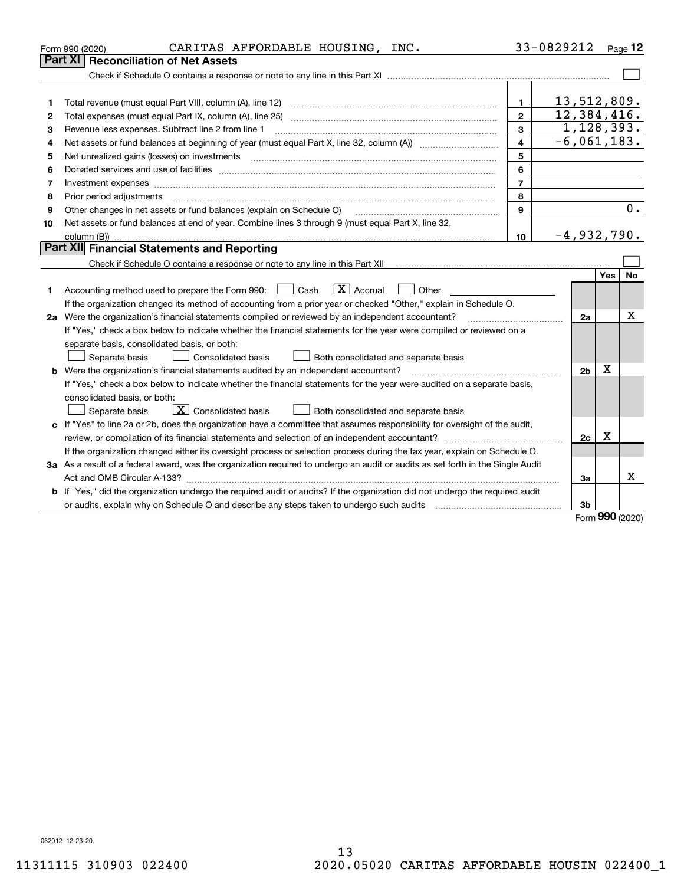Form 990 (2020) CARITAS AFFORDABLE HOUSING, INC. 33-0829212

## Part XI Reconciliation of Net Assets

Check if Schedule O contains a response or note to any line in this Part XI ☐

| | | | |
|---|---|---|---|
| 1 | Total revenue (must equal Part VIII, column (A), line 12) | 1 | 13,512,809. |
| 2 | Total expenses (must equal Part IX, column (A), line 25) | 2 | 12,384,416. |
| 3 | Revenue less expenses. Subtract line 2 from line 1 | 3 | 1,128,393. |
| 4 | Net assets or fund balances at beginning of year (must equal Part X, line 32, column (A)) | 4 | -6,061,183. |
| 5 | Net unrealized gains (losses) on investments | 5 | |
| 6 | Donated services and use of facilities | 6 | |
| 7 | Investment expenses | 7 | |
| 8 | Prior period adjustments | 8 | |
| 9 | Other changes in net assets or fund balances (explain on Schedule O) | 9 | 0. |
| 10 | Net assets or fund balances at end of year. Combine lines 3 through 9 (must equal Part X, line 32, column (B)) | 10 | -4,932,790. |

## Part XII Financial Statements and Reporting

Check if Schedule O contains a response or note to any line in this Part XII ☐

| | | | Yes | No |
|---|---|---|---|---|
| 1 | Accounting method used to prepare the Form 990: ☐ Cash ☒ Accrual ☐ Other<br>If the organization changed its method of accounting from a prior year or checked "Other," explain in Schedule O. | | | |
| 2a | Were the organization's financial statements compiled or reviewed by an independent accountant?<br>If "Yes," check a box below to indicate whether the financial statements for the year were compiled or reviewed on a separate basis, consolidated basis, or both:<br>☐ Separate basis ☐ Consolidated basis ☐ Both consolidated and separate basis | 2a | | X |
| b | Were the organization's financial statements audited by an independent accountant?<br>If "Yes," check a box below to indicate whether the financial statements for the year were audited on a separate basis, consolidated basis, or both:<br>☐ Separate basis ☒ Consolidated basis ☐ Both consolidated and separate basis | 2b | X | |
| c | If "Yes" to line 2a or 2b, does the organization have a committee that assumes responsibility for oversight of the audit, review, or compilation of its financial statements and selection of an independent accountant?<br>If the organization changed either its oversight process or selection process during the tax year, explain on Schedule O. | 2c | X | |
| 3a | As a result of a federal award, was the organization required to undergo an audit or audits as set forth in the Single Audit Act and OMB Circular A-133? | 3a | | X |
| b | If "Yes," did the organization undergo the required audit or audits? If the organization did not undergo the required audit or audits, explain why on Schedule O and describe any steps taken to undergo such audits | 3b | | |

Form **990** (2020)

032012 12-23-20

11311115 310903 022400 2020.05020 CARITAS AFFORDABLE HOUSIN 022400_1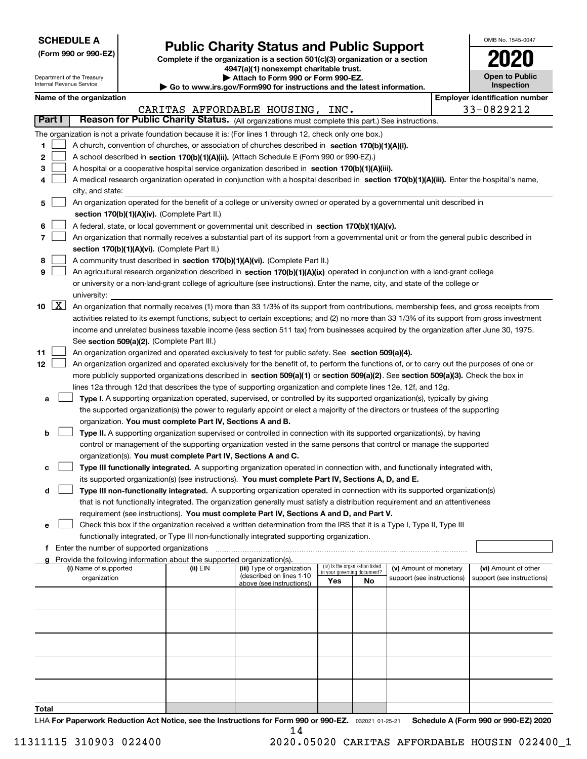**SCHEDULE A**
**(Form 990 or 990-EZ)**

Department of the Treasury
Internal Revenue Service

# Public Charity Status and Public Support

**Complete if the organization is a section 501(c)(3) organization or a section 4947(a)(1) nonexempt charitable trust.**
**▶ Attach to Form 990 or Form 990-EZ.**
**▶ Go to www.irs.gov/Form990 for instructions and the latest information.**

OMB No. 1545-0047
**2020**
**Open to Public Inspection**

**Name of the organization:** CARITAS AFFORDABLE HOUSING, INC.
**Employer identification number:** 33-0829212

## Part I — Reason for Public Charity Status. (All organizations must complete this part.) See instructions.

The organization is not a private foundation because it is: (For lines 1 through 12, check only one box.)

1. ☐ A church, convention of churches, or association of churches described in **section 170(b)(1)(A)(i).**
2. ☐ A school described in **section 170(b)(1)(A)(ii).** (Attach Schedule E (Form 990 or 990-EZ).)
3. ☐ A hospital or a cooperative hospital service organization described in **section 170(b)(1)(A)(iii).**
4. ☐ A medical research organization operated in conjunction with a hospital described in **section 170(b)(1)(A)(iii).** Enter the hospital's name, city, and state:
5. ☐ An organization operated for the benefit of a college or university owned or operated by a governmental unit described in **section 170(b)(1)(A)(iv).** (Complete Part II.)
6. ☐ A federal, state, or local government or governmental unit described in **section 170(b)(1)(A)(v).**
7. ☐ An organization that normally receives a substantial part of its support from a governmental unit or from the general public described in **section 170(b)(1)(A)(vi).** (Complete Part II.)
8. ☐ A community trust described in **section 170(b)(1)(A)(vi).** (Complete Part II.)
9. ☐ An agricultural research organization described in **section 170(b)(1)(A)(ix)** operated in conjunction with a land-grant college or university or a non-land-grant college of agriculture (see instructions). Enter the name, city, and state of the college or university:
10. ☒ An organization that normally receives (1) more than 33 1/3% of its support from contributions, membership fees, and gross receipts from activities related to its exempt functions, subject to certain exceptions; and (2) no more than 33 1/3% of its support from gross investment income and unrelated business taxable income (less section 511 tax) from businesses acquired by the organization after June 30, 1975. See **section 509(a)(2).** (Complete Part III.)
11. ☐ An organization organized and operated exclusively to test for public safety. See **section 509(a)(4).**
12. ☐ An organization organized and operated exclusively for the benefit of, to perform the functions of, or to carry out the purposes of one or more publicly supported organizations described in **section 509(a)(1)** or **section 509(a)(2).** See **section 509(a)(3).** Check the box in lines 12a through 12d that describes the type of supporting organization and complete lines 12e, 12f, and 12g.
   - **a** ☐ **Type I.** A supporting organization operated, supervised, or controlled by its supported organization(s), typically by giving the supported organization(s) the power to regularly appoint or elect a majority of the directors or trustees of the supporting organization. **You must complete Part IV, Sections A and B.**
   - **b** ☐ **Type II.** A supporting organization supervised or controlled in connection with its supported organization(s), by having control or management of the supporting organization vested in the same persons that control or manage the supported organization(s). **You must complete Part IV, Sections A and C.**
   - **c** ☐ **Type III functionally integrated.** A supporting organization operated in connection with, and functionally integrated with, its supported organization(s) (see instructions). **You must complete Part IV, Sections A, D, and E.**
   - **d** ☐ **Type III non-functionally integrated.** A supporting organization operated in connection with its supported organization(s) that is not functionally integrated. The organization generally must satisfy a distribution requirement and an attentiveness requirement (see instructions). **You must complete Part IV, Sections A and D, and Part V.**
   - **e** ☐ Check this box if the organization received a written determination from the IRS that it is a Type I, Type II, Type III functionally integrated, or Type III non-functionally integrated supporting organization.
   - **f** Enter the number of supported organizations
   - **g** Provide the following information about the supported organization(s).

| (i) Name of supported organization | (ii) EIN | (iii) Type of organization (described on lines 1-10 above (see instructions)) | (iv) Is the organization listed in your governing document? Yes | No | (v) Amount of monetary support (see instructions) | (vi) Amount of other support (see instructions) |
|---|---|---|---|---|---|---|
| | | | | | | |
| | | | | | | |
| | | | | | | |
| | | | | | | |
| | | | | | | |
| **Total** | | | | | | |

LHA **For Paperwork Reduction Act Notice, see the Instructions for Form 990 or 990-EZ.** 032021 01-25-21 **Schedule A (Form 990 or 990-EZ) 2020**

11311115 310903 022400 2020.05020 CARITAS AFFORDABLE HOUSIN 022400_1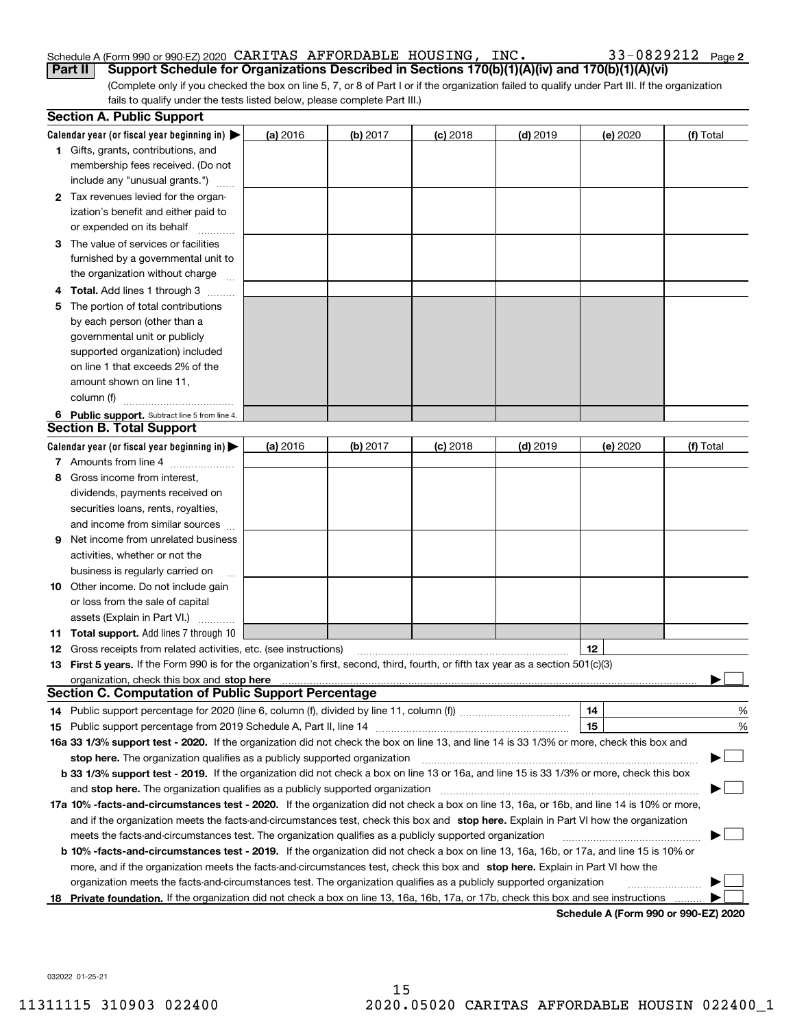Schedule A (Form 990 or 990-EZ) 2020 CARITAS AFFORDABLE HOUSING, INC. 33-0829212

## Part II Support Schedule for Organizations Described in Sections 170(b)(1)(A)(iv) and 170(b)(1)(A)(vi)

(Complete only if you checked the box on line 5, 7, or 8 of Part I or if the organization failed to qualify under Part III. If the organization fails to qualify under the tests listed below, please complete Part III.)

### Section A. Public Support

| Calendar year (or fiscal year beginning in) ▶ | (a) 2016 | (b) 2017 | (c) 2018 | (d) 2019 | (e) 2020 | (f) Total |
|---|---|---|---|---|---|---|
| 1 Gifts, grants, contributions, and membership fees received. (Do not include any "unusual grants.") | | | | | | |
| 2 Tax revenues levied for the organization's benefit and either paid to or expended on its behalf | | | | | | |
| 3 The value of services or facilities furnished by a governmental unit to the organization without charge | | | | | | |
| 4 **Total.** Add lines 1 through 3 | | | | | | |
| 5 The portion of total contributions by each person (other than a governmental unit or publicly supported organization) included on line 1 that exceeds 2% of the amount shown on line 11, column (f) | | | | | | |
| 6 **Public support.** Subtract line 5 from line 4. | | | | | | |

### Section B. Total Support

| Calendar year (or fiscal year beginning in) ▶ | (a) 2016 | (b) 2017 | (c) 2018 | (d) 2019 | (e) 2020 | (f) Total |
|---|---|---|---|---|---|---|
| 7 Amounts from line 4 | | | | | | |
| 8 Gross income from interest, dividends, payments received on securities loans, rents, royalties, and income from similar sources | | | | | | |
| 9 Net income from unrelated business activities, whether or not the business is regularly carried on | | | | | | |
| 10 Other income. Do not include gain or loss from the sale of capital assets (Explain in Part VI.) | | | | | | |
| 11 **Total support.** Add lines 7 through 10 | | | | | | |

12 Gross receipts from related activities, etc. (see instructions) | 12 |

13 **First 5 years.** If the Form 990 is for the organization's first, second, third, fourth, or fifth tax year as a section 501(c)(3) organization, check this box and **stop here** ▶ ☐

### Section C. Computation of Public Support Percentage

14 Public support percentage for 2020 (line 6, column (f), divided by line 11, column (f)) | 14 | %

15 Public support percentage from 2019 Schedule A, Part II, line 14 | 15 | %

**16a 33 1/3% support test - 2020.** If the organization did not check the box on line 13, and line 14 is 33 1/3% or more, check this box and **stop here.** The organization qualifies as a publicly supported organization ▶ ☐

**b 33 1/3% support test - 2019.** If the organization did not check a box on line 13 or 16a, and line 15 is 33 1/3% or more, check this box and **stop here.** The organization qualifies as a publicly supported organization ▶ ☐

**17a 10% -facts-and-circumstances test - 2020.** If the organization did not check a box on line 13, 16a, or 16b, and line 14 is 10% or more, and if the organization meets the facts-and-circumstances test, check this box and **stop here.** Explain in Part VI how the organization meets the facts-and-circumstances test. The organization qualifies as a publicly supported organization ▶ ☐

**b 10% -facts-and-circumstances test - 2019.** If the organization did not check a box on line 13, 16a, 16b, or 17a, and line 15 is 10% or more, and if the organization meets the facts-and-circumstances test, check this box and **stop here.** Explain in Part VI how the organization meets the facts-and-circumstances test. The organization qualifies as a publicly supported organization ▶ ☐

**18 Private foundation.** If the organization did not check a box on line 13, 16a, 16b, 17a, or 17b, check this box and see instructions ▶ ☐

**Schedule A (Form 990 or 990-EZ) 2020**

032022 01-25-21

11311115 310903 022400 2020.05020 CARITAS AFFORDABLE HOUSIN 022400_1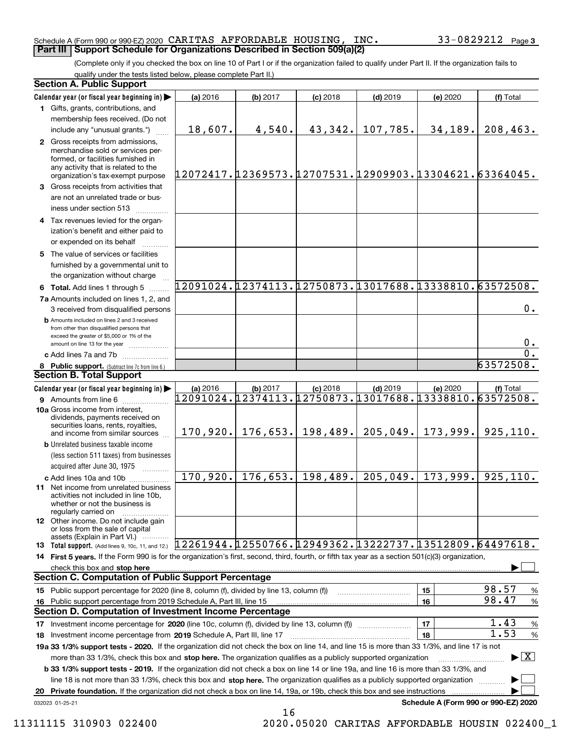Schedule A (Form 990 or 990-EZ) 2020 CARITAS AFFORDABLE HOUSING, INC. 33-0829212 Page 3

## Part III Support Schedule for Organizations Described in Section 509(a)(2)

(Complete only if you checked the box on line 10 of Part I or if the organization failed to qualify under Part II. If the organization fails to qualify under the tests listed below, please complete Part II.)

### Section A. Public Support

| Calendar year (or fiscal year beginning in) | (a) 2016 | (b) 2017 | (c) 2018 | (d) 2019 | (e) 2020 | (f) Total |
|---|---|---|---|---|---|---|
| 1 Gifts, grants, contributions, and membership fees received. (Do not include any "unusual grants.") | 18,607. | 4,540. | 43,342. | 107,785. | 34,189. | 208,463. |
| 2 Gross receipts from admissions, merchandise sold or services performed, or facilities furnished in any activity that is related to the organization's tax-exempt purpose | 12072417. | 12369573. | 12707531. | 12909903. | 13304621. | 63364045. |
| 3 Gross receipts from activities that are not an unrelated trade or business under section 513 | | | | | | |
| 4 Tax revenues levied for the organization's benefit and either paid to or expended on its behalf | | | | | | |
| 5 The value of services or facilities furnished by a governmental unit to the organization without charge | | | | | | |
| 6 Total. Add lines 1 through 5 | 12091024. | 12374113. | 12750873. | 13017688. | 13338810. | 63572508. |
| 7a Amounts included on lines 1, 2, and 3 received from disqualified persons | | | | | | 0. |
| b Amounts included on lines 2 and 3 received from other than disqualified persons that exceed the greater of $5,000 or 1% of the amount on line 13 for the year | | | | | | 0. |
| c Add lines 7a and 7b | | | | | | 0. |
| 8 Public support. (Subtract line 7c from line 6.) | | | | | | 63572508. |

### Section B. Total Support

| Calendar year (or fiscal year beginning in) | (a) 2016 | (b) 2017 | (c) 2018 | (d) 2019 | (e) 2020 | (f) Total |
|---|---|---|---|---|---|---|
| 9 Amounts from line 6 | 12091024. | 12374113. | 12750873. | 13017688. | 13338810. | 63572508. |
| 10a Gross income from interest, dividends, payments received on securities loans, rents, royalties, and income from similar sources | 170,920. | 176,653. | 198,489. | 205,049. | 173,999. | 925,110. |
| b Unrelated business taxable income (less section 511 taxes) from businesses acquired after June 30, 1975 | | | | | | |
| c Add lines 10a and 10b | 170,920. | 176,653. | 198,489. | 205,049. | 173,999. | 925,110. |
| 11 Net income from unrelated business activities not included in line 10b, whether or not the business is regularly carried on | | | | | | |
| 12 Other income. Do not include gain or loss from the sale of capital assets (Explain in Part VI.) | | | | | | |
| 13 Total support. (Add lines 9, 10c, 11, and 12.) | 12261944. | 12550766. | 12949362. | 13222737. | 13512809. | 64497618. |

14 First 5 years. If the Form 990 is for the organization's first, second, third, fourth, or fifth tax year as a section 501(c)(3) organization, check this box and stop here ☐

### Section C. Computation of Public Support Percentage

| | | | |
|---|---|---|---|
| 15 Public support percentage for 2020 (line 8, column (f), divided by line 13, column (f)) | 15 | 98.57 | % |
| 16 Public support percentage from 2019 Schedule A, Part III, line 15 | 16 | 98.47 | % |

### Section D. Computation of Investment Income Percentage

| | | | |
|---|---|---|---|
| 17 Investment income percentage for 2020 (line 10c, column (f), divided by line 13, column (f)) | 17 | 1.43 | % |
| 18 Investment income percentage from 2019 Schedule A, Part III, line 17 | 18 | 1.53 | % |

19a 33 1/3% support tests - 2020. If the organization did not check the box on line 14, and line 15 is more than 33 1/3%, and line 17 is not more than 33 1/3%, check this box and stop here. The organization qualifies as a publicly supported organization ☒

b 33 1/3% support tests - 2019. If the organization did not check a box on line 14 or line 19a, and line 16 is more than 33 1/3%, and line 18 is not more than 33 1/3%, check this box and stop here. The organization qualifies as a publicly supported organization ☐

20 Private foundation. If the organization did not check a box on line 14, 19a, or 19b, check this box and see instructions ☐

032023 01-25-21 Schedule A (Form 990 or 990-EZ) 2020

11311115 310903 022400 2020.05020 CARITAS AFFORDABLE HOUSIN 022400_1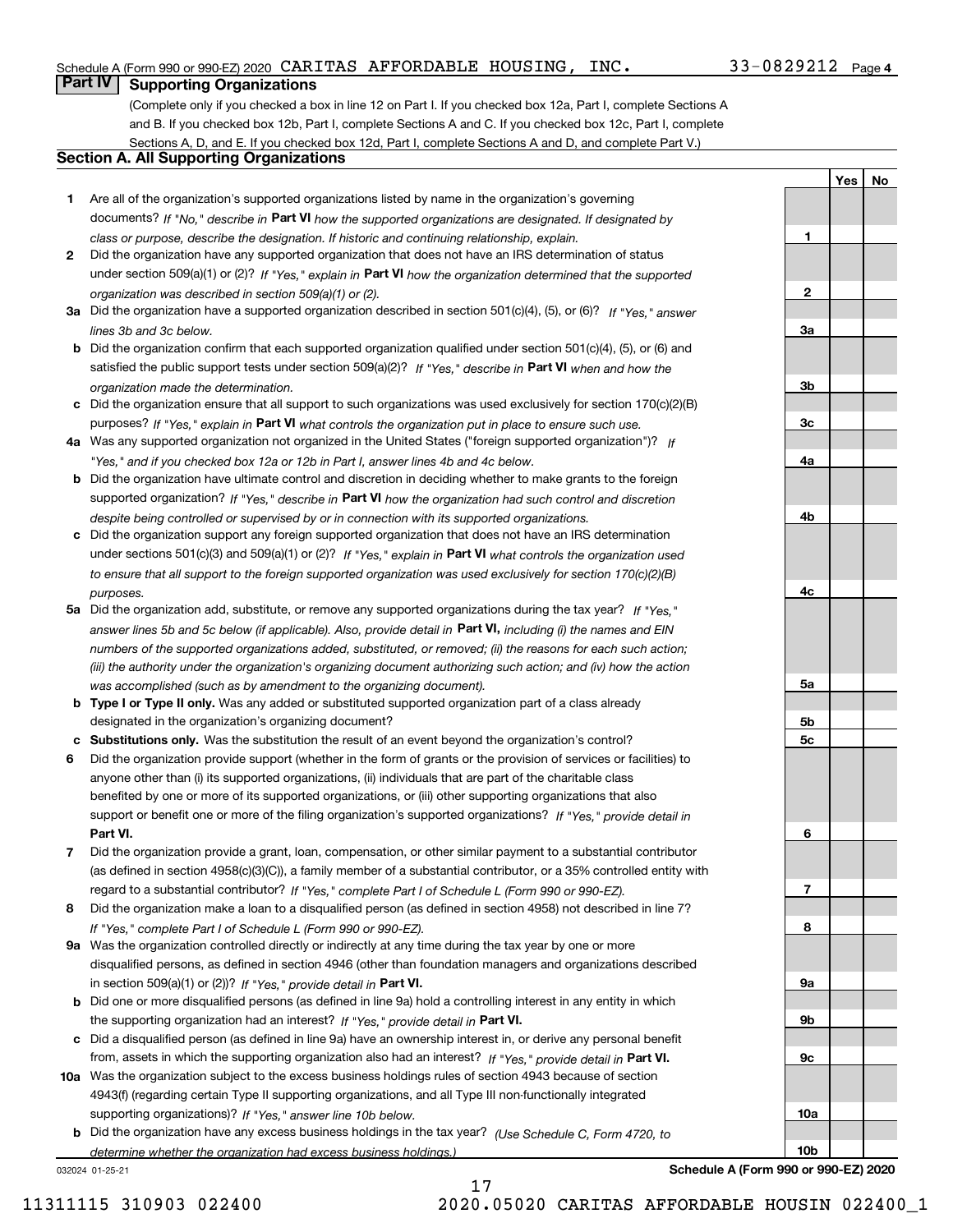Schedule A (Form 990 or 990-EZ) 2020 CARITAS AFFORDABLE HOUSING, INC. 33-0829212

## Part IV Supporting Organizations

(Complete only if you checked a box in line 12 on Part I. If you checked box 12a, Part I, complete Sections A and B. If you checked box 12b, Part I, complete Sections A and C. If you checked box 12c, Part I, complete Sections A, D, and E. If you checked box 12d, Part I, complete Sections A and D, and complete Part V.)

### Section A. All Supporting Organizations

| | | | Yes | No |
|---|---|---|---|---|
| **1** | Are all of the organization's supported organizations listed by name in the organization's governing documents? *If "No," describe in* **Part VI** *how the supported organizations are designated. If designated by class or purpose, describe the designation. If historic and continuing relationship, explain.* | **1** | | |
| **2** | Did the organization have any supported organization that does not have an IRS determination of status under section 509(a)(1) or (2)? *If "Yes," explain in* **Part VI** *how the organization determined that the supported organization was described in section 509(a)(1) or (2).* | **2** | | |
| **3a** | Did the organization have a supported organization described in section 501(c)(4), (5), or (6)? *If "Yes," answer lines 3b and 3c below.* | **3a** | | |
| **b** | Did the organization confirm that each supported organization qualified under section 501(c)(4), (5), or (6) and satisfied the public support tests under section 509(a)(2)? *If "Yes," describe in* **Part VI** *when and how the organization made the determination.* | **3b** | | |
| **c** | Did the organization ensure that all support to such organizations was used exclusively for section 170(c)(2)(B) purposes? *If "Yes," explain in* **Part VI** *what controls the organization put in place to ensure such use.* | **3c** | | |
| **4a** | Was any supported organization not organized in the United States ("foreign supported organization")? *If "Yes," and if you checked box 12a or 12b in Part I, answer lines 4b and 4c below.* | **4a** | | |
| **b** | Did the organization have ultimate control and discretion in deciding whether to make grants to the foreign supported organization? *If "Yes," describe in* **Part VI** *how the organization had such control and discretion despite being controlled or supervised by or in connection with its supported organizations.* | **4b** | | |
| **c** | Did the organization support any foreign supported organization that does not have an IRS determination under sections 501(c)(3) and 509(a)(1) or (2)? *If "Yes," explain in* **Part VI** *what controls the organization used to ensure that all support to the foreign supported organization was used exclusively for section 170(c)(2)(B) purposes.* | **4c** | | |
| **5a** | Did the organization add, substitute, or remove any supported organizations during the tax year? *If "Yes," answer lines 5b and 5c below (if applicable). Also, provide detail in* **Part VI,** *including (i) the names and EIN numbers of the supported organizations added, substituted, or removed; (ii) the reasons for each such action; (iii) the authority under the organization's organizing document authorizing such action; and (iv) how the action was accomplished (such as by amendment to the organizing document).* | **5a** | | |
| **b** | **Type I or Type II only.** Was any added or substituted supported organization part of a class already designated in the organization's organizing document? | **5b** | | |
| **c** | **Substitutions only.** Was the substitution the result of an event beyond the organization's control? | **5c** | | |
| **6** | Did the organization provide support (whether in the form of grants or the provision of services or facilities) to anyone other than (i) its supported organizations, (ii) individuals that are part of the charitable class benefited by one or more of its supported organizations, or (iii) other supporting organizations that also support or benefit one or more of the filing organization's supported organizations? *If "Yes," provide detail in* **Part VI.** | **6** | | |
| **7** | Did the organization provide a grant, loan, compensation, or other similar payment to a substantial contributor (as defined in section 4958(c)(3)(C)), a family member of a substantial contributor, or a 35% controlled entity with regard to a substantial contributor? *If "Yes," complete Part I of Schedule L (Form 990 or 990-EZ).* | **7** | | |
| **8** | Did the organization make a loan to a disqualified person (as defined in section 4958) not described in line 7? *If "Yes," complete Part I of Schedule L (Form 990 or 990-EZ).* | **8** | | |
| **9a** | Was the organization controlled directly or indirectly at any time during the tax year by one or more disqualified persons, as defined in section 4946 (other than foundation managers and organizations described in section 509(a)(1) or (2))? *If "Yes," provide detail in* **Part VI.** | **9a** | | |
| **b** | Did one or more disqualified persons (as defined in line 9a) hold a controlling interest in any entity in which the supporting organization had an interest? *If "Yes," provide detail in* **Part VI.** | **9b** | | |
| **c** | Did a disqualified person (as defined in line 9a) have an ownership interest in, or derive any personal benefit from, assets in which the supporting organization also had an interest? *If "Yes," provide detail in* **Part VI.** | **9c** | | |
| **10a** | Was the organization subject to the excess business holdings rules of section 4943 because of section 4943(f) (regarding certain Type II supporting organizations, and all Type III non-functionally integrated supporting organizations)? *If "Yes," answer line 10b below.* | **10a** | | |
| **b** | Did the organization have any excess business holdings in the tax year? *(Use Schedule C, Form 4720, to determine whether the organization had excess business holdings.)* | **10b** | | |

032024 01-25-21 **Schedule A (Form 990 or 990-EZ) 2020**

11311115 310903 022400 2020.05020 CARITAS AFFORDABLE HOUSIN 022400_1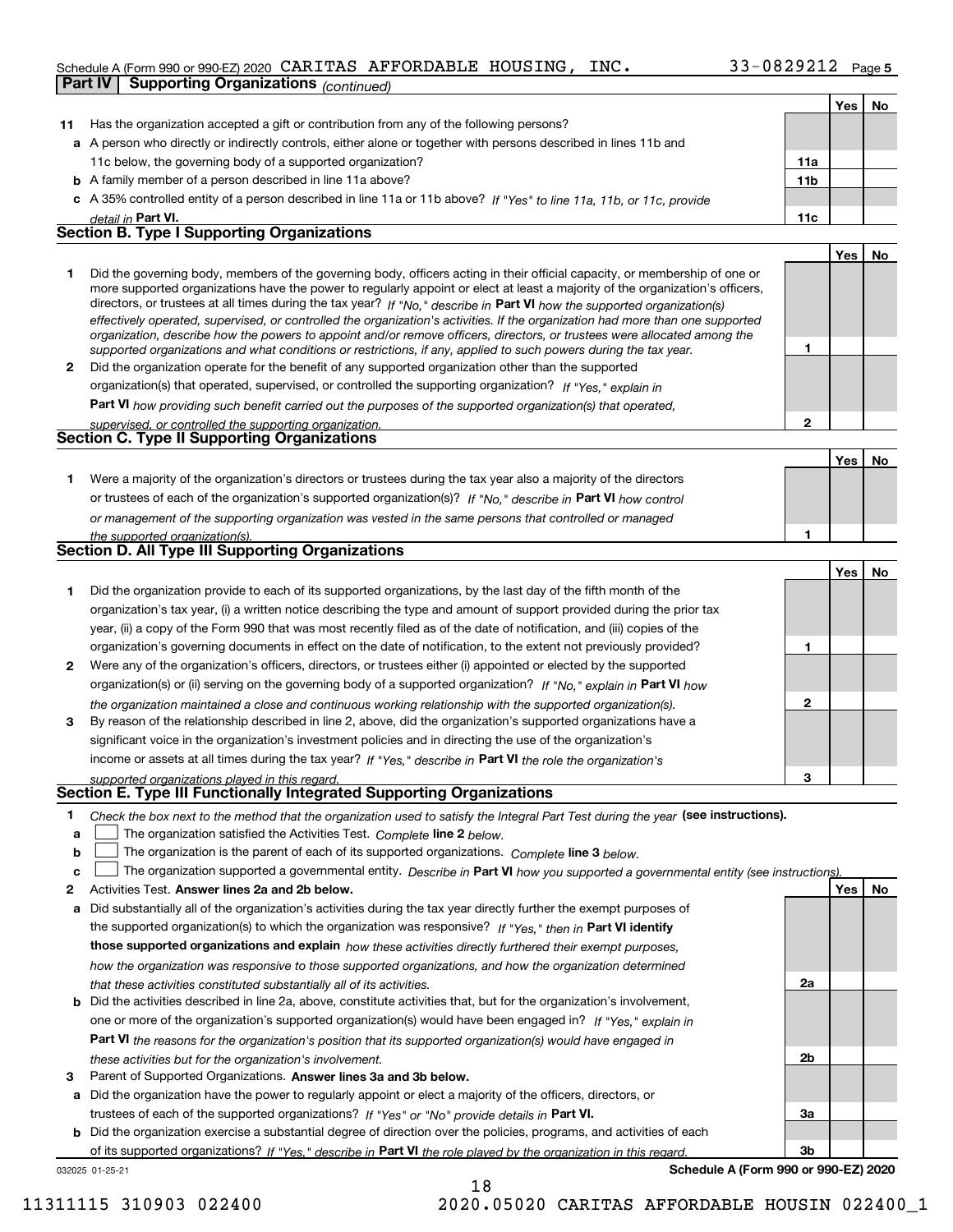Schedule A (Form 990 or 990-EZ) 2020 CARITAS AFFORDABLE HOUSING, INC. 33-0829212 Page 5

**Part IV | Supporting Organizations** *(continued)*

| | | | Yes | No |
|---|---|---|---|---|
| **11** | Has the organization accepted a gift or contribution from any of the following persons? | | | |
| **a** | A person who directly or indirectly controls, either alone or together with persons described in lines 11b and 11c below, the governing body of a supported organization? | **11a** | | |
| **b** | A family member of a person described in line 11a above? | **11b** | | |
| **c** | A 35% controlled entity of a person described in line 11a or 11b above? *If "Yes" to line 11a, 11b, or 11c, provide detail in* **Part VI.** | **11c** | | |

## Section B. Type I Supporting Organizations

| | | | Yes | No |
|---|---|---|---|---|
| **1** | Did the governing body, members of the governing body, officers acting in their official capacity, or membership of one or more supported organizations have the power to regularly appoint or elect at least a majority of the organization's officers, directors, or trustees at all times during the tax year? *If "No," describe in* **Part VI** *how the supported organization(s) effectively operated, supervised, or controlled the organization's activities. If the organization had more than one supported organization, describe how the powers to appoint and/or remove officers, directors, or trustees were allocated among the supported organizations and what conditions or restrictions, if any, applied to such powers during the tax year.* | **1** | | |
| **2** | Did the organization operate for the benefit of any supported organization other than the supported organization(s) that operated, supervised, or controlled the supporting organization? *If "Yes," explain in* **Part VI** *how providing such benefit carried out the purposes of the supported organization(s) that operated, supervised, or controlled the supporting organization.* | **2** | | |

## Section C. Type II Supporting Organizations

| | | | Yes | No |
|---|---|---|---|---|
| **1** | Were a majority of the organization's directors or trustees during the tax year also a majority of the directors or trustees of each of the organization's supported organization(s)? *If "No," describe in* **Part VI** *how control or management of the supporting organization was vested in the same persons that controlled or managed the supported organization(s).* | **1** | | |

## Section D. All Type III Supporting Organizations

| | | | Yes | No |
|---|---|---|---|---|
| **1** | Did the organization provide to each of its supported organizations, by the last day of the fifth month of the organization's tax year, (i) a written notice describing the type and amount of support provided during the prior tax year, (ii) a copy of the Form 990 that was most recently filed as of the date of notification, and (iii) copies of the organization's governing documents in effect on the date of notification, to the extent not previously provided? | **1** | | |
| **2** | Were any of the organization's officers, directors, or trustees either (i) appointed or elected by the supported organization(s) or (ii) serving on the governing body of a supported organization? *If "No," explain in* **Part VI** *how the organization maintained a close and continuous working relationship with the supported organization(s).* | **2** | | |
| **3** | By reason of the relationship described in line 2, above, did the organization's supported organizations have a significant voice in the organization's investment policies and in directing the use of the organization's income or assets at all times during the tax year? *If "Yes," describe in* **Part VI** *the role the organization's supported organizations played in this regard.* | **3** | | |

## Section E. Type III Functionally Integrated Supporting Organizations

**1** *Check the box next to the method that the organization used to satisfy the Integral Part Test during the year* **(see instructions).**

- **a** ☐ The organization satisfied the Activities Test. *Complete* **line 2** *below.*
- **b** ☐ The organization is the parent of each of its supported organizations. *Complete* **line 3** *below.*
- **c** ☐ The organization supported a governmental entity. *Describe in* **Part VI** *how you supported a governmental entity (see instructions).*

| | | | Yes | No |
|---|---|---|---|---|
| **2** | Activities Test. **Answer lines 2a and 2b below.** | | | |
| **a** | Did substantially all of the organization's activities during the tax year directly further the exempt purposes of the supported organization(s) to which the organization was responsive? *If "Yes," then in* **Part VI identify those supported organizations and explain** *how these activities directly furthered their exempt purposes, how the organization was responsive to those supported organizations, and how the organization determined that these activities constituted substantially all of its activities.* | **2a** | | |
| **b** | Did the activities described in line 2a, above, constitute activities that, but for the organization's involvement, one or more of the organization's supported organization(s) would have been engaged in? *If "Yes," explain in* **Part VI** *the reasons for the organization's position that its supported organization(s) would have engaged in these activities but for the organization's involvement.* | **2b** | | |
| **3** | Parent of Supported Organizations. **Answer lines 3a and 3b below.** | | | |
| **a** | Did the organization have the power to regularly appoint or elect a majority of the officers, directors, or trustees of each of the supported organizations? *If "Yes" or "No" provide details in* **Part VI.** | **3a** | | |
| **b** | Did the organization exercise a substantial degree of direction over the policies, programs, and activities of each of its supported organizations? *If "Yes," describe in* **Part VI** *the role played by the organization in this regard.* | **3b** | | |

032025 01-25-21 **Schedule A (Form 990 or 990-EZ) 2020**

11311115 310903 022400 2020.05020 CARITAS AFFORDABLE HOUSIN 022400_1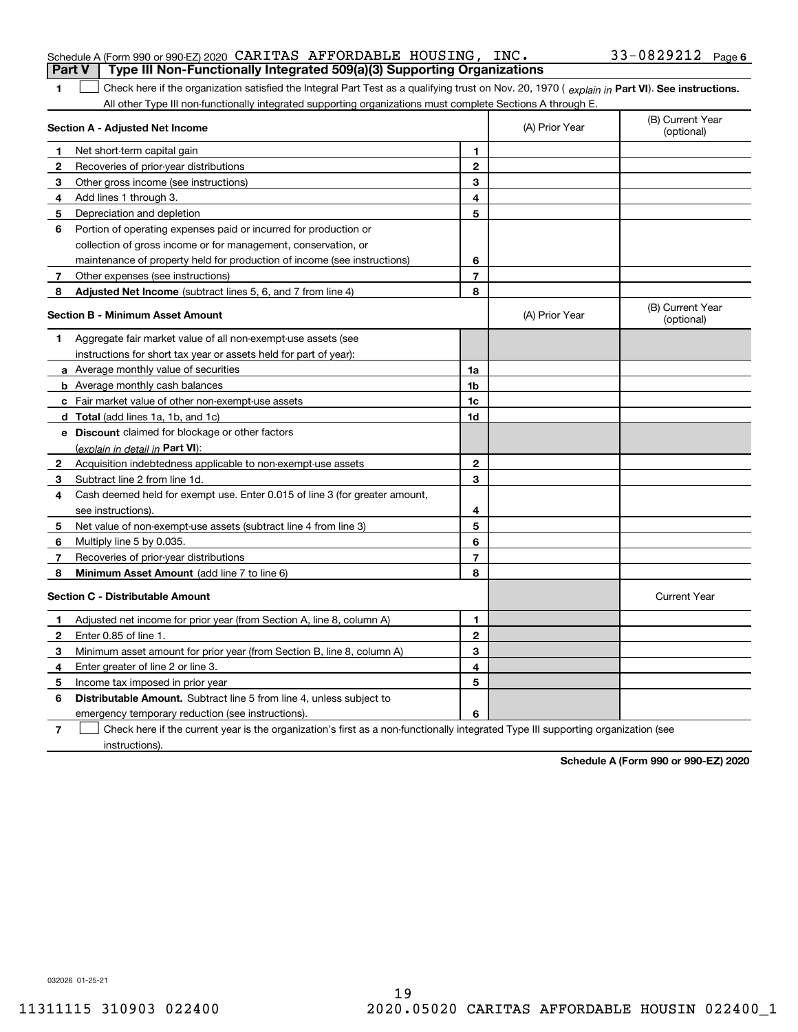Schedule A (Form 990 or 990-EZ) 2020 CARITAS AFFORDABLE HOUSING, INC. 33-0829212 Page 6

## Part V Type III Non-Functionally Integrated 509(a)(3) Supporting Organizations

**1** ☐ Check here if the organization satisfied the Integral Part Test as a qualifying trust on Nov. 20, 1970 ( *explain in* **Part VI**). **See instructions.** All other Type III non-functionally integrated supporting organizations must complete Sections A through E.

| **Section A - Adjusted Net Income** | | (A) Prior Year | (B) Current Year (optional) |
|---|---|---|---|
| **1** Net short-term capital gain | 1 | | |
| **2** Recoveries of prior-year distributions | 2 | | |
| **3** Other gross income (see instructions) | 3 | | |
| **4** Add lines 1 through 3. | 4 | | |
| **5** Depreciation and depletion | 5 | | |
| **6** Portion of operating expenses paid or incurred for production or collection of gross income or for management, conservation, or maintenance of property held for production of income (see instructions) | 6 | | |
| **7** Other expenses (see instructions) | 7 | | |
| **8** **Adjusted Net Income** (subtract lines 5, 6, and 7 from line 4) | 8 | | |

| **Section B - Minimum Asset Amount** | | (A) Prior Year | (B) Current Year (optional) |
|---|---|---|---|
| **1** Aggregate fair market value of all non-exempt-use assets (see instructions for short tax year or assets held for part of year): | | | |
| **a** Average monthly value of securities | 1a | | |
| **b** Average monthly cash balances | 1b | | |
| **c** Fair market value of other non-exempt-use assets | 1c | | |
| **d** **Total** (add lines 1a, 1b, and 1c) | 1d | | |
| **e** **Discount** claimed for blockage or other factors (*explain in detail in* **Part VI**): | | | |
| **2** Acquisition indebtedness applicable to non-exempt-use assets | 2 | | |
| **3** Subtract line 2 from line 1d. | 3 | | |
| **4** Cash deemed held for exempt use. Enter 0.015 of line 3 (for greater amount, see instructions). | 4 | | |
| **5** Net value of non-exempt-use assets (subtract line 4 from line 3) | 5 | | |
| **6** Multiply line 5 by 0.035. | 6 | | |
| **7** Recoveries of prior-year distributions | 7 | | |
| **8** **Minimum Asset Amount** (add line 7 to line 6) | 8 | | |

| **Section C - Distributable Amount** | | | Current Year |
|---|---|---|---|
| **1** Adjusted net income for prior year (from Section A, line 8, column A) | 1 | | |
| **2** Enter 0.85 of line 1. | 2 | | |
| **3** Minimum asset amount for prior year (from Section B, line 8, column A) | 3 | | |
| **4** Enter greater of line 2 or line 3. | 4 | | |
| **5** Income tax imposed in prior year | 5 | | |
| **6** **Distributable Amount.** Subtract line 5 from line 4, unless subject to emergency temporary reduction (see instructions). | 6 | | |

**7** ☐ Check here if the current year is the organization's first as a non-functionally integrated Type III supporting organization (see instructions).

**Schedule A (Form 990 or 990-EZ) 2020**

032026 01-25-21

11311115 310903 022400 2020.05020 CARITAS AFFORDABLE HOUSIN 022400_1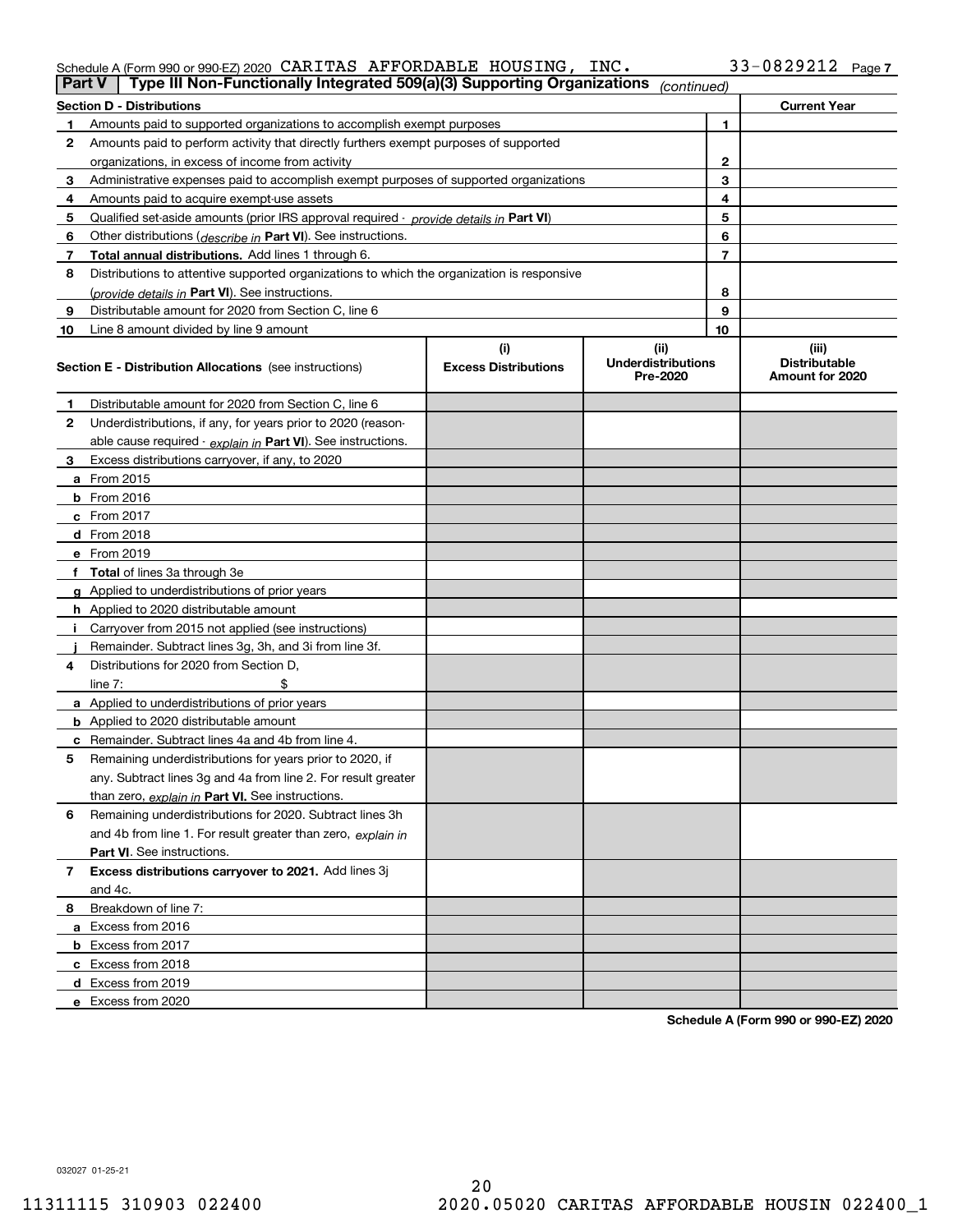Schedule A (Form 990 or 990-EZ) 2020 CARITAS AFFORDABLE HOUSING, INC. 33-0829212 Page 7

**Part V | Type III Non-Functionally Integrated 509(a)(3) Supporting Organizations** *(continued)*

| **Section D - Distributions** | | | **Current Year** |
|---|---|---|---|
| 1 | Amounts paid to supported organizations to accomplish exempt purposes | 1 | |
| 2 | Amounts paid to perform activity that directly furthers exempt purposes of supported organizations, in excess of income from activity | 2 | |
| 3 | Administrative expenses paid to accomplish exempt purposes of supported organizations | 3 | |
| 4 | Amounts paid to acquire exempt-use assets | 4 | |
| 5 | Qualified set-aside amounts (prior IRS approval required - *provide details in* **Part VI**) | 5 | |
| 6 | Other distributions (*describe in* **Part VI**). See instructions. | 6 | |
| 7 | **Total annual distributions.** Add lines 1 through 6. | 7 | |
| 8 | Distributions to attentive supported organizations to which the organization is responsive (*provide details in* **Part VI**). See instructions. | 8 | |
| 9 | Distributable amount for 2020 from Section C, line 6 | 9 | |
| 10 | Line 8 amount divided by line 9 amount | 10 | |

| **Section E - Distribution Allocations** (see instructions) | (i) Excess Distributions | (ii) Underdistributions Pre-2020 | (iii) Distributable Amount for 2020 |
|---|---|---|---|
| **1** Distributable amount for 2020 from Section C, line 6 | | | |
| **2** Underdistributions, if any, for years prior to 2020 (reasonable cause required - *explain in* **Part VI**). See instructions. | | | |
| **3** Excess distributions carryover, if any, to 2020 | | | |
| **a** From 2015 | | | |
| **b** From 2016 | | | |
| **c** From 2017 | | | |
| **d** From 2018 | | | |
| **e** From 2019 | | | |
| **f** **Total** of lines 3a through 3e | | | |
| **g** Applied to underdistributions of prior years | | | |
| **h** Applied to 2020 distributable amount | | | |
| **i** Carryover from 2015 not applied (see instructions) | | | |
| **j** Remainder. Subtract lines 3g, 3h, and 3i from line 3f. | | | |
| **4** Distributions for 2020 from Section D, line 7: $ | | | |
| **a** Applied to underdistributions of prior years | | | |
| **b** Applied to 2020 distributable amount | | | |
| **c** Remainder. Subtract lines 4a and 4b from line 4. | | | |
| **5** Remaining underdistributions for years prior to 2020, if any. Subtract lines 3g and 4a from line 2. For result greater than zero, *explain in* **Part VI.** See instructions. | | | |
| **6** Remaining underdistributions for 2020. Subtract lines 3h and 4b from line 1. For result greater than zero, *explain in* **Part VI**. See instructions. | | | |
| **7** **Excess distributions carryover to 2021.** Add lines 3j and 4c. | | | |
| **8** Breakdown of line 7: | | | |
| **a** Excess from 2016 | | | |
| **b** Excess from 2017 | | | |
| **c** Excess from 2018 | | | |
| **d** Excess from 2019 | | | |
| **e** Excess from 2020 | | | |

**Schedule A (Form 990 or 990-EZ) 2020**

032027 01-25-21

11311115 310903 022400 2020.05020 CARITAS AFFORDABLE HOUSIN 022400_1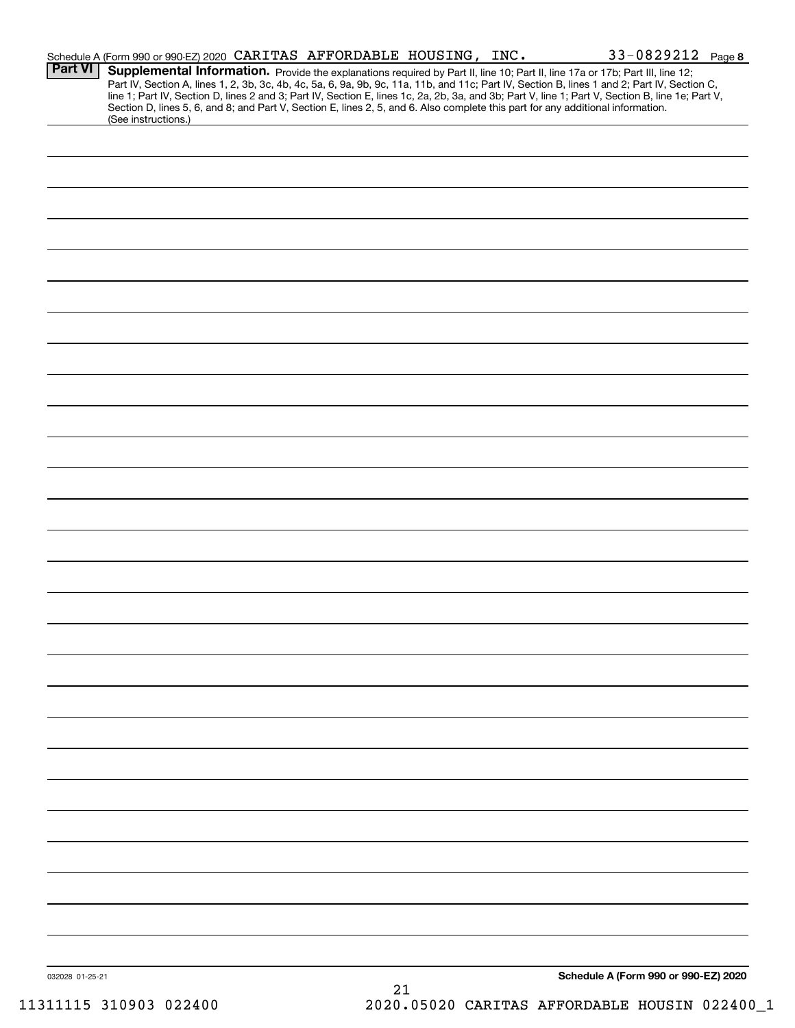Schedule A (Form 990 or 990-EZ) 2020 CARITAS AFFORDABLE HOUSING, INC. 33-0829212 Page 8

**Part VI** **Supplemental Information.** Provide the explanations required by Part II, line 10; Part II, line 17a or 17b; Part III, line 12; Part IV, Section A, lines 1, 2, 3b, 3c, 4b, 4c, 5a, 6, 9a, 9b, 9c, 11a, 11b, and 11c; Part IV, Section B, lines 1 and 2; Part IV, Section C, line 1; Part IV, Section D, lines 2 and 3; Part IV, Section E, lines 1c, 2a, 2b, 3a, and 3b; Part V, line 1; Part V, Section B, line 1e; Part V, Section D, lines 5, 6, and 8; and Part V, Section E, lines 2, 5, and 6. Also complete this part for any additional information. (See instructions.)

032028 01-25-21

**Schedule A (Form 990 or 990-EZ) 2020**

11311115 310903 022400 2020.05020 CARITAS AFFORDABLE HOUSIN 022400_1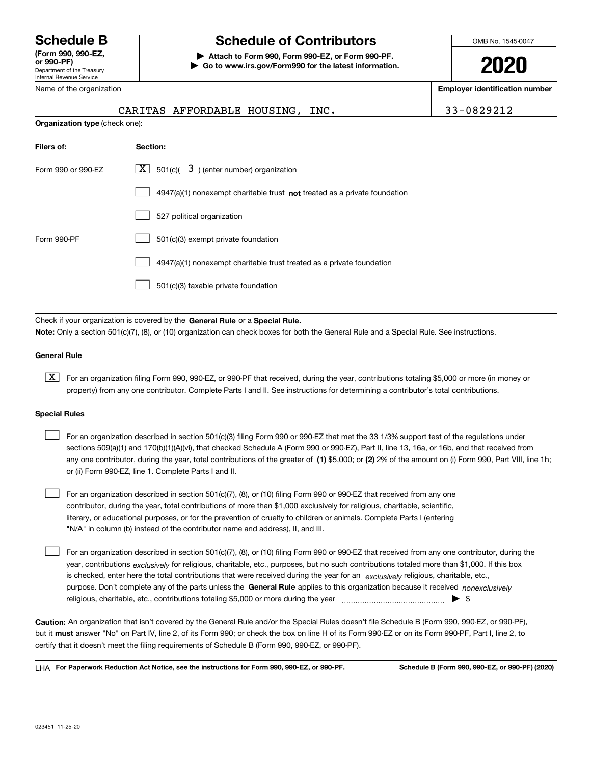# Schedule B

**(Form 990, 990-EZ, or 990-PF)**
Department of the Treasury
Internal Revenue Service

## Schedule of Contributors

▶ **Attach to Form 990, Form 990-EZ, or Form 990-PF.**
▶ **Go to www.irs.gov/Form990 for the latest information.**

OMB No. 1545-0047

**2020**

Name of the organization: CARITAS AFFORDABLE HOUSING, INC.

**Employer identification number:** 33-0829212

**Organization type** (check one):

| **Filers of:** | **Section:** |
|---|---|
| Form 990 or 990-EZ | [X] 501(c)( 3 ) (enter number) organization |
| | [ ] 4947(a)(1) nonexempt charitable trust **not** treated as a private foundation |
| | [ ] 527 political organization |
| Form 990-PF | [ ] 501(c)(3) exempt private foundation |
| | [ ] 4947(a)(1) nonexempt charitable trust treated as a private foundation |
| | [ ] 501(c)(3) taxable private foundation |

Check if your organization is covered by the **General Rule** or a **Special Rule.**

**Note:** Only a section 501(c)(7), (8), or (10) organization can check boxes for both the General Rule and a Special Rule. See instructions.

### General Rule

[X] For an organization filing Form 990, 990-EZ, or 990-PF that received, during the year, contributions totaling $5,000 or more (in money or property) from any one contributor. Complete Parts I and II. See instructions for determining a contributor's total contributions.

### Special Rules

[ ] For an organization described in section 501(c)(3) filing Form 990 or 990-EZ that met the 33 1/3% support test of the regulations under sections 509(a)(1) and 170(b)(1)(A)(vi), that checked Schedule A (Form 990 or 990-EZ), Part II, line 13, 16a, or 16b, and that received from any one contributor, during the year, total contributions of the greater of **(1)** $5,000; or **(2)** 2% of the amount on (i) Form 990, Part VIII, line 1h; or (ii) Form 990-EZ, line 1. Complete Parts I and II.

[ ] For an organization described in section 501(c)(7), (8), or (10) filing Form 990 or 990-EZ that received from any one contributor, during the year, total contributions of more than $1,000 exclusively for religious, charitable, scientific, literary, or educational purposes, or for the prevention of cruelty to children or animals. Complete Parts I (entering "N/A" in column (b) instead of the contributor name and address), II, and III.

[ ] For an organization described in section 501(c)(7), (8), or (10) filing Form 990 or 990-EZ that received from any one contributor, during the year, contributions *exclusively* for religious, charitable, etc., purposes, but no such contributions totaled more than $1,000. If this box is checked, enter here the total contributions that were received during the year for an *exclusively* religious, charitable, etc., purpose. Don't complete any of the parts unless the **General Rule** applies to this organization because it received *nonexclusively* religious, charitable, etc., contributions totaling $5,000 or more during the year ▶ $

**Caution:** An organization that isn't covered by the General Rule and/or the Special Rules doesn't file Schedule B (Form 990, 990-EZ, or 990-PF), but it **must** answer "No" on Part IV, line 2, of its Form 990; or check the box on line H of its Form 990-EZ or on its Form 990-PF, Part I, line 2, to certify that it doesn't meet the filing requirements of Schedule B (Form 990, 990-EZ, or 990-PF).

LHA **For Paperwork Reduction Act Notice, see the instructions for Form 990, 990-EZ, or 990-PF.** **Schedule B (Form 990, 990-EZ, or 990-PF) (2020)**

023451 11-25-20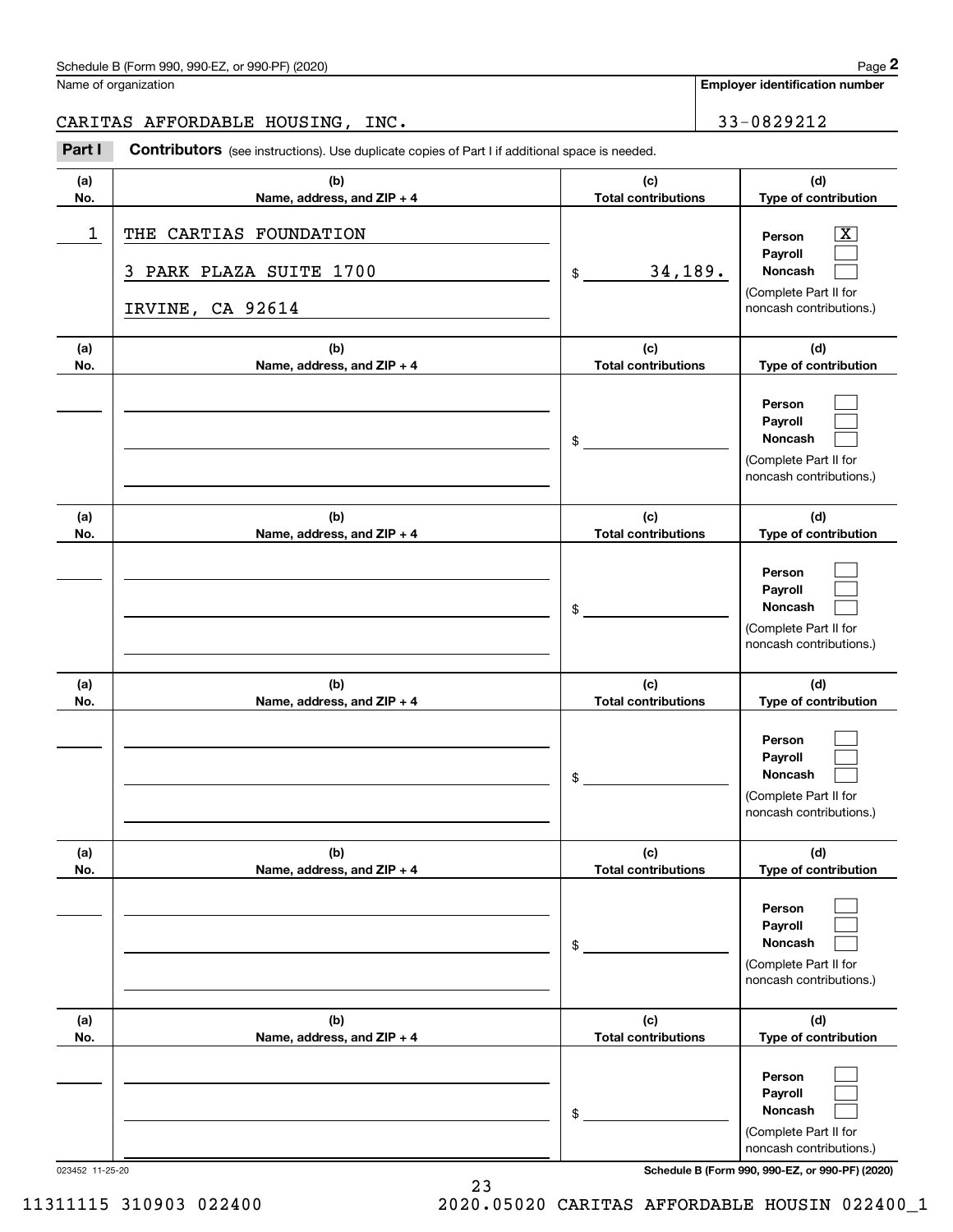Schedule B (Form 990, 990-EZ, or 990-PF) (2020)

Name of organization: CARITAS AFFORDABLE HOUSING, INC.

Employer identification number: 33-0829212

## Part I Contributors (see instructions). Use duplicate copies of Part I if additional space is needed.

| (a) No. | (b) Name, address, and ZIP + 4 | (c) Total contributions | (d) Type of contribution |
|---|---|---|---|
| 1 | THE CARTIAS FOUNDATION<br>3 PARK PLAZA SUITE 1700<br>IRVINE, CA 92614 | $ 34,189. | Person [X]<br>Payroll [ ]<br>Noncash [ ]<br>(Complete Part II for noncash contributions.) |
| | | $ | Person [ ]<br>Payroll [ ]<br>Noncash [ ]<br>(Complete Part II for noncash contributions.) |
| | | $ | Person [ ]<br>Payroll [ ]<br>Noncash [ ]<br>(Complete Part II for noncash contributions.) |
| | | $ | Person [ ]<br>Payroll [ ]<br>Noncash [ ]<br>(Complete Part II for noncash contributions.) |
| | | $ | Person [ ]<br>Payroll [ ]<br>Noncash [ ]<br>(Complete Part II for noncash contributions.) |
| | | $ | Person [ ]<br>Payroll [ ]<br>Noncash [ ]<br>(Complete Part II for noncash contributions.) |

023452 11-25-20

Schedule B (Form 990, 990-EZ, or 990-PF) (2020)

11311115 310903 022400 2020.05020 CARITAS AFFORDABLE HOUSIN 022400_1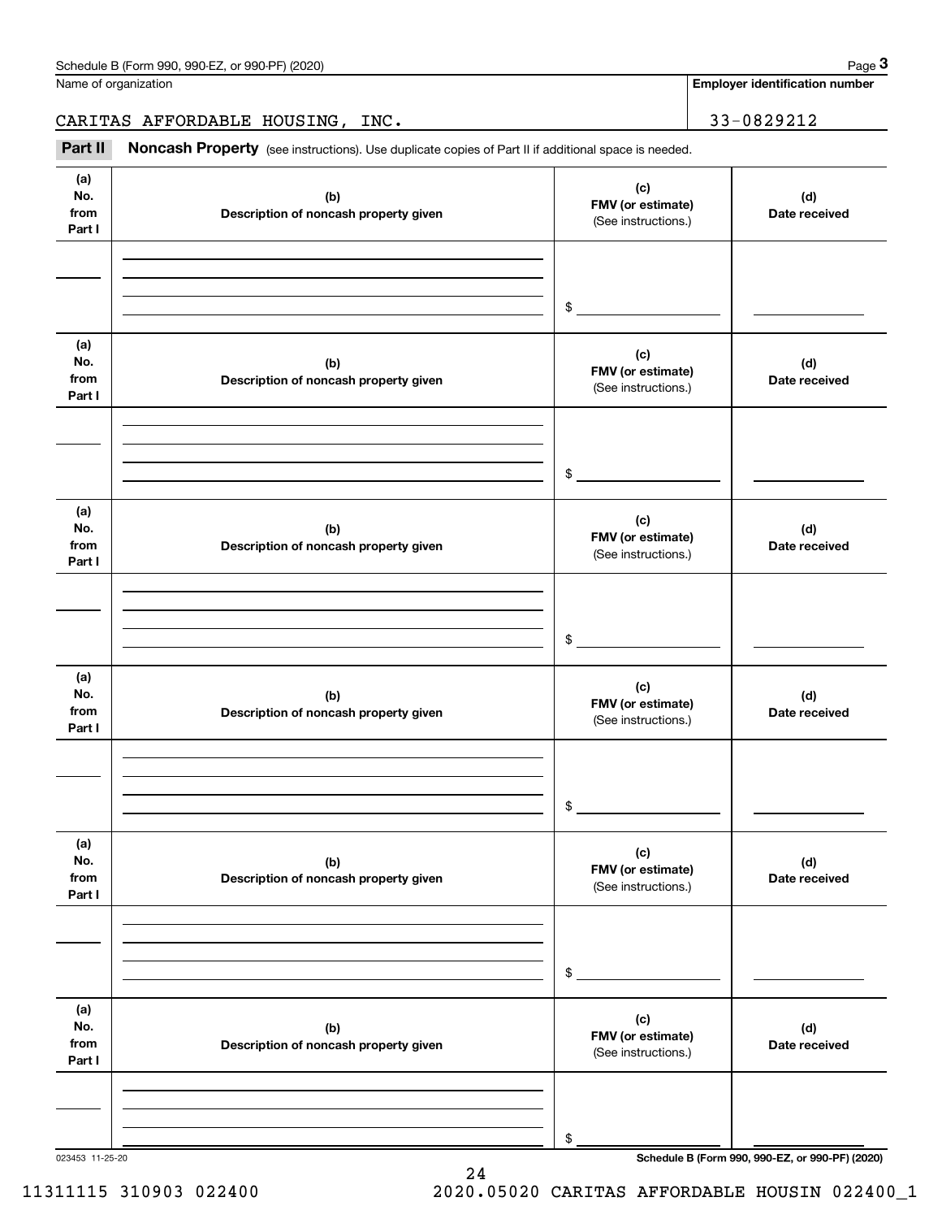Name of organization

CARITAS AFFORDABLE HOUSING, INC.

**Employer identification number**

33-0829212

**Part II** **Noncash Property** (see instructions). Use duplicate copies of Part II if additional space is needed.

| (a) No. from Part I | (b) Description of noncash property given | (c) FMV (or estimate) (See instructions.) | (d) Date received |
|---|---|---|---|
| | | $ | |

| (a) No. from Part I | (b) Description of noncash property given | (c) FMV (or estimate) (See instructions.) | (d) Date received |
|---|---|---|---|
| | | $ | |

| (a) No. from Part I | (b) Description of noncash property given | (c) FMV (or estimate) (See instructions.) | (d) Date received |
|---|---|---|---|
| | | $ | |

| (a) No. from Part I | (b) Description of noncash property given | (c) FMV (or estimate) (See instructions.) | (d) Date received |
|---|---|---|---|
| | | $ | |

| (a) No. from Part I | (b) Description of noncash property given | (c) FMV (or estimate) (See instructions.) | (d) Date received |
|---|---|---|---|
| | | $ | |

| (a) No. from Part I | (b) Description of noncash property given | (c) FMV (or estimate) (See instructions.) | (d) Date received |
|---|---|---|---|
| | | $ | |

023453 11-25-20

11311115 310903 022400 2020.05020 CARITAS AFFORDABLE HOUSIN 022400_1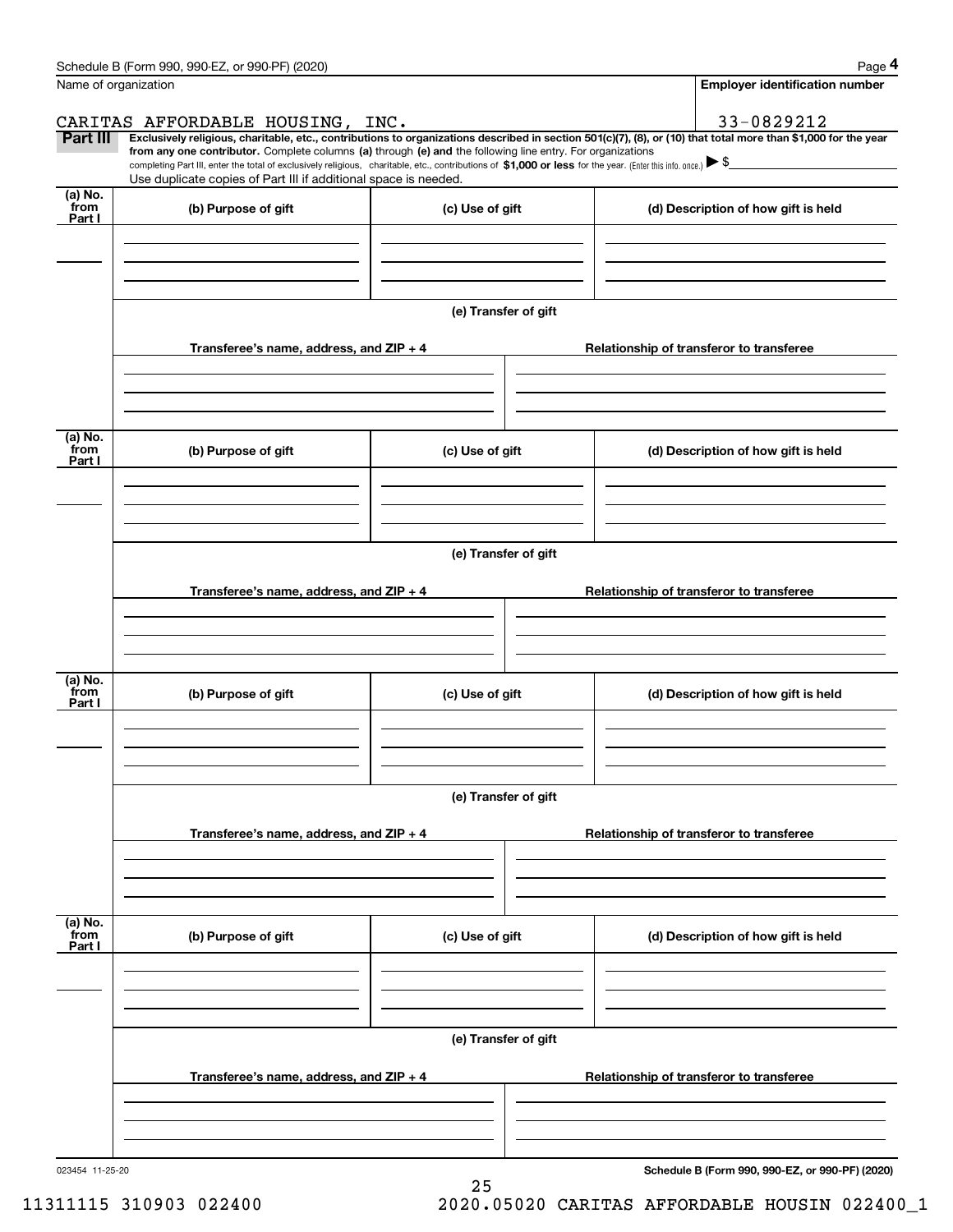Name of organization

CARITAS AFFORDABLE HOUSING, INC.

**Employer identification number**

33-0829212

**Part III** **Exclusively religious, charitable, etc., contributions to organizations described in section 501(c)(7), (8), or (10) that total more than $1,000 for the year from any one contributor.** Complete columns **(a)** through **(e)** and the following line entry. For organizations completing Part III, enter the total of exclusively religious, charitable, etc., contributions of **$1,000 or less** for the year. (Enter this info. once.) ▶ $

Use duplicate copies of Part III if additional space is needed.

| (a) No. from Part I | (b) Purpose of gift | (c) Use of gift | (d) Description of how gift is held |
|---|---|---|---|
| | | | |

**(e) Transfer of gift**

| Transferee's name, address, and ZIP + 4 | Relationship of transferor to transferee |
|---|---|
| | |

| (a) No. from Part I | (b) Purpose of gift | (c) Use of gift | (d) Description of how gift is held |
|---|---|---|---|
| | | | |

**(e) Transfer of gift**

| Transferee's name, address, and ZIP + 4 | Relationship of transferor to transferee |
|---|---|
| | |

| (a) No. from Part I | (b) Purpose of gift | (c) Use of gift | (d) Description of how gift is held |
|---|---|---|---|
| | | | |

**(e) Transfer of gift**

| Transferee's name, address, and ZIP + 4 | Relationship of transferor to transferee |
|---|---|
| | |

| (a) No. from Part I | (b) Purpose of gift | (c) Use of gift | (d) Description of how gift is held |
|---|---|---|---|
| | | | |

**(e) Transfer of gift**

| Transferee's name, address, and ZIP + 4 | Relationship of transferor to transferee |
|---|---|
| | |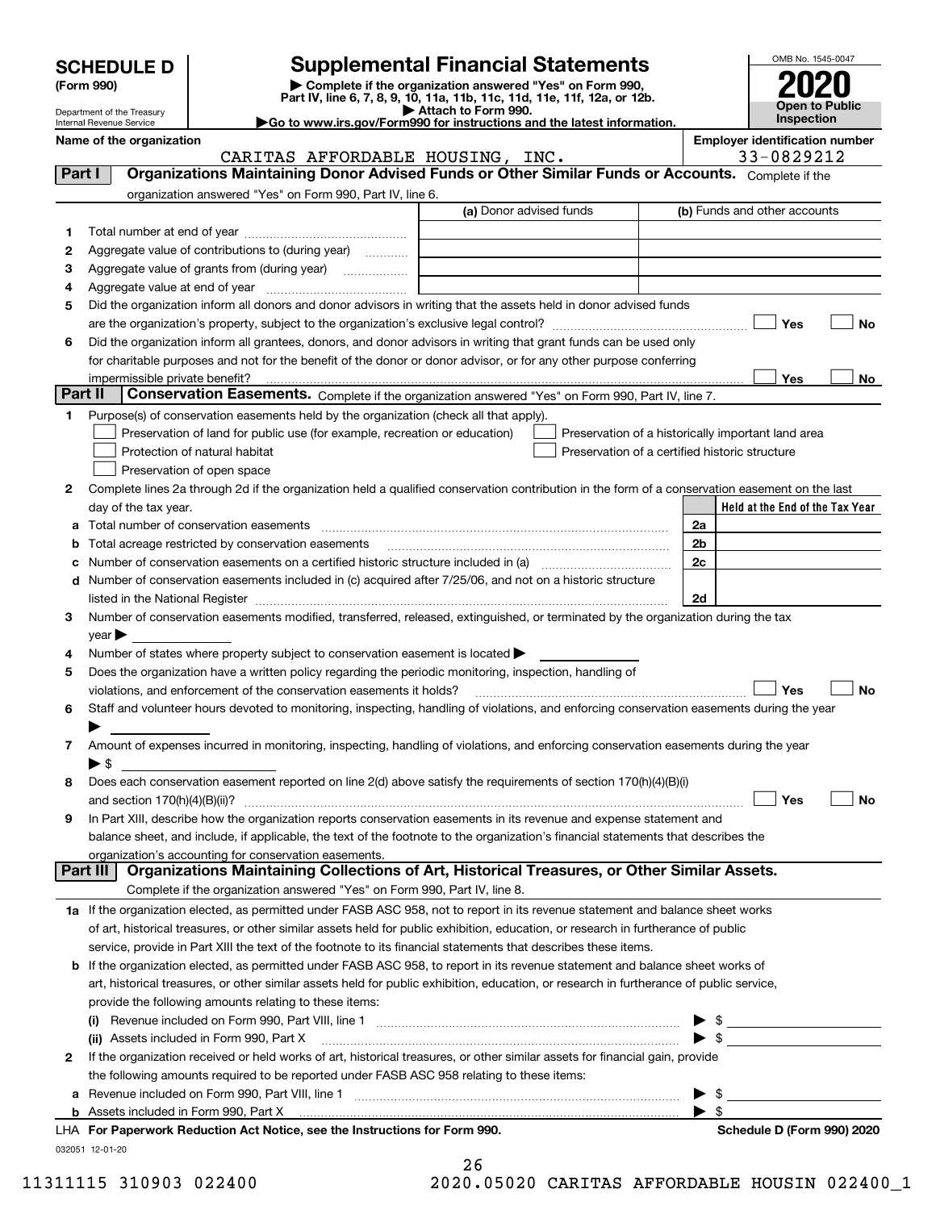# SCHEDULE D (Form 990)

Department of the Treasury
Internal Revenue Service

## Supplemental Financial Statements

▶ Complete if the organization answered "Yes" on Form 990, Part IV, line 6, 7, 8, 9, 10, 11a, 11b, 11c, 11d, 11e, 11f, 12a, or 12b.
▶ Attach to Form 990.
▶Go to www.irs.gov/Form990 for instructions and the latest information.

OMB No. 1545-0047

**2020**

**Open to Public Inspection**

**Name of the organization**
CARITAS AFFORDABLE HOUSING, INC.

**Employer identification number**
33-0829212

**Part I — Organizations Maintaining Donor Advised Funds or Other Similar Funds or Accounts.** Complete if the organization answered "Yes" on Form 990, Part IV, line 6.

| | | (a) Donor advised funds | (b) Funds and other accounts |
|---|---|---|---|
| 1 | Total number at end of year | | |
| 2 | Aggregate value of contributions to (during year) | | |
| 3 | Aggregate value of grants from (during year) | | |
| 4 | Aggregate value at end of year | | |

5 Did the organization inform all donors and donor advisors in writing that the assets held in donor advised funds are the organization's property, subject to the organization's exclusive legal control? ☐ Yes ☐ No

6 Did the organization inform all grantees, donors, and donor advisors in writing that grant funds can be used only for charitable purposes and not for the benefit of the donor or donor advisor, or for any other purpose conferring impermissible private benefit? ☐ Yes ☐ No

**Part II — Conservation Easements.** Complete if the organization answered "Yes" on Form 990, Part IV, line 7.

1 Purpose(s) of conservation easements held by the organization (check all that apply).
- ☐ Preservation of land for public use (for example, recreation or education)
- ☐ Protection of natural habitat
- ☐ Preservation of open space
- ☐ Preservation of a historically important land area
- ☐ Preservation of a certified historic structure

2 Complete lines 2a through 2d if the organization held a qualified conservation contribution in the form of a conservation easement on the last day of the tax year.

| | | | Held at the End of the Tax Year |
|---|---|---|---|
| a | Total number of conservation easements | 2a | |
| b | Total acreage restricted by conservation easements | 2b | |
| c | Number of conservation easements on a certified historic structure included in (a) | 2c | |
| d | Number of conservation easements included in (c) acquired after 7/25/06, and not on a historic structure listed in the National Register | 2d | |

3 Number of conservation easements modified, transferred, released, extinguished, or terminated by the organization during the tax year ▶

4 Number of states where property subject to conservation easement is located ▶

5 Does the organization have a written policy regarding the periodic monitoring, inspection, handling of violations, and enforcement of the conservation easements it holds? ☐ Yes ☐ No

6 Staff and volunteer hours devoted to monitoring, inspecting, handling of violations, and enforcing conservation easements during the year ▶

7 Amount of expenses incurred in monitoring, inspecting, handling of violations, and enforcing conservation easements during the year ▶ $

8 Does each conservation easement reported on line 2(d) above satisfy the requirements of section 170(h)(4)(B)(i) and section 170(h)(4)(B)(ii)? ☐ Yes ☐ No

9 In Part XIII, describe how the organization reports conservation easements in its revenue and expense statement and balance sheet, and include, if applicable, the text of the footnote to the organization's financial statements that describes the organization's accounting for conservation easements.

**Part III — Organizations Maintaining Collections of Art, Historical Treasures, or Other Similar Assets.** Complete if the organization answered "Yes" on Form 990, Part IV, line 8.

1a If the organization elected, as permitted under FASB ASC 958, not to report in its revenue statement and balance sheet works of art, historical treasures, or other similar assets held for public exhibition, education, or research in furtherance of public service, provide in Part XIII the text of the footnote to its financial statements that describes these items.

b If the organization elected, as permitted under FASB ASC 958, to report in its revenue statement and balance sheet works of art, historical treasures, or other similar assets held for public exhibition, education, or research in furtherance of public service, provide the following amounts relating to these items:

(i) Revenue included on Form 990, Part VIII, line 1 ▶ $

(ii) Assets included in Form 990, Part X ▶ $

2 If the organization received or held works of art, historical treasures, or other similar assets for financial gain, provide the following amounts required to be reported under FASB ASC 958 relating to these items:

a Revenue included on Form 990, Part VIII, line 1 ▶ $

b Assets included in Form 990, Part X ▶ $

**LHA For Paperwork Reduction Act Notice, see the Instructions for Form 990.** **Schedule D (Form 990) 2020**

032051 12-01-20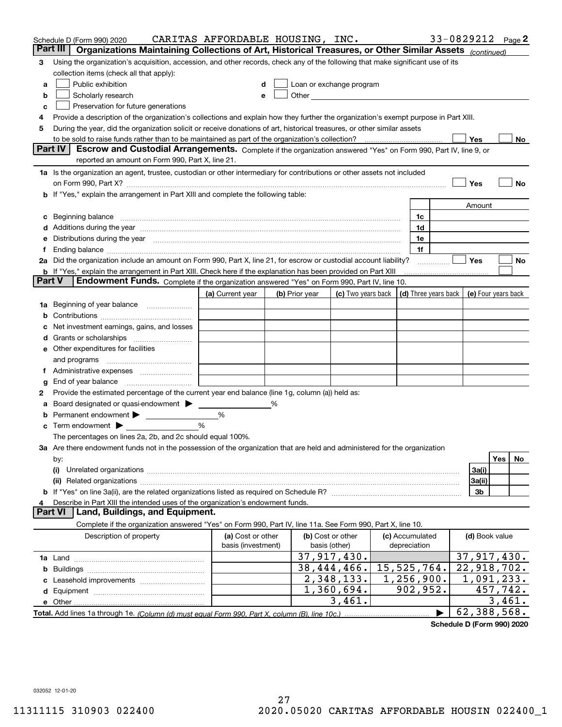Schedule D (Form 990) 2020 CARITAS AFFORDABLE HOUSING, INC. 33-0829212 Page 2

## Part III Organizations Maintaining Collections of Art, Historical Treasures, or Other Similar Assets *(continued)*

3 Using the organization's acquisition, accession, and other records, check any of the following that make significant use of its collection items (check all that apply):

- a ☐ Public exhibition
- b ☐ Scholarly research
- c ☐ Preservation for future generations
- d ☐ Loan or exchange program
- e ☐ Other

4 Provide a description of the organization's collections and explain how they further the organization's exempt purpose in Part XIII.

5 During the year, did the organization solicit or receive donations of art, historical treasures, or other similar assets to be sold to raise funds rather than to be maintained as part of the organization's collection? ☐ Yes ☐ No

## Part IV Escrow and Custodial Arrangements. 
Complete if the organization answered "Yes" on Form 990, Part IV, line 9, or reported an amount on Form 990, Part X, line 21.

1a Is the organization an agent, trustee, custodian or other intermediary for contributions or other assets not included on Form 990, Part X? ☐ Yes ☐ No

b If "Yes," explain the arrangement in Part XIII and complete the following table:

| | | Amount |
|---|---|---|
| c Beginning balance | 1c | |
| d Additions during the year | 1d | |
| e Distributions during the year | 1e | |
| f Ending balance | 1f | |

2a Did the organization include an amount on Form 990, Part X, line 21, for escrow or custodial account liability? ☐ Yes ☐ No

b If "Yes," explain the arrangement in Part XIII. Check here if the explanation has been provided on Part XIII ☐

## Part V Endowment Funds. 
Complete if the organization answered "Yes" on Form 990, Part IV, line 10.

| | (a) Current year | (b) Prior year | (c) Two years back | (d) Three years back | (e) Four years back |
|---|---|---|---|---|---|
| 1a Beginning of year balance | | | | | |
| b Contributions | | | | | |
| c Net investment earnings, gains, and losses | | | | | |
| d Grants or scholarships | | | | | |
| e Other expenditures for facilities and programs | | | | | |
| f Administrative expenses | | | | | |
| g End of year balance | | | | | |

2 Provide the estimated percentage of the current year end balance (line 1g, column (a)) held as:

- a Board designated or quasi-endowment ▶ ______ %
- b Permanent endowment ▶ ______ %
- c Term endowment ▶ ______ %

The percentages on lines 2a, 2b, and 2c should equal 100%.

3a Are there endowment funds not in the possession of the organization that are held and administered for the organization by:

| | | Yes | No |
|---|---|---|---|
| (i) Unrelated organizations | 3a(i) | | |
| (ii) Related organizations | 3a(ii) | | |
| b If "Yes" on line 3a(ii), are the related organizations listed as required on Schedule R? | 3b | | |

4 Describe in Part XIII the intended uses of the organization's endowment funds.

## Part VI Land, Buildings, and Equipment.

Complete if the organization answered "Yes" on Form 990, Part IV, line 11a. See Form 990, Part X, line 10.

| Description of property | (a) Cost or other basis (investment) | (b) Cost or other basis (other) | (c) Accumulated depreciation | (d) Book value |
|---|---|---|---|---|
| 1a Land | | 37,917,430. | | 37,917,430. |
| b Buildings | | 38,444,466. | 15,525,764. | 22,918,702. |
| c Leasehold improvements | | 2,348,133. | 1,256,900. | 1,091,233. |
| d Equipment | | 1,360,694. | 902,952. | 457,742. |
| e Other | | 3,461. | | 3,461. |
| **Total.** Add lines 1a through 1e. *(Column (d) must equal Form 990, Part X, column (B), line 10c.)* | | | ▶ | 62,388,568. |

**Schedule D (Form 990) 2020**

032052 12-01-20

11311115 310903 022400 2020.05020 CARITAS AFFORDABLE HOUSIN 022400_1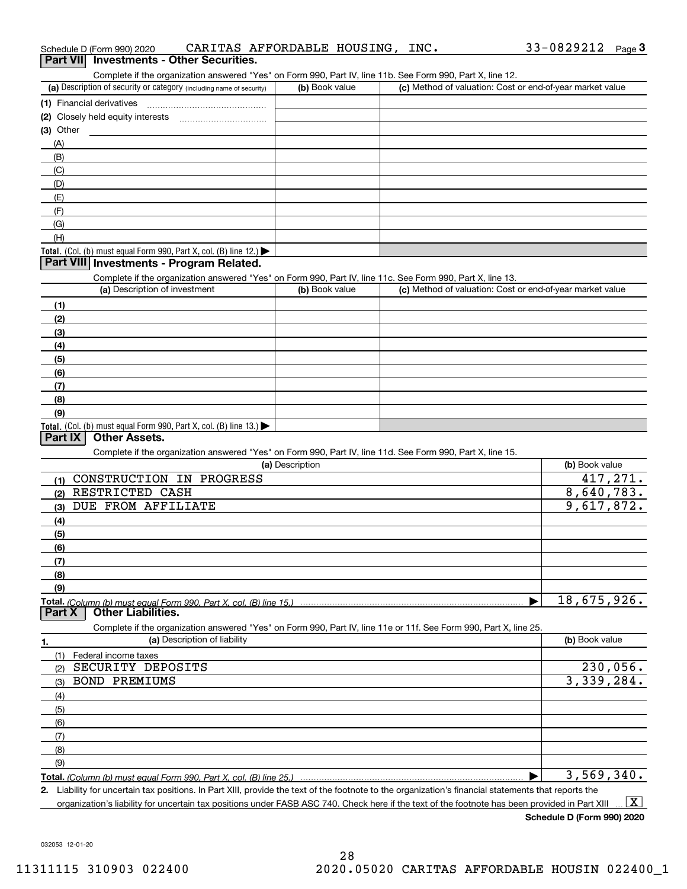Schedule D (Form 990) 2020 CARITAS AFFORDABLE HOUSING, INC. 33-0829212 Page 3

## Part VII Investments - Other Securities.

Complete if the organization answered "Yes" on Form 990, Part IV, line 11b. See Form 990, Part X, line 12.

| (a) Description of security or category (including name of security) | (b) Book value | (c) Method of valuation: Cost or end-of-year market value |
|---|---|---|
| (1) Financial derivatives | | |
| (2) Closely held equity interests | | |
| (3) Other | | |
| (A) | | |
| (B) | | |
| (C) | | |
| (D) | | |
| (E) | | |
| (F) | | |
| (G) | | |
| (H) | | |
| Total. (Col. (b) must equal Form 990, Part X, col. (B) line 12.) | | |

## Part VIII Investments - Program Related.

Complete if the organization answered "Yes" on Form 990, Part IV, line 11c. See Form 990, Part X, line 13.

| (a) Description of investment | (b) Book value | (c) Method of valuation: Cost or end-of-year market value |
|---|---|---|
| (1) | | |
| (2) | | |
| (3) | | |
| (4) | | |
| (5) | | |
| (6) | | |
| (7) | | |
| (8) | | |
| (9) | | |
| Total. (Col. (b) must equal Form 990, Part X, col. (B) line 13.) | | |

## Part IX Other Assets.

Complete if the organization answered "Yes" on Form 990, Part IV, line 11d. See Form 990, Part X, line 15.

| (a) Description | (b) Book value |
|---|---|
| (1) CONSTRUCTION IN PROGRESS | 417,271. |
| (2) RESTRICTED CASH | 8,640,783. |
| (3) DUE FROM AFFILIATE | 9,617,872. |
| (4) | |
| (5) | |
| (6) | |
| (7) | |
| (8) | |
| (9) | |
| Total. (Column (b) must equal Form 990, Part X, col. (B) line 15.) | 18,675,926. |

## Part X Other Liabilities.

Complete if the organization answered "Yes" on Form 990, Part IV, line 11e or 11f. See Form 990, Part X, line 25.

| 1. (a) Description of liability | (b) Book value |
|---|---|
| (1) Federal income taxes | |
| (2) SECURITY DEPOSITS | 230,056. |
| (3) BOND PREMIUMS | 3,339,284. |
| (4) | |
| (5) | |
| (6) | |
| (7) | |
| (8) | |
| (9) | |
| Total. (Column (b) must equal Form 990, Part X, col. (B) line 25.) | 3,569,340. |

2. Liability for uncertain tax positions. In Part XIII, provide the text of the footnote to the organization's financial statements that reports the organization's liability for uncertain tax positions under FASB ASC 740. Check here if the text of the footnote has been provided in Part XIII [X]

Schedule D (Form 990) 2020

032053 12-01-20

11311115 310903 022400 2020.05020 CARITAS AFFORDABLE HOUSIN 022400_1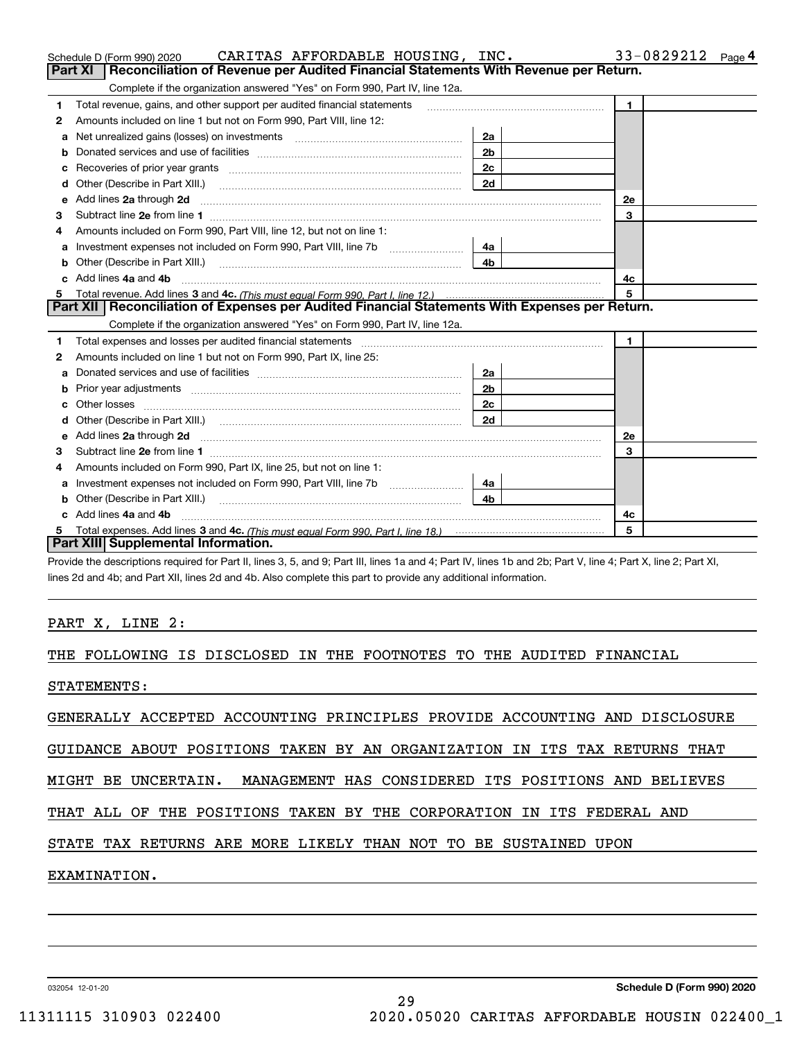Schedule D (Form 990) 2020 CARITAS AFFORDABLE HOUSING, INC. 33-0829212 Page 4

## Part XI Reconciliation of Revenue per Audited Financial Statements With Revenue per Return.

Complete if the organization answered "Yes" on Form 990, Part IV, line 12a.

| | | | | | |
|---|---|---|---|---|---|
| 1 | Total revenue, gains, and other support per audited financial statements | | | 1 | |
| 2 | Amounts included on line 1 but not on Form 990, Part VIII, line 12: | | | | |
| a | Net unrealized gains (losses) on investments | 2a | | | |
| b | Donated services and use of facilities | 2b | | | |
| c | Recoveries of prior year grants | 2c | | | |
| d | Other (Describe in Part XIII.) | 2d | | | |
| e | Add lines 2a through 2d | | | 2e | |
| 3 | Subtract line 2e from line 1 | | | 3 | |
| 4 | Amounts included on Form 990, Part VIII, line 12, but not on line 1: | | | | |
| a | Investment expenses not included on Form 990, Part VIII, line 7b | 4a | | | |
| b | Other (Describe in Part XIII.) | 4b | | | |
| c | Add lines 4a and 4b | | | 4c | |
| 5 | Total revenue. Add lines 3 and 4c. *(This must equal Form 990, Part I, line 12.)* | | | 5 | |

## Part XII Reconciliation of Expenses per Audited Financial Statements With Expenses per Return.

Complete if the organization answered "Yes" on Form 990, Part IV, line 12a.

| | | | | | |
|---|---|---|---|---|---|
| 1 | Total expenses and losses per audited financial statements | | | 1 | |
| 2 | Amounts included on line 1 but not on Form 990, Part IX, line 25: | | | | |
| a | Donated services and use of facilities | 2a | | | |
| b | Prior year adjustments | 2b | | | |
| c | Other losses | 2c | | | |
| d | Other (Describe in Part XIII.) | 2d | | | |
| e | Add lines 2a through 2d | | | 2e | |
| 3 | Subtract line 2e from line 1 | | | 3 | |
| 4 | Amounts included on Form 990, Part IX, line 25, but not on line 1: | | | | |
| a | Investment expenses not included on Form 990, Part VIII, line 7b | 4a | | | |
| b | Other (Describe in Part XIII.) | 4b | | | |
| c | Add lines 4a and 4b | | | 4c | |
| 5 | Total expenses. Add lines 3 and 4c. *(This must equal Form 990, Part I, line 18.)* | | | 5 | |

## Part XIII Supplemental Information.

Provide the descriptions required for Part II, lines 3, 5, and 9; Part III, lines 1a and 4; Part IV, lines 1b and 2b; Part V, line 4; Part X, line 2; Part XI, lines 2d and 4b; and Part XII, lines 2d and 4b. Also complete this part to provide any additional information.

PART X, LINE 2:

THE FOLLOWING IS DISCLOSED IN THE FOOTNOTES TO THE AUDITED FINANCIAL STATEMENTS:

GENERALLY ACCEPTED ACCOUNTING PRINCIPLES PROVIDE ACCOUNTING AND DISCLOSURE GUIDANCE ABOUT POSITIONS TAKEN BY AN ORGANIZATION IN ITS TAX RETURNS THAT MIGHT BE UNCERTAIN. MANAGEMENT HAS CONSIDERED ITS POSITIONS AND BELIEVES THAT ALL OF THE POSITIONS TAKEN BY THE CORPORATION IN ITS FEDERAL AND STATE TAX RETURNS ARE MORE LIKELY THAN NOT TO BE SUSTAINED UPON EXAMINATION.

032054 12-01-20 **Schedule D (Form 990) 2020**

11311115 310903 022400 2020.05020 CARITAS AFFORDABLE HOUSIN 022400_1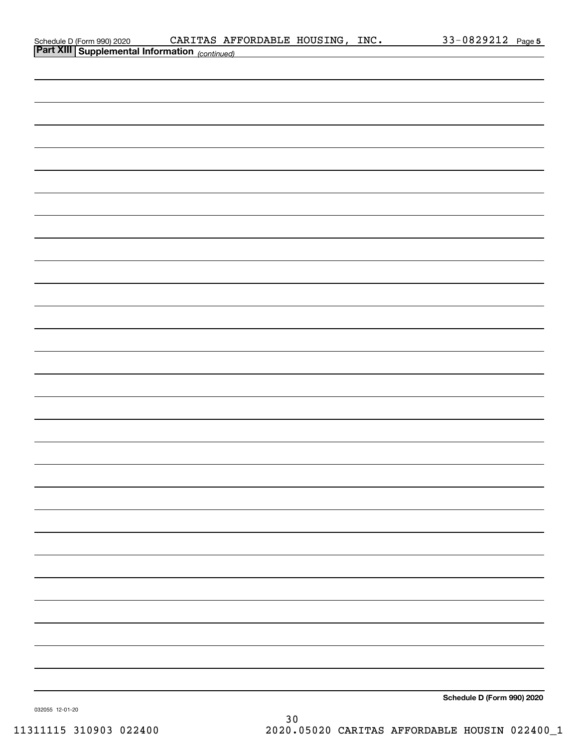Schedule D (Form 990) 2020 CARITAS AFFORDABLE HOUSING, INC. 33-0829212 Page 5

**Part XIII Supplemental Information** *(continued)*

**Schedule D (Form 990) 2020**

032055 12-01-20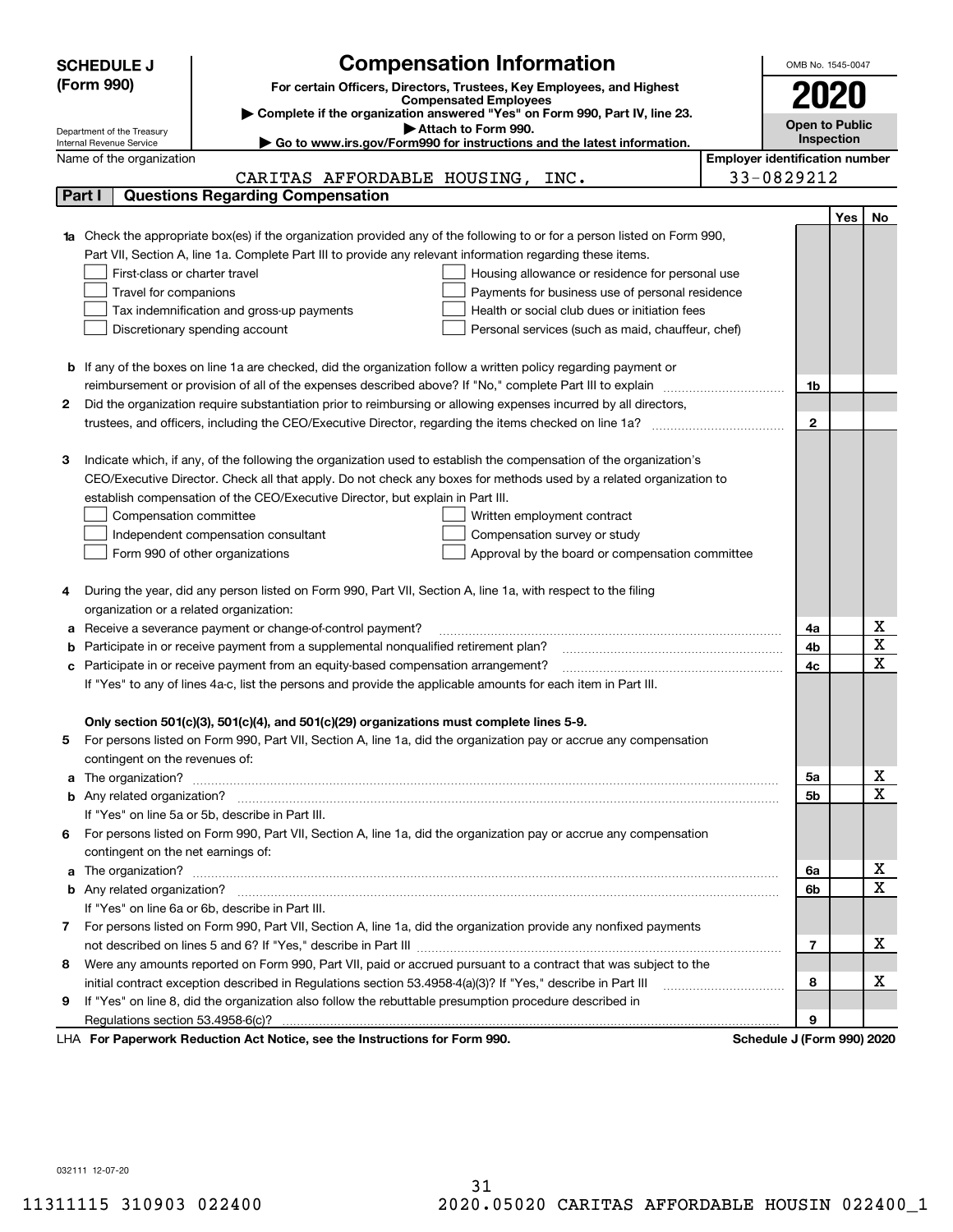**SCHEDULE J**
**(Form 990)**

Department of the Treasury
Internal Revenue Service

# Compensation Information

**For certain Officers, Directors, Trustees, Key Employees, and Highest Compensated Employees**

▶ **Complete if the organization answered "Yes" on Form 990, Part IV, line 23.**

▶ **Attach to Form 990.**

▶ **Go to www.irs.gov/Form990 for instructions and the latest information.**

OMB No. 1545-0047

**2020**

**Open to Public Inspection**

Name of the organization: CARITAS AFFORDABLE HOUSING, INC.

**Employer identification number**: 33-0829212

**Part I — Questions Regarding Compensation**

| | | | Yes | No |
|---|---|---|---|---|
| **1a** | Check the appropriate box(es) if the organization provided any of the following to or for a person listed on Form 990, Part VII, Section A, line 1a. Complete Part III to provide any relevant information regarding these items.<br>☐ First-class or charter travel ☐ Housing allowance or residence for personal use<br>☐ Travel for companions ☐ Payments for business use of personal residence<br>☐ Tax indemnification and gross-up payments ☐ Health or social club dues or initiation fees<br>☐ Discretionary spending account ☐ Personal services (such as maid, chauffeur, chef) | | | |
| **b** | If any of the boxes on line 1a are checked, did the organization follow a written policy regarding payment or reimbursement or provision of all of the expenses described above? If "No," complete Part III to explain | 1b | | |
| **2** | Did the organization require substantiation prior to reimbursing or allowing expenses incurred by all directors, trustees, and officers, including the CEO/Executive Director, regarding the items checked on line 1a? | 2 | | |
| **3** | Indicate which, if any, of the following the organization used to establish the compensation of the organization's CEO/Executive Director. Check all that apply. Do not check any boxes for methods used by a related organization to establish compensation of the CEO/Executive Director, but explain in Part III.<br>☐ Compensation committee ☐ Written employment contract<br>☐ Independent compensation consultant ☐ Compensation survey or study<br>☐ Form 990 of other organizations ☐ Approval by the board or compensation committee | | | |
| **4** | During the year, did any person listed on Form 990, Part VII, Section A, line 1a, with respect to the filing organization or a related organization: | | | |
| **a** | Receive a severance payment or change-of-control payment? | 4a | | X |
| **b** | Participate in or receive payment from a supplemental nonqualified retirement plan? | 4b | | X |
| **c** | Participate in or receive payment from an equity-based compensation arrangement? | 4c | | X |
| | If "Yes" to any of lines 4a-c, list the persons and provide the applicable amounts for each item in Part III. | | | |
| | **Only section 501(c)(3), 501(c)(4), and 501(c)(29) organizations must complete lines 5-9.** | | | |
| **5** | For persons listed on Form 990, Part VII, Section A, line 1a, did the organization pay or accrue any compensation contingent on the revenues of: | | | |
| **a** | The organization? | 5a | | X |
| **b** | Any related organization? | 5b | | X |
| | If "Yes" on line 5a or 5b, describe in Part III. | | | |
| **6** | For persons listed on Form 990, Part VII, Section A, line 1a, did the organization pay or accrue any compensation contingent on the net earnings of: | | | |
| **a** | The organization? | 6a | | X |
| **b** | Any related organization? | 6b | | X |
| | If "Yes" on line 6a or 6b, describe in Part III. | | | |
| **7** | For persons listed on Form 990, Part VII, Section A, line 1a, did the organization provide any nonfixed payments not described on lines 5 and 6? If "Yes," describe in Part III | 7 | | X |
| **8** | Were any amounts reported on Form 990, Part VII, paid or accrued pursuant to a contract that was subject to the initial contract exception described in Regulations section 53.4958-4(a)(3)? If "Yes," describe in Part III | 8 | | X |
| **9** | If "Yes" on line 8, did the organization also follow the rebuttable presumption procedure described in Regulations section 53.4958-6(c)? | 9 | | |

LHA **For Paperwork Reduction Act Notice, see the Instructions for Form 990.** **Schedule J (Form 990) 2020**

032111 12-07-20

11311115 310903 022400 2020.05020 CARITAS AFFORDABLE HOUSIN 022400_1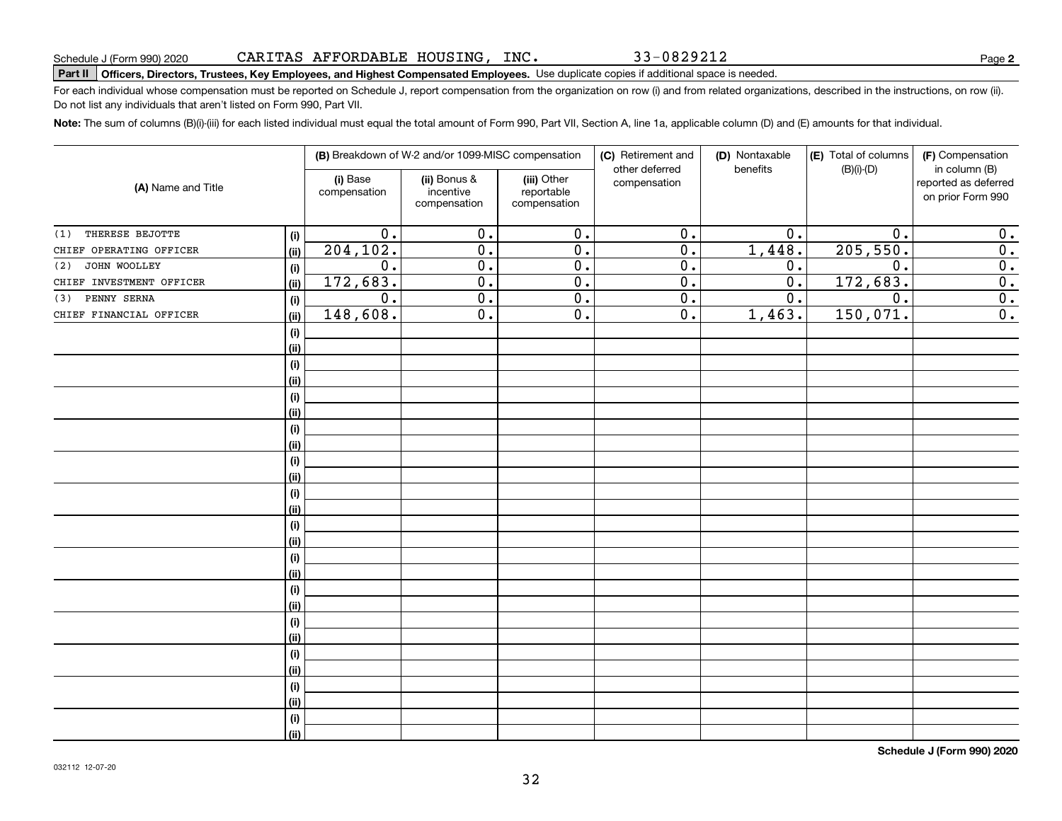Schedule J (Form 990) 2020 CARITAS AFFORDABLE HOUSING, INC. 33-0829212 Page **2**

**Part II** **Officers, Directors, Trustees, Key Employees, and Highest Compensated Employees.** Use duplicate copies if additional space is needed.

For each individual whose compensation must be reported on Schedule J, report compensation from the organization on row (i) and from related organizations, described in the instructions, on row (ii). Do not list any individuals that aren't listed on Form 990, Part VII.

**Note:** The sum of columns (B)(i)-(iii) for each listed individual must equal the total amount of Form 990, Part VII, Section A, line 1a, applicable column (D) and (E) amounts for that individual.

| (A) Name and Title | | (B) Breakdown of W-2 and/or 1099-MISC compensation | | | (C) Retirement and other deferred compensation | (D) Nontaxable benefits | (E) Total of columns (B)(i)-(D) | (F) Compensation in column (B) reported as deferred on prior Form 990 |
|---|---|---|---|---|---|---|---|---|
| | | (i) Base compensation | (ii) Bonus & incentive compensation | (iii) Other reportable compensation | | | | |
| (1) THERESE BEJOTTE | (i) | 0. | 0. | 0. | 0. | 0. | 0. | 0. |
| CHIEF OPERATING OFFICER | (ii) | 204,102. | 0. | 0. | 0. | 1,448. | 205,550. | 0. |
| (2) JOHN WOOLLEY | (i) | 0. | 0. | 0. | 0. | 0. | 0. | 0. |
| CHIEF INVESTMENT OFFICER | (ii) | 172,683. | 0. | 0. | 0. | 0. | 172,683. | 0. |
| (3) PENNY SERNA | (i) | 0. | 0. | 0. | 0. | 0. | 0. | 0. |
| CHIEF FINANCIAL OFFICER | (ii) | 148,608. | 0. | 0. | 0. | 1,463. | 150,071. | 0. |

**Schedule J (Form 990) 2020**

032112 12-07-20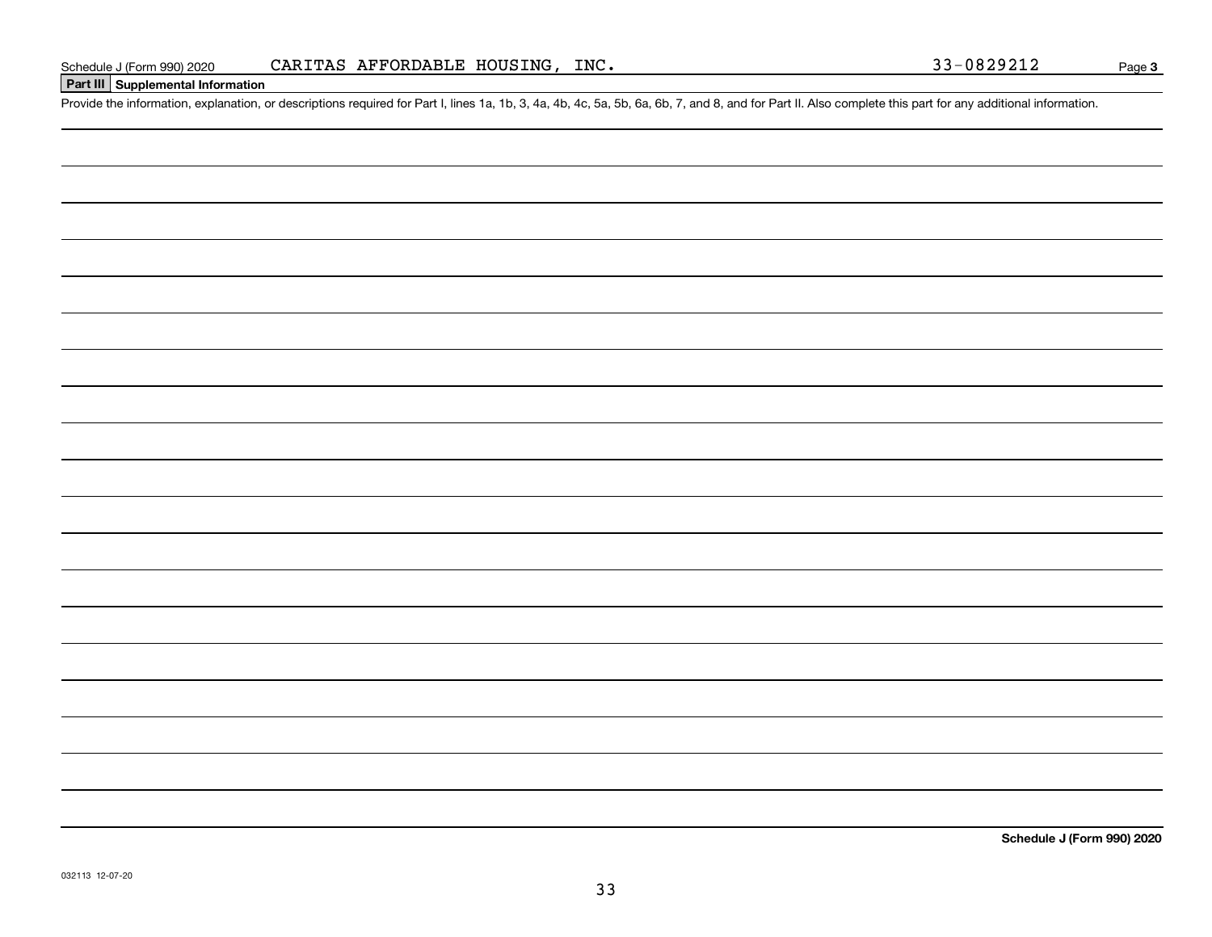Schedule J (Form 990) 2020 CARITAS AFFORDABLE HOUSING, INC. 33-0829212

## Part III Supplemental Information

Provide the information, explanation, or descriptions required for Part I, lines 1a, 1b, 3, 4a, 4b, 4c, 5a, 5b, 6a, 6b, 7, and 8, and for Part II. Also complete this part for any additional information.

**Schedule J (Form 990) 2020**

032113 12-07-20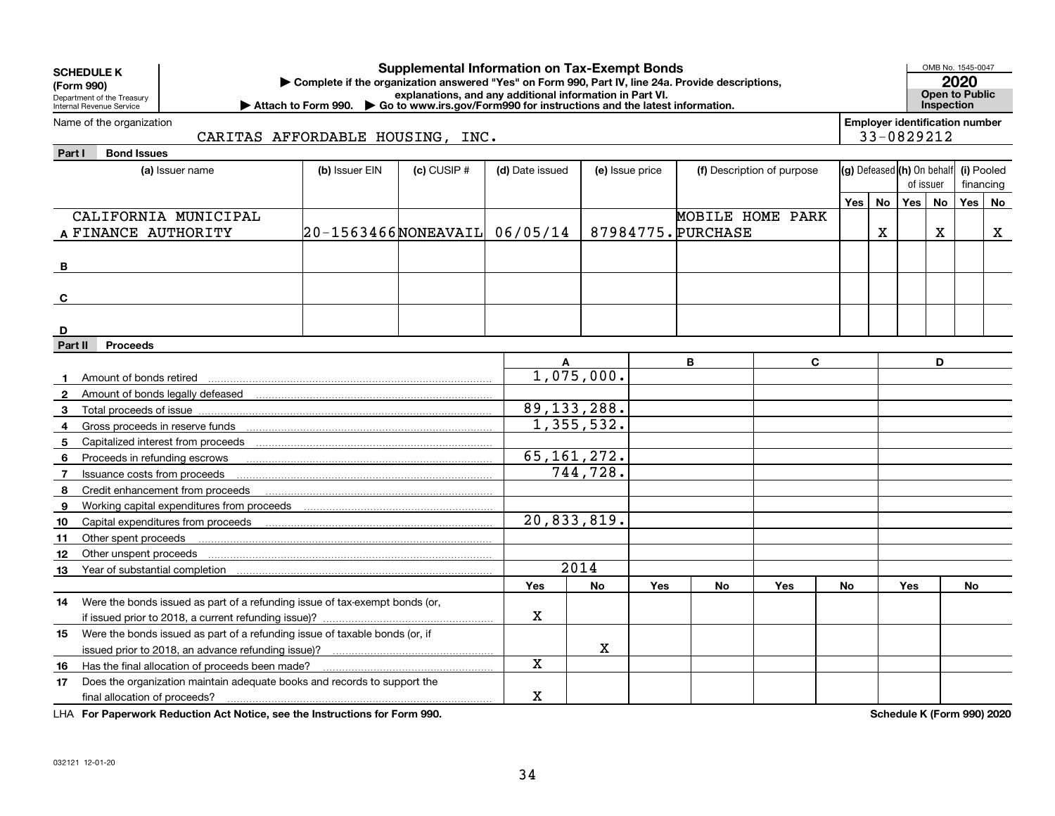**SCHEDULE K**
**(Form 990)**
Department of the Treasury
Internal Revenue Service

# Supplemental Information on Tax-Exempt Bonds

▶ Complete if the organization answered "Yes" on Form 990, Part IV, line 24a. Provide descriptions, explanations, and any additional information in Part VI.
▶ Attach to Form 990. ▶ Go to www.irs.gov/Form990 for instructions and the latest information.

OMB No. 1545-0047
**2020**
**Open to Public Inspection**

Name of the organization: CARITAS AFFORDABLE HOUSING, INC.
Employer identification number: 33-0829212

## Part I Bond Issues

| | (a) Issuer name | (b) Issuer EIN | (c) CUSIP # | (d) Date issued | (e) Issue price | (f) Description of purpose | (g) Defeased Yes | (g) Defeased No | (h) On behalf of issuer Yes | (h) On behalf of issuer No | (i) Pooled financing Yes | (i) Pooled financing No |
|---|---|---|---|---|---|---|---|---|---|---|---|---|
| A | CALIFORNIA MUNICIPAL FINANCE AUTHORITY | 20-1563466 | NONEAVAIL | 06/05/14 | 87984775. | MOBILE HOME PARK PURCHASE | | X | | X | | X |
| B | | | | | | | | | | | | |
| C | | | | | | | | | | | | |
| D | | | | | | | | | | | | |

## Part II Proceeds

| | | A | | B | | C | | D | |
|---|---|---|---|---|---|---|---|---|---|
| 1 | Amount of bonds retired | 1,075,000. | | | | | | | |
| 2 | Amount of bonds legally defeased | | | | | | | | |
| 3 | Total proceeds of issue | 89,133,288. | | | | | | | |
| 4 | Gross proceeds in reserve funds | 1,355,532. | | | | | | | |
| 5 | Capitalized interest from proceeds | | | | | | | | |
| 6 | Proceeds in refunding escrows | 65,161,272. | | | | | | | |
| 7 | Issuance costs from proceeds | 744,728. | | | | | | | |
| 8 | Credit enhancement from proceeds | | | | | | | | |
| 9 | Working capital expenditures from proceeds | | | | | | | | |
| 10 | Capital expenditures from proceeds | 20,833,819. | | | | | | | |
| 11 | Other spent proceeds | | | | | | | | |
| 12 | Other unspent proceeds | | | | | | | | |
| 13 | Year of substantial completion | 2014 | | | | | | | |
| | | Yes | No | Yes | No | Yes | No | Yes | No |
| 14 | Were the bonds issued as part of a refunding issue of tax-exempt bonds (or, if issued prior to 2018, a current refunding issue)? | X | | | | | | | |
| 15 | Were the bonds issued as part of a refunding issue of taxable bonds (or, if issued prior to 2018, an advance refunding issue)? | | X | | | | | | |
| 16 | Has the final allocation of proceeds been made? | X | | | | | | | |
| 17 | Does the organization maintain adequate books and records to support the final allocation of proceeds? | X | | | | | | | |

LHA **For Paperwork Reduction Act Notice, see the Instructions for Form 990.** **Schedule K (Form 990) 2020**

032121 12-01-20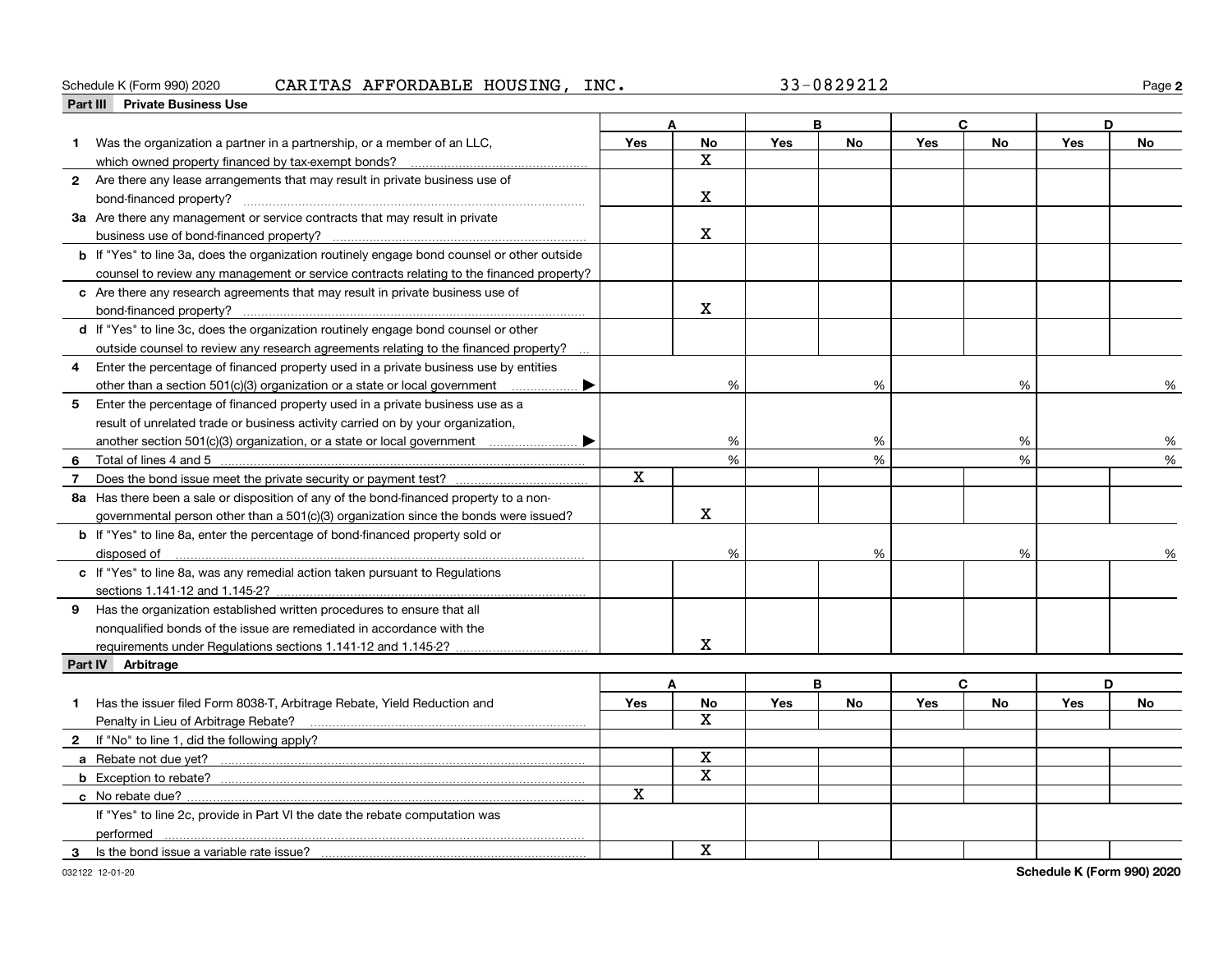Schedule K (Form 990) 2020 CARITAS AFFORDABLE HOUSING, INC. 33-0829212

## Part III Private Business Use

| | A | | B | | C | | D | |
|---|---|---|---|---|---|---|---|---|
| | Yes | No | Yes | No | Yes | No | Yes | No |
| **1** Was the organization a partner in a partnership, or a member of an LLC, which owned property financed by tax-exempt bonds? | | X | | | | | | |
| **2** Are there any lease arrangements that may result in private business use of bond-financed property? | | X | | | | | | |
| **3a** Are there any management or service contracts that may result in private business use of bond-financed property? | | X | | | | | | |
| **b** If "Yes" to line 3a, does the organization routinely engage bond counsel or other outside counsel to review any management or service contracts relating to the financed property? | | | | | | | | |
| **c** Are there any research agreements that may result in private business use of bond-financed property? | | X | | | | | | |
| **d** If "Yes" to line 3c, does the organization routinely engage bond counsel or other outside counsel to review any research agreements relating to the financed property? | | | | | | | | |
| **4** Enter the percentage of financed property used in a private business use by entities other than a section 501(c)(3) organization or a state or local government ▶ | | % | | % | | % | | % |
| **5** Enter the percentage of financed property used in a private business use as a result of unrelated trade or business activity carried on by your organization, another section 501(c)(3) organization, or a state or local government ▶ | | % | | % | | % | | % |
| **6** Total of lines 4 and 5 | | % | | % | | % | | % |
| **7** Does the bond issue meet the private security or payment test? | X | | | | | | | |
| **8a** Has there been a sale or disposition of any of the bond-financed property to a non-governmental person other than a 501(c)(3) organization since the bonds were issued? | | X | | | | | | |
| **b** If "Yes" to line 8a, enter the percentage of bond-financed property sold or disposed of | | % | | % | | % | | % |
| **c** If "Yes" to line 8a, was any remedial action taken pursuant to Regulations sections 1.141-12 and 1.145-2? | | | | | | | | |
| **9** Has the organization established written procedures to ensure that all nonqualified bonds of the issue are remediated in accordance with the requirements under Regulations sections 1.141-12 and 1.145-2? | | X | | | | | | |

## Part IV Arbitrage

| | A | | B | | C | | D | |
|---|---|---|---|---|---|---|---|---|
| | Yes | No | Yes | No | Yes | No | Yes | No |
| **1** Has the issuer filed Form 8038-T, Arbitrage Rebate, Yield Reduction and Penalty in Lieu of Arbitrage Rebate? | | X | | | | | | |
| **2** If "No" to line 1, did the following apply? | | | | | | | | |
| **a** Rebate not due yet? | | X | | | | | | |
| **b** Exception to rebate? | | X | | | | | | |
| **c** No rebate due? | X | | | | | | | |
| If "Yes" to line 2c, provide in Part VI the date the rebate computation was performed | | | | | | | | |
| **3** Is the bond issue a variable rate issue? | | X | | | | | | |

032122 12-01-20 Schedule K (Form 990) 2020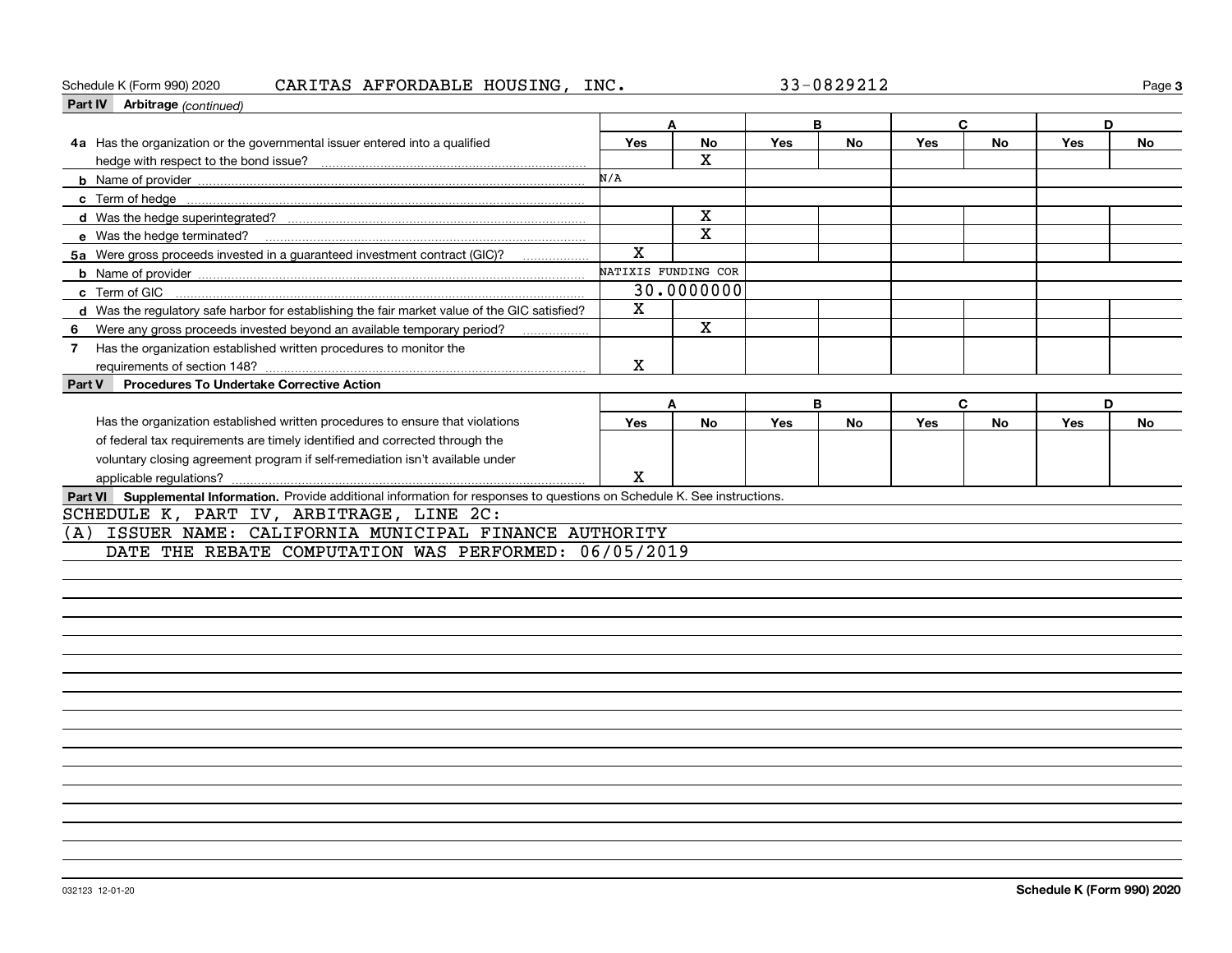Schedule K (Form 990) 2020 CARITAS AFFORDABLE HOUSING, INC. 33-0829212

**Part IV Arbitrage** *(continued)*

| | A | | B | | C | | D | |
|---|---|---|---|---|---|---|---|---|
| | Yes | No | Yes | No | Yes | No | Yes | No |
| 4a Has the organization or the governmental issuer entered into a qualified hedge with respect to the bond issue? | | X | | | | | | |
| b Name of provider | N/A | | | | | | | |
| c Term of hedge | | | | | | | | |
| d Was the hedge superintegrated? | | X | | | | | | |
| e Was the hedge terminated? | | X | | | | | | |
| 5a Were gross proceeds invested in a guaranteed investment contract (GIC)? | X | | | | | | | |
| b Name of provider | NATIXIS FUNDING COR | | | | | | | |
| c Term of GIC | 30.0000000 | | | | | | | |
| d Was the regulatory safe harbor for establishing the fair market value of the GIC satisfied? | X | | | | | | | |
| 6 Were any gross proceeds invested beyond an available temporary period? | | X | | | | | | |
| 7 Has the organization established written procedures to monitor the requirements of section 148? | X | | | | | | | |

**Part V Procedures To Undertake Corrective Action**

| | A | | B | | C | | D | |
|---|---|---|---|---|---|---|---|---|
| | Yes | No | Yes | No | Yes | No | Yes | No |
| Has the organization established written procedures to ensure that violations of federal tax requirements are timely identified and corrected through the voluntary closing agreement program if self-remediation isn't available under applicable regulations? | X | | | | | | | |

**Part VI Supplemental Information.** Provide additional information for responses to questions on Schedule K. See instructions.

SCHEDULE K, PART IV, ARBITRAGE, LINE 2C:

(A) ISSUER NAME: CALIFORNIA MUNICIPAL FINANCE AUTHORITY

DATE THE REBATE COMPUTATION WAS PERFORMED: 06/05/2019

032123 12-01-20 **Schedule K (Form 990) 2020**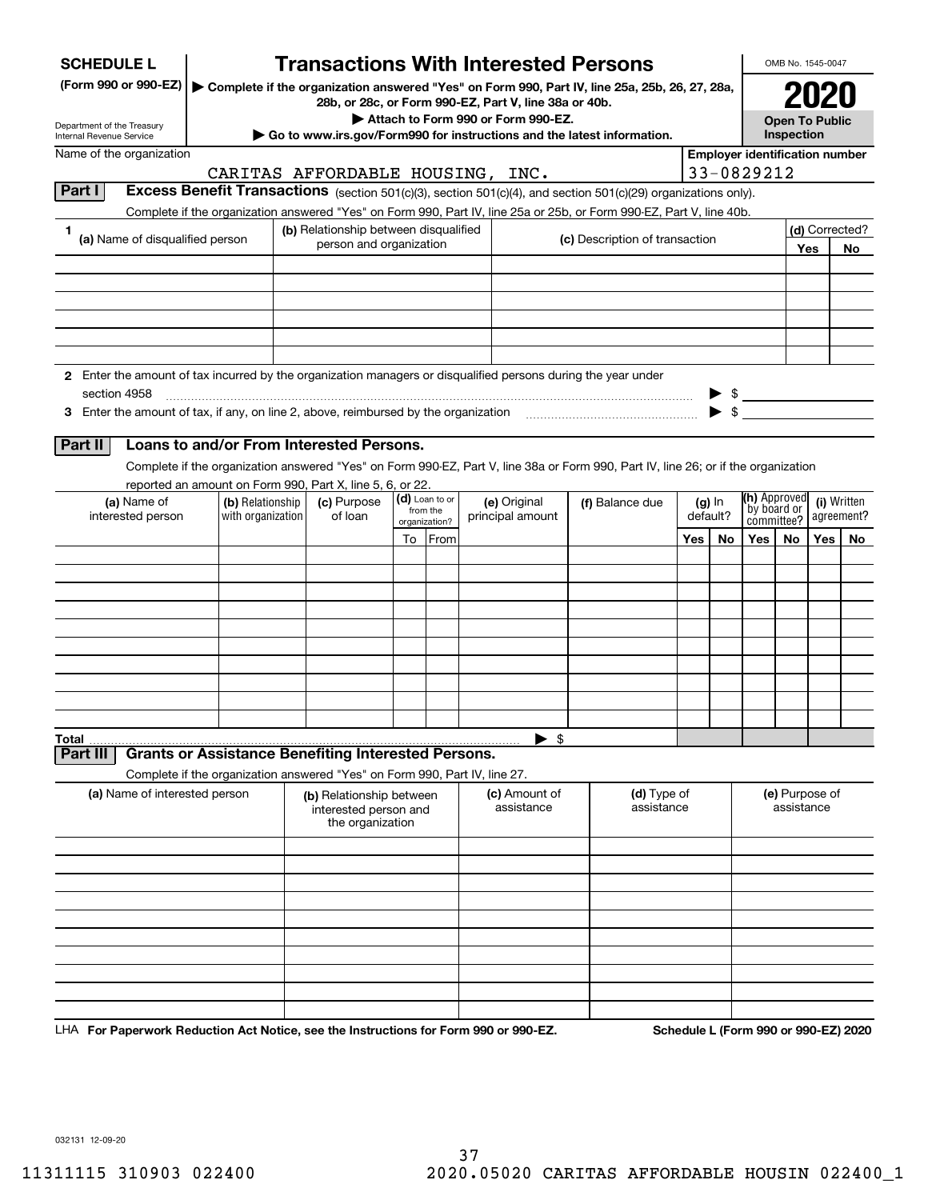**SCHEDULE L** (Form 990 or 990-EZ)

Department of the Treasury
Internal Revenue Service

# Transactions With Interested Persons

▶ Complete if the organization answered "Yes" on Form 990, Part IV, line 25a, 25b, 26, 27, 28a, 28b, or 28c, or Form 990-EZ, Part V, line 38a or 40b.

▶ Attach to Form 990 or Form 990-EZ.

▶ Go to www.irs.gov/Form990 for instructions and the latest information.

OMB No. 1545-0047

**2020**

**Open To Public Inspection**

Name of the organization: CARITAS AFFORDABLE HOUSING, INC.

Employer identification number: 33-0829212

## Part I Excess Benefit Transactions (section 501(c)(3), section 501(c)(4), and section 501(c)(29) organizations only).

Complete if the organization answered "Yes" on Form 990, Part IV, line 25a or 25b, or Form 990-EZ, Part V, line 40b.

| 1 (a) Name of disqualified person | (b) Relationship between disqualified person and organization | (c) Description of transaction | (d) Corrected? Yes | No |
|---|---|---|---|---|
| | | | | |
| | | | | |
| | | | | |
| | | | | |
| | | | | |
| | | | | |

**2** Enter the amount of tax incurred by the organization managers or disqualified persons during the year under section 4958 ▶ $

**3** Enter the amount of tax, if any, on line 2, above, reimbursed by the organization ▶ $

## Part II Loans to and/or From Interested Persons.

Complete if the organization answered "Yes" on Form 990-EZ, Part V, line 38a or Form 990, Part IV, line 26; or if the organization reported an amount on Form 990, Part X, line 5, 6, or 22.

| (a) Name of interested person | (b) Relationship with organization | (c) Purpose of loan | (d) Loan to or from the organization? To | From | (e) Original principal amount | (f) Balance due | (g) In default? Yes | No | (h) Approved by board or committee? Yes | No | (i) Written agreement? Yes | No |
|---|---|---|---|---|---|---|---|---|---|---|---|---|
| | | | | | | | | | | | | |
| | | | | | | | | | | | | |
| | | | | | | | | | | | | |
| | | | | | | | | | | | | |
| | | | | | | | | | | | | |
| | | | | | | | | | | | | |
| | | | | | | | | | | | | |
| | | | | | | | | | | | | |
| | | | | | | | | | | | | |
| | | | | | | | | | | | | |
| **Total** | | | | | ▶ $ | | | | | | | |

## Part III Grants or Assistance Benefiting Interested Persons.

Complete if the organization answered "Yes" on Form 990, Part IV, line 27.

| (a) Name of interested person | (b) Relationship between interested person and the organization | (c) Amount of assistance | (d) Type of assistance | (e) Purpose of assistance |
|---|---|---|---|---|
| | | | | |
| | | | | |
| | | | | |
| | | | | |
| | | | | |
| | | | | |
| | | | | |
| | | | | |
| | | | | |
| | | | | |

LHA **For Paperwork Reduction Act Notice, see the Instructions for Form 990 or 990-EZ.** **Schedule L (Form 990 or 990-EZ) 2020**

032131 12-09-20

11311115 310903 022400 2020.05020 CARITAS AFFORDABLE HOUSIN 022400_1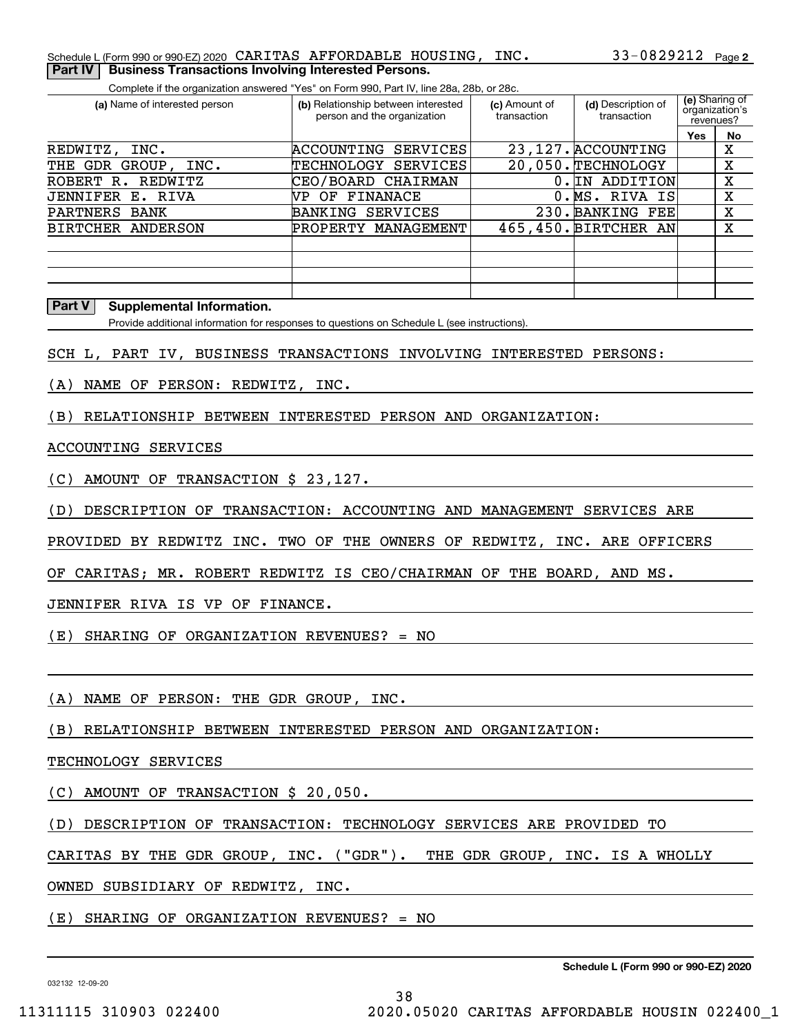Schedule L (Form 990 or 990-EZ) 2020 CARITAS AFFORDABLE HOUSING, INC. 33-0829212 Page 2

**Part IV | Business Transactions Involving Interested Persons.**

Complete if the organization answered "Yes" on Form 990, Part IV, line 28a, 28b, or 28c.

| (a) Name of interested person | (b) Relationship between interested person and the organization | (c) Amount of transaction | (d) Description of transaction | (e) Sharing of organization's revenues? | |
|---|---|---|---|---|---|
| | | | | Yes | No |
| REDWITZ, INC. | ACCOUNTING SERVICES | 23,127. | ACCOUNTING | | X |
| THE GDR GROUP, INC. | TECHNOLOGY SERVICES | 20,050. | TECHNOLOGY | | X |
| ROBERT R. REDWITZ | CEO/BOARD CHAIRMAN | 0. | IN ADDITION | | X |
| JENNIFER E. RIVA | VP OF FINANACE | 0. | MS. RIVA IS | | X |
| PARTNERS BANK | BANKING SERVICES | 230. | BANKING FEE | | X |
| BIRTCHER ANDERSON | PROPERTY MANAGEMENT | 465,450. | BIRTCHER AN | | X |

**Part V | Supplemental Information.**

Provide additional information for responses to questions on Schedule L (see instructions).

SCH L, PART IV, BUSINESS TRANSACTIONS INVOLVING INTERESTED PERSONS:

(A) NAME OF PERSON: REDWITZ, INC.

(B) RELATIONSHIP BETWEEN INTERESTED PERSON AND ORGANIZATION:

ACCOUNTING SERVICES

(C) AMOUNT OF TRANSACTION $ 23,127.

(D) DESCRIPTION OF TRANSACTION: ACCOUNTING AND MANAGEMENT SERVICES ARE PROVIDED BY REDWITZ INC. TWO OF THE OWNERS OF REDWITZ, INC. ARE OFFICERS OF CARITAS; MR. ROBERT REDWITZ IS CEO/CHAIRMAN OF THE BOARD, AND MS. JENNIFER RIVA IS VP OF FINANCE.

(E) SHARING OF ORGANIZATION REVENUES? = NO

(A) NAME OF PERSON: THE GDR GROUP, INC.

(B) RELATIONSHIP BETWEEN INTERESTED PERSON AND ORGANIZATION:

TECHNOLOGY SERVICES

(C) AMOUNT OF TRANSACTION $ 20,050.

(D) DESCRIPTION OF TRANSACTION: TECHNOLOGY SERVICES ARE PROVIDED TO CARITAS BY THE GDR GROUP, INC. ("GDR"). THE GDR GROUP, INC. IS A WHOLLY OWNED SUBSIDIARY OF REDWITZ, INC.

(E) SHARING OF ORGANIZATION REVENUES? = NO

Schedule L (Form 990 or 990-EZ) 2020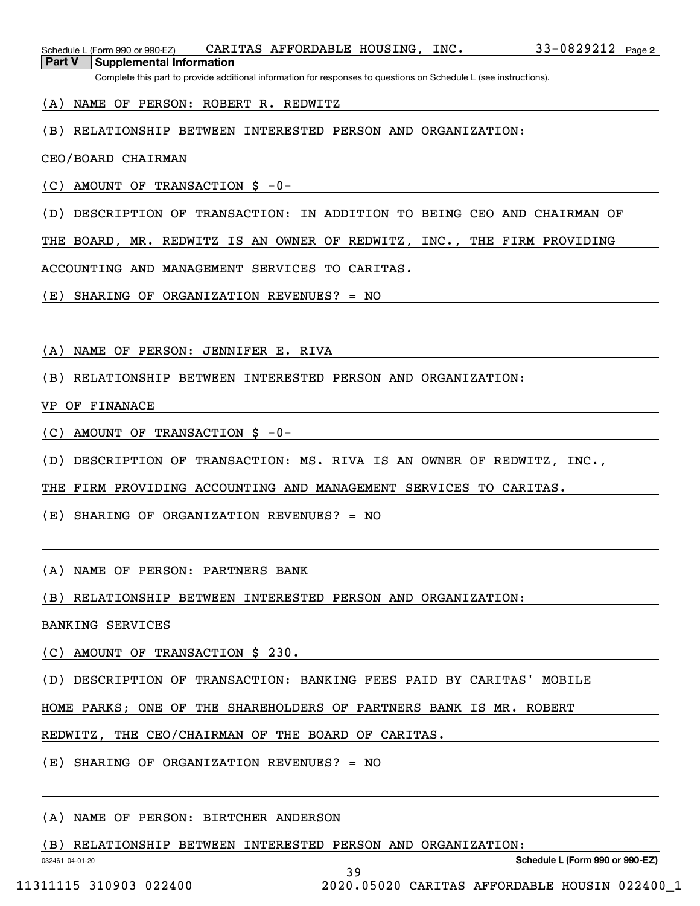Schedule L (Form 990 or 990-EZ) CARITAS AFFORDABLE HOUSING, INC. 33-0829212 Page 2

**Part V Supplemental Information**

Complete this part to provide additional information for responses to questions on Schedule L (see instructions).

(A) NAME OF PERSON: ROBERT R. REDWITZ

(B) RELATIONSHIP BETWEEN INTERESTED PERSON AND ORGANIZATION:

CEO/BOARD CHAIRMAN

(C) AMOUNT OF TRANSACTION $ -0-

(D) DESCRIPTION OF TRANSACTION: IN ADDITION TO BEING CEO AND CHAIRMAN OF THE BOARD, MR. REDWITZ IS AN OWNER OF REDWITZ, INC., THE FIRM PROVIDING ACCOUNTING AND MANAGEMENT SERVICES TO CARITAS.

(E) SHARING OF ORGANIZATION REVENUES? = NO

(A) NAME OF PERSON: JENNIFER E. RIVA

(B) RELATIONSHIP BETWEEN INTERESTED PERSON AND ORGANIZATION:

VP OF FINANACE

(C) AMOUNT OF TRANSACTION $ -0-

(D) DESCRIPTION OF TRANSACTION: MS. RIVA IS AN OWNER OF REDWITZ, INC., THE FIRM PROVIDING ACCOUNTING AND MANAGEMENT SERVICES TO CARITAS.

(E) SHARING OF ORGANIZATION REVENUES? = NO

(A) NAME OF PERSON: PARTNERS BANK

(B) RELATIONSHIP BETWEEN INTERESTED PERSON AND ORGANIZATION:

BANKING SERVICES

(C) AMOUNT OF TRANSACTION $ 230.

(D) DESCRIPTION OF TRANSACTION: BANKING FEES PAID BY CARITAS' MOBILE HOME PARKS; ONE OF THE SHAREHOLDERS OF PARTNERS BANK IS MR. ROBERT REDWITZ, THE CEO/CHAIRMAN OF THE BOARD OF CARITAS.

(E) SHARING OF ORGANIZATION REVENUES? = NO

(A) NAME OF PERSON: BIRTCHER ANDERSON

(B) RELATIONSHIP BETWEEN INTERESTED PERSON AND ORGANIZATION: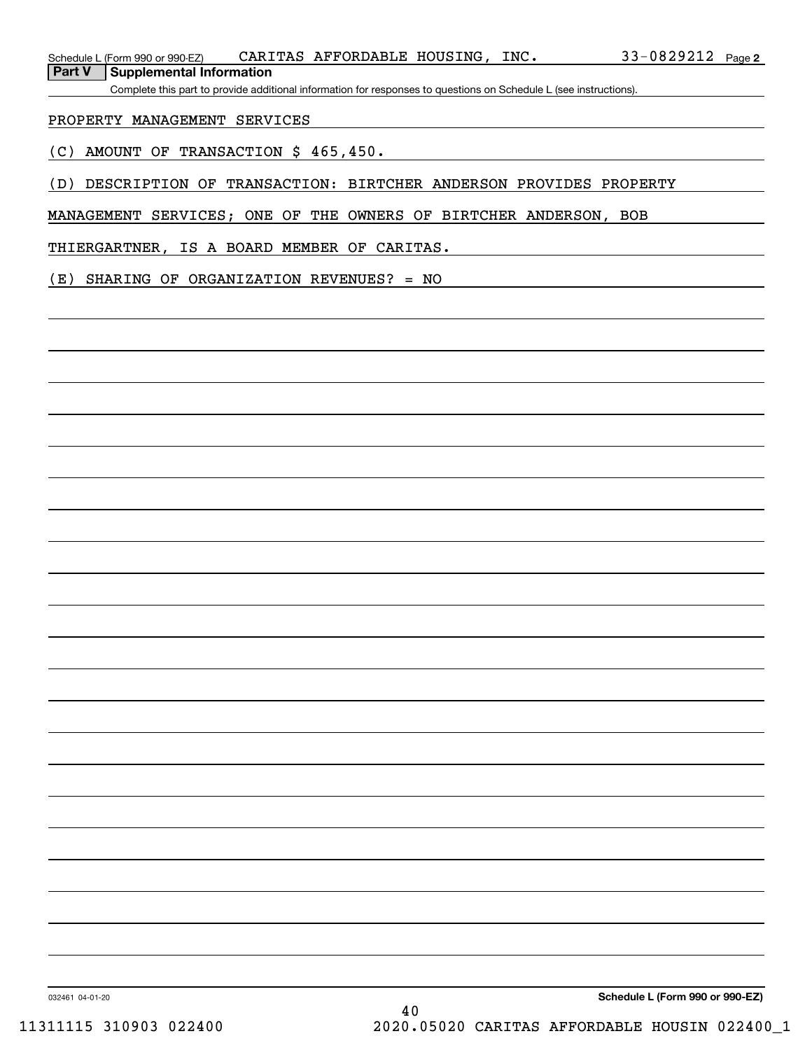Schedule L (Form 990 or 990-EZ) CARITAS AFFORDABLE HOUSING, INC. 33-0829212 Page 2

**Part V** **Supplemental Information**

Complete this part to provide additional information for responses to questions on Schedule L (see instructions).

PROPERTY MANAGEMENT SERVICES

(C) AMOUNT OF TRANSACTION $ 465,450.

(D) DESCRIPTION OF TRANSACTION: BIRTCHER ANDERSON PROVIDES PROPERTY MANAGEMENT SERVICES; ONE OF THE OWNERS OF BIRTCHER ANDERSON, BOB THIERGARTNER, IS A BOARD MEMBER OF CARITAS.

(E) SHARING OF ORGANIZATION REVENUES? = NO

032461 04-01-20 **Schedule L (Form 990 or 990-EZ)**

11311115 310903 022400 2020.05020 CARITAS AFFORDABLE HOUSIN 022400_1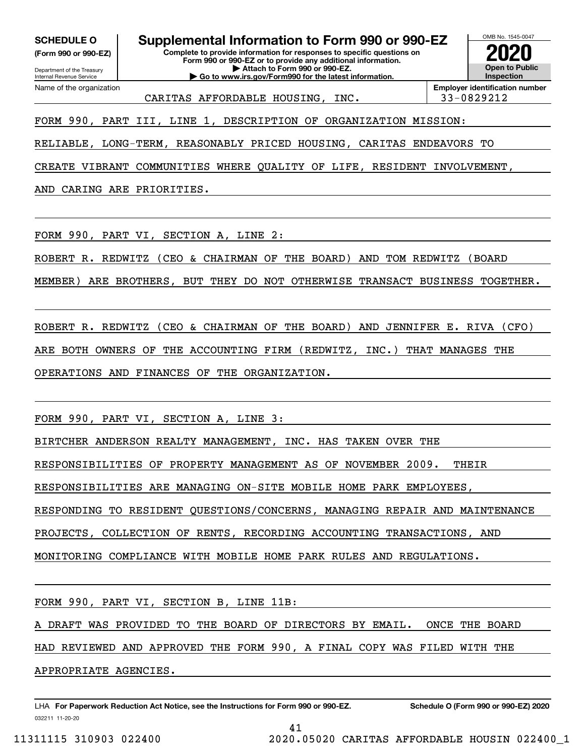**SCHEDULE O**
**(Form 990 or 990-EZ)**

Department of the Treasury
Internal Revenue Service

# Supplemental Information to Form 990 or 990-EZ

**Complete to provide information for responses to specific questions on Form 990 or 990-EZ or to provide any additional information.**
**▶ Attach to Form 990 or 990-EZ.**
**▶ Go to www.irs.gov/Form990 for the latest information.**

OMB No. 1545-0047

**2020**

**Open to Public Inspection**

| Name of the organization | Employer identification number |
|---|---|
| CARITAS AFFORDABLE HOUSING, INC. | 33-0829212 |

FORM 990, PART III, LINE 1, DESCRIPTION OF ORGANIZATION MISSION:

RELIABLE, LONG-TERM, REASONABLY PRICED HOUSING, CARITAS ENDEAVORS TO CREATE VIBRANT COMMUNITIES WHERE QUALITY OF LIFE, RESIDENT INVOLVEMENT, AND CARING ARE PRIORITIES.

FORM 990, PART VI, SECTION A, LINE 2:

ROBERT R. REDWITZ (CEO & CHAIRMAN OF THE BOARD) AND TOM REDWITZ (BOARD MEMBER) ARE BROTHERS, BUT THEY DO NOT OTHERWISE TRANSACT BUSINESS TOGETHER.

ROBERT R. REDWITZ (CEO & CHAIRMAN OF THE BOARD) AND JENNIFER E. RIVA (CFO) ARE BOTH OWNERS OF THE ACCOUNTING FIRM (REDWITZ, INC.) THAT MANAGES THE OPERATIONS AND FINANCES OF THE ORGANIZATION.

FORM 990, PART VI, SECTION A, LINE 3:

BIRTCHER ANDERSON REALTY MANAGEMENT, INC. HAS TAKEN OVER THE RESPONSIBILITIES OF PROPERTY MANAGEMENT AS OF NOVEMBER 2009. THEIR RESPONSIBILITIES ARE MANAGING ON-SITE MOBILE HOME PARK EMPLOYEES, RESPONDING TO RESIDENT QUESTIONS/CONCERNS, MANAGING REPAIR AND MAINTENANCE PROJECTS, COLLECTION OF RENTS, RECORDING ACCOUNTING TRANSACTIONS, AND MONITORING COMPLIANCE WITH MOBILE HOME PARK RULES AND REGULATIONS.

FORM 990, PART VI, SECTION B, LINE 11B:

A DRAFT WAS PROVIDED TO THE BOARD OF DIRECTORS BY EMAIL. ONCE THE BOARD HAD REVIEWED AND APPROVED THE FORM 990, A FINAL COPY WAS FILED WITH THE APPROPRIATE AGENCIES.

LHA **For Paperwork Reduction Act Notice, see the Instructions for Form 990 or 990-EZ.** **Schedule O (Form 990 or 990-EZ) 2020**
032211 11-20-20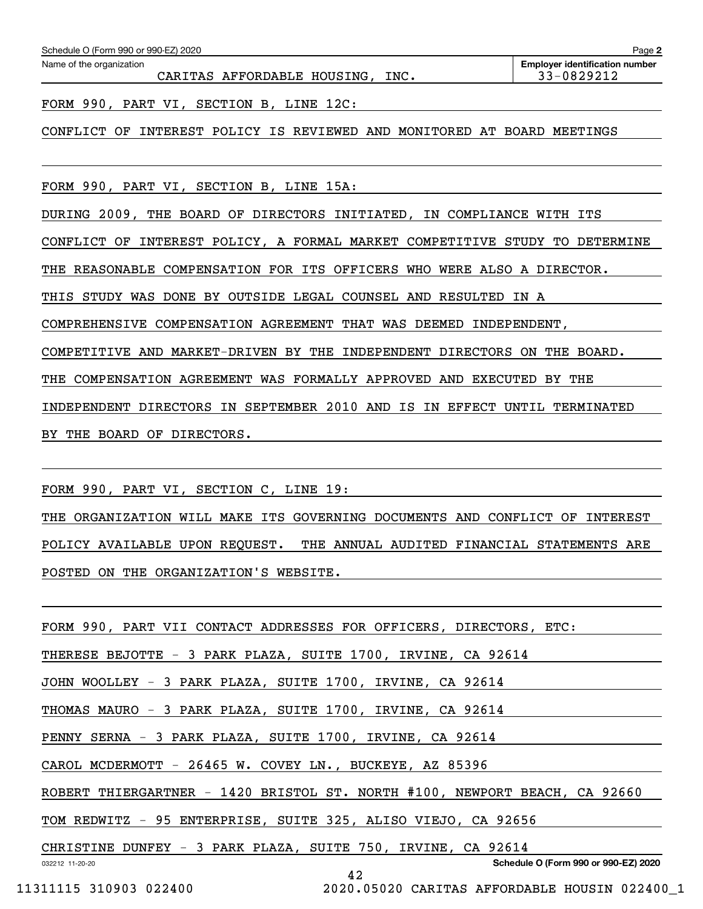Name of the organization: CARITAS AFFORDABLE HOUSING, INC.

Employer identification number: 33-0829212

FORM 990, PART VI, SECTION B, LINE 12C:

CONFLICT OF INTEREST POLICY IS REVIEWED AND MONITORED AT BOARD MEETINGS

FORM 990, PART VI, SECTION B, LINE 15A:

DURING 2009, THE BOARD OF DIRECTORS INITIATED, IN COMPLIANCE WITH ITS CONFLICT OF INTEREST POLICY, A FORMAL MARKET COMPETITIVE STUDY TO DETERMINE THE REASONABLE COMPENSATION FOR ITS OFFICERS WHO WERE ALSO A DIRECTOR. THIS STUDY WAS DONE BY OUTSIDE LEGAL COUNSEL AND RESULTED IN A COMPREHENSIVE COMPENSATION AGREEMENT THAT WAS DEEMED INDEPENDENT, COMPETITIVE AND MARKET-DRIVEN BY THE INDEPENDENT DIRECTORS ON THE BOARD. THE COMPENSATION AGREEMENT WAS FORMALLY APPROVED AND EXECUTED BY THE INDEPENDENT DIRECTORS IN SEPTEMBER 2010 AND IS IN EFFECT UNTIL TERMINATED BY THE BOARD OF DIRECTORS.

FORM 990, PART VI, SECTION C, LINE 19:

THE ORGANIZATION WILL MAKE ITS GOVERNING DOCUMENTS AND CONFLICT OF INTEREST POLICY AVAILABLE UPON REQUEST. THE ANNUAL AUDITED FINANCIAL STATEMENTS ARE POSTED ON THE ORGANIZATION'S WEBSITE.

FORM 990, PART VII CONTACT ADDRESSES FOR OFFICERS, DIRECTORS, ETC:

THERESE BEJOTTE - 3 PARK PLAZA, SUITE 1700, IRVINE, CA 92614

JOHN WOOLLEY - 3 PARK PLAZA, SUITE 1700, IRVINE, CA 92614

THOMAS MAURO - 3 PARK PLAZA, SUITE 1700, IRVINE, CA 92614

PENNY SERNA - 3 PARK PLAZA, SUITE 1700, IRVINE, CA 92614

CAROL MCDERMOTT - 26465 W. COVEY LN., BUCKEYE, AZ 85396

ROBERT THIERGARTNER - 1420 BRISTOL ST. NORTH #100, NEWPORT BEACH, CA 92660

TOM REDWITZ - 95 ENTERPRISE, SUITE 325, ALISO VIEJO, CA 92656

CHRISTINE DUNFEY - 3 PARK PLAZA, SUITE 750, IRVINE, CA 92614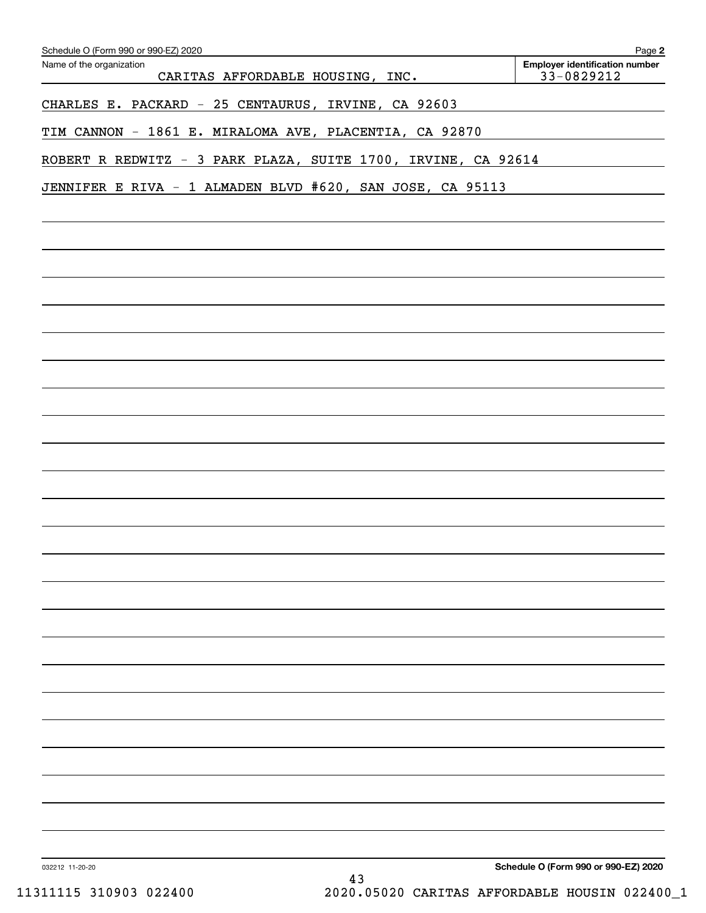Schedule O (Form 990 or 990-EZ) 2020

Name of the organization: CARITAS AFFORDABLE HOUSING, INC.

Employer identification number: 33-0829212

CHARLES E. PACKARD - 25 CENTAURUS, IRVINE, CA 92603

TIM CANNON - 1861 E. MIRALOMA AVE, PLACENTIA, CA 92870

ROBERT R REDWITZ - 3 PARK PLAZA, SUITE 1700, IRVINE, CA 92614

JENNIFER E RIVA - 1 ALMADEN BLVD #620, SAN JOSE, CA 95113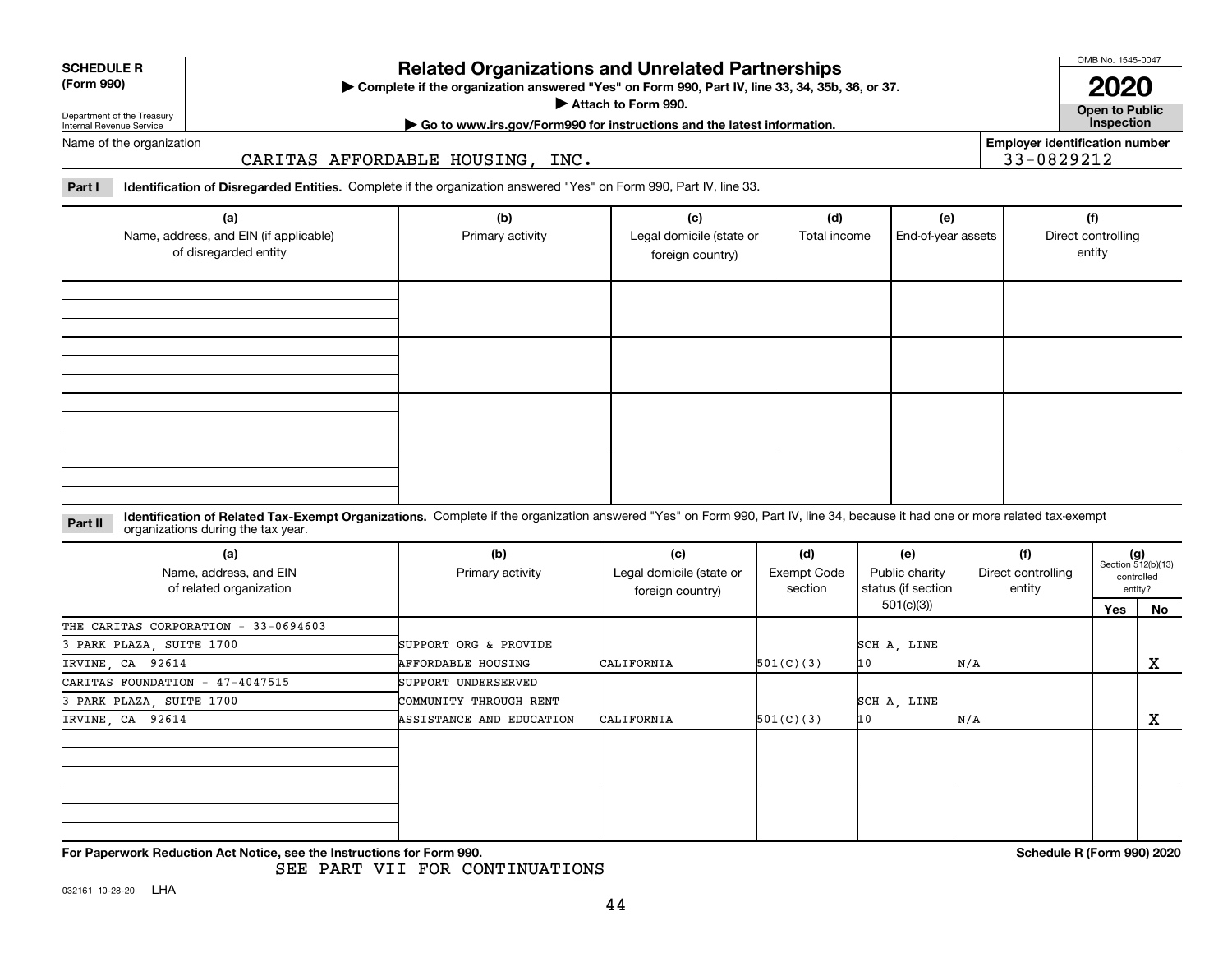**SCHEDULE R (Form 990)**

Department of the Treasury
Internal Revenue Service

# Related Organizations and Unrelated Partnerships

▶ Complete if the organization answered "Yes" on Form 990, Part IV, line 33, 34, 35b, 36, or 37.
▶ Attach to Form 990.
▶ Go to www.irs.gov/Form990 for instructions and the latest information.

OMB No. 1545-0047

**2020**

**Open to Public Inspection**

Name of the organization: CARITAS AFFORDABLE HOUSING, INC.

Employer identification number: 33-0829212

**Part I** **Identification of Disregarded Entities.** Complete if the organization answered "Yes" on Form 990, Part IV, line 33.

| (a) Name, address, and EIN (if applicable) of disregarded entity | (b) Primary activity | (c) Legal domicile (state or foreign country) | (d) Total income | (e) End-of-year assets | (f) Direct controlling entity |
|---|---|---|---|---|---|
| | | | | | |
| | | | | | |
| | | | | | |
| | | | | | |

**Part II** **Identification of Related Tax-Exempt Organizations.** Complete if the organization answered "Yes" on Form 990, Part IV, line 34, because it had one or more related tax-exempt organizations during the tax year.

| (a) Name, address, and EIN of related organization | (b) Primary activity | (c) Legal domicile (state or foreign country) | (d) Exempt Code section | (e) Public charity status (if section 501(c)(3)) | (f) Direct controlling entity | (g) Section 512(b)(13) controlled entity? Yes | No |
|---|---|---|---|---|---|---|---|
| THE CARITAS CORPORATION - 33-0694603<br>3 PARK PLAZA, SUITE 1700<br>IRVINE, CA 92614 | SUPPORT ORG & PROVIDE AFFORDABLE HOUSING | CALIFORNIA | 501(C)(3) | SCH A, LINE 10 | N/A | | X |
| CARITAS FOUNDATION - 47-4047515<br>3 PARK PLAZA, SUITE 1700<br>IRVINE, CA 92614 | SUPPORT UNDERSERVED COMMUNITY THROUGH RENT ASSISTANCE AND EDUCATION | CALIFORNIA | 501(C)(3) | SCH A, LINE 10 | N/A | | X |
| | | | | | | | |
| | | | | | | | |

**For Paperwork Reduction Act Notice, see the Instructions for Form 990.**

SEE PART VII FOR CONTINUATIONS

**Schedule R (Form 990) 2020**

032161 10-28-20 LHA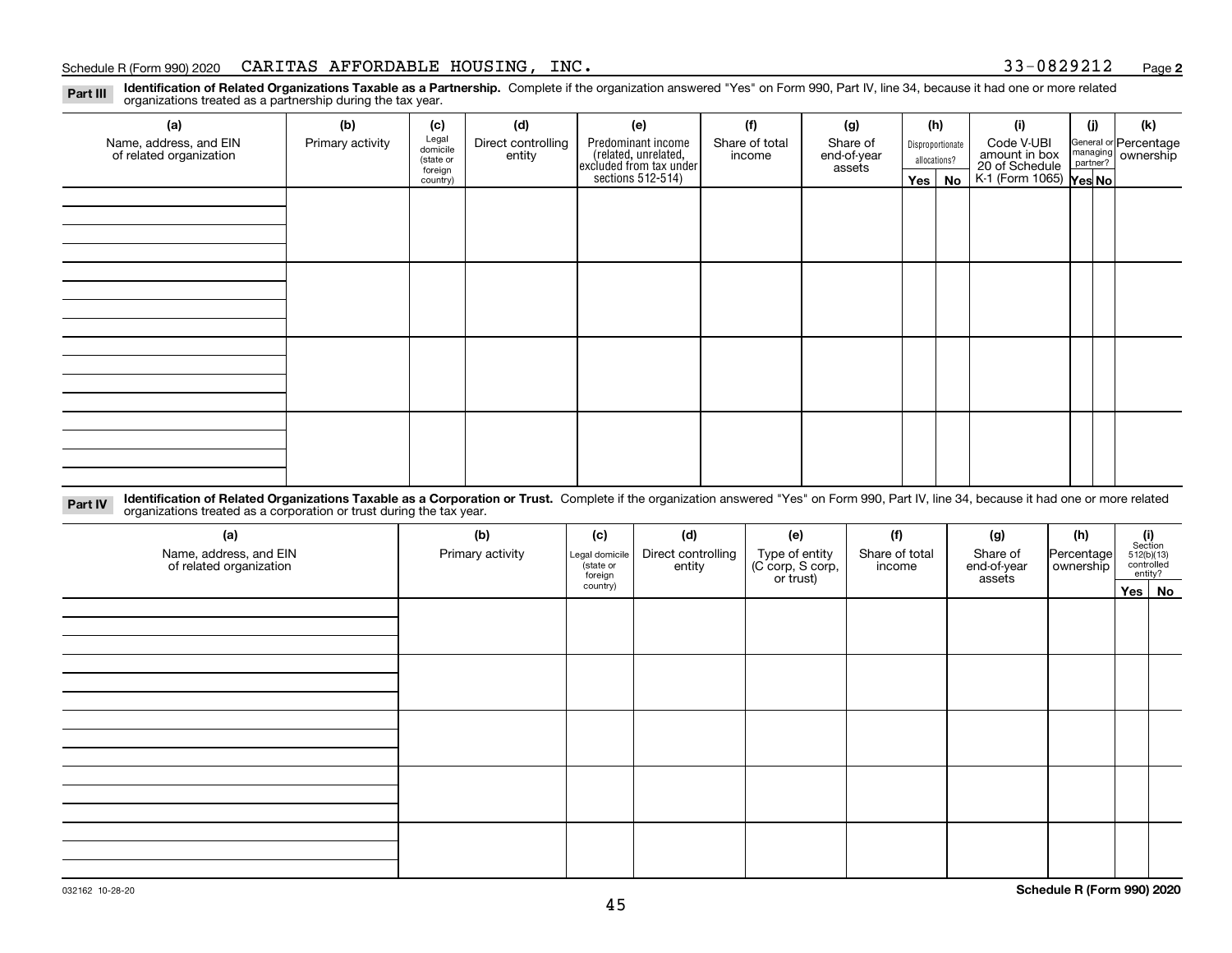Schedule R (Form 990) 2020 CARITAS AFFORDABLE HOUSING, INC. 33-0829212 Page **2**

**Part III** **Identification of Related Organizations Taxable as a Partnership.** Complete if the organization answered "Yes" on Form 990, Part IV, line 34, because it had one or more related organizations treated as a partnership during the tax year.

| (a) Name, address, and EIN of related organization | (b) Primary activity | (c) Legal domicile (state or foreign country) | (d) Direct controlling entity | (e) Predominant income (related, unrelated, excluded from tax under sections 512-514) | (f) Share of total income | (g) Share of end-of-year assets | (h) Disproportionate allocations? Yes | (h) No | (i) Code V-UBI amount in box 20 of Schedule K-1 (Form 1065) | (j) General or managing partner? Yes | (j) No | (k) Percentage ownership |
|---|---|---|---|---|---|---|---|---|---|---|---|---|
| | | | | | | | | | | | | |
| | | | | | | | | | | | | |
| | | | | | | | | | | | | |
| | | | | | | | | | | | | |

**Part IV** **Identification of Related Organizations Taxable as a Corporation or Trust.** Complete if the organization answered "Yes" on Form 990, Part IV, line 34, because it had one or more related organizations treated as a corporation or trust during the tax year.

| (a) Name, address, and EIN of related organization | (b) Primary activity | (c) Legal domicile (state or foreign country) | (d) Direct controlling entity | (e) Type of entity (C corp, S corp, or trust) | (f) Share of total income | (g) Share of end-of-year assets | (h) Percentage ownership | (i) Section 512(b)(13) controlled entity? Yes | (i) No |
|---|---|---|---|---|---|---|---|---|---|
| | | | | | | | | | |
| | | | | | | | | | |
| | | | | | | | | | |
| | | | | | | | | | |
| | | | | | | | | | |

032162 10-28-20 **Schedule R (Form 990) 2020**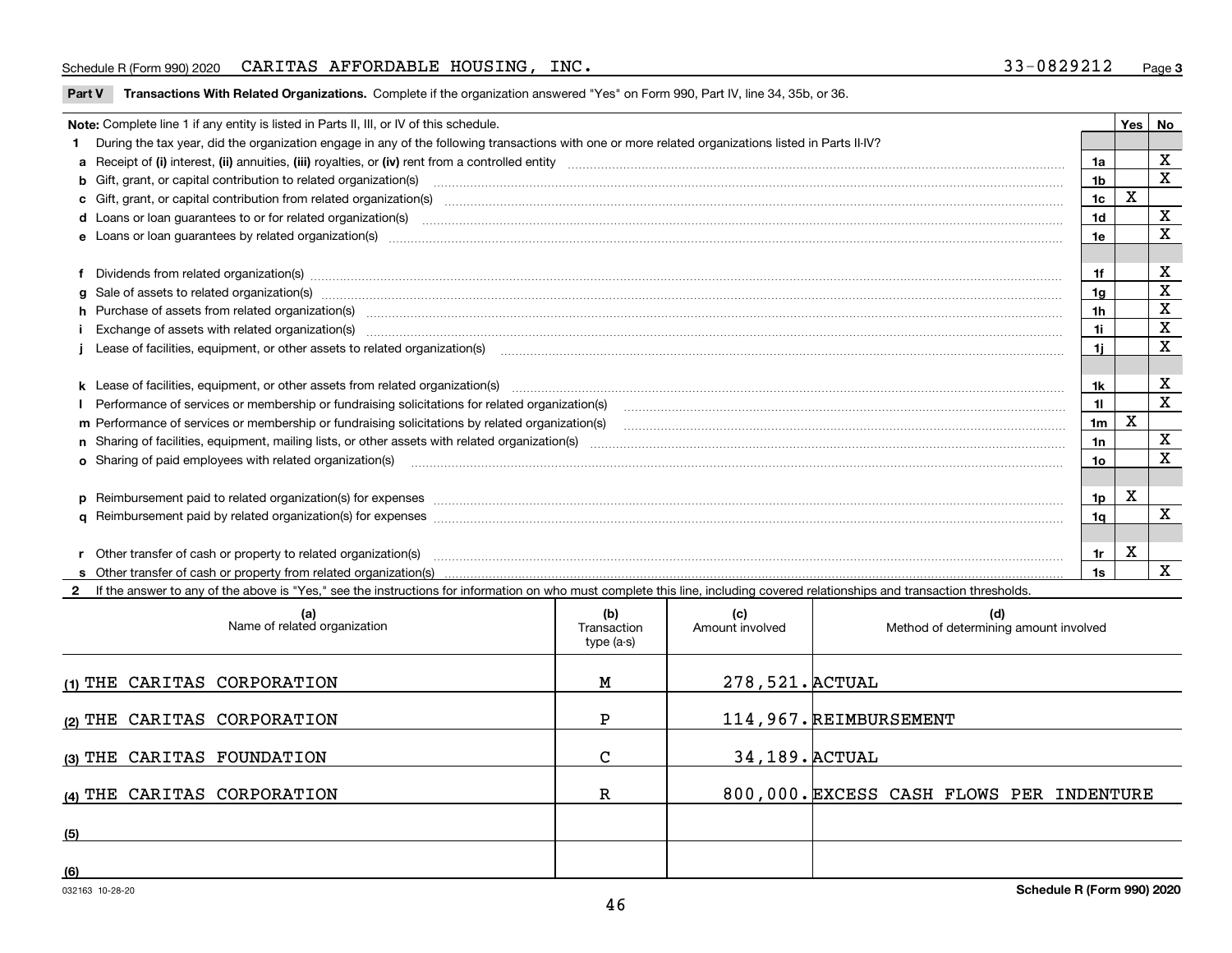Schedule R (Form 990) 2020 CARITAS AFFORDABLE HOUSING, INC. 33-0829212 Page 3

**Part V Transactions With Related Organizations.** Complete if the organization answered "Yes" on Form 990, Part IV, line 34, 35b, or 36.

| **Note:** Complete line 1 if any entity is listed in Parts II, III, or IV of this schedule. | | Yes | No |
|---|---|---|---|
| **1** During the tax year, did the organization engage in any of the following transactions with one or more related organizations listed in Parts II-IV? | | | |
| **a** Receipt of **(i)** interest, **(ii)** annuities, **(iii)** royalties, or **(iv)** rent from a controlled entity | 1a | | X |
| **b** Gift, grant, or capital contribution to related organization(s) | 1b | | X |
| **c** Gift, grant, or capital contribution from related organization(s) | 1c | X | |
| **d** Loans or loan guarantees to or for related organization(s) | 1d | | X |
| **e** Loans or loan guarantees by related organization(s) | 1e | | X |
| **f** Dividends from related organization(s) | 1f | | X |
| **g** Sale of assets to related organization(s) | 1g | | X |
| **h** Purchase of assets from related organization(s) | 1h | | X |
| **i** Exchange of assets with related organization(s) | 1i | | X |
| **j** Lease of facilities, equipment, or other assets to related organization(s) | 1j | | X |
| **k** Lease of facilities, equipment, or other assets from related organization(s) | 1k | | X |
| **l** Performance of services or membership or fundraising solicitations for related organization(s) | 1l | | X |
| **m** Performance of services or membership or fundraising solicitations by related organization(s) | 1m | X | |
| **n** Sharing of facilities, equipment, mailing lists, or other assets with related organization(s) | 1n | | X |
| **o** Sharing of paid employees with related organization(s) | 1o | | X |
| **p** Reimbursement paid to related organization(s) for expenses | 1p | X | |
| **q** Reimbursement paid by related organization(s) for expenses | 1q | | X |
| **r** Other transfer of cash or property to related organization(s) | 1r | X | |
| **s** Other transfer of cash or property from related organization(s) | 1s | | X |

**2** If the answer to any of the above is "Yes," see the instructions for information on who must complete this line, including covered relationships and transaction thresholds.

| (a) Name of related organization | (b) Transaction type (a-s) | (c) Amount involved | (d) Method of determining amount involved |
|---|---|---|---|
| (1) THE CARITAS CORPORATION | M | 278,521. | ACTUAL |
| (2) THE CARITAS CORPORATION | P | 114,967. | REIMBURSEMENT |
| (3) THE CARITAS FOUNDATION | C | 34,189. | ACTUAL |
| (4) THE CARITAS CORPORATION | R | 800,000. | EXCESS CASH FLOWS PER INDENTURE |
| (5) | | | |
| (6) | | | |

032163 10-28-20

Schedule R (Form 990) 2020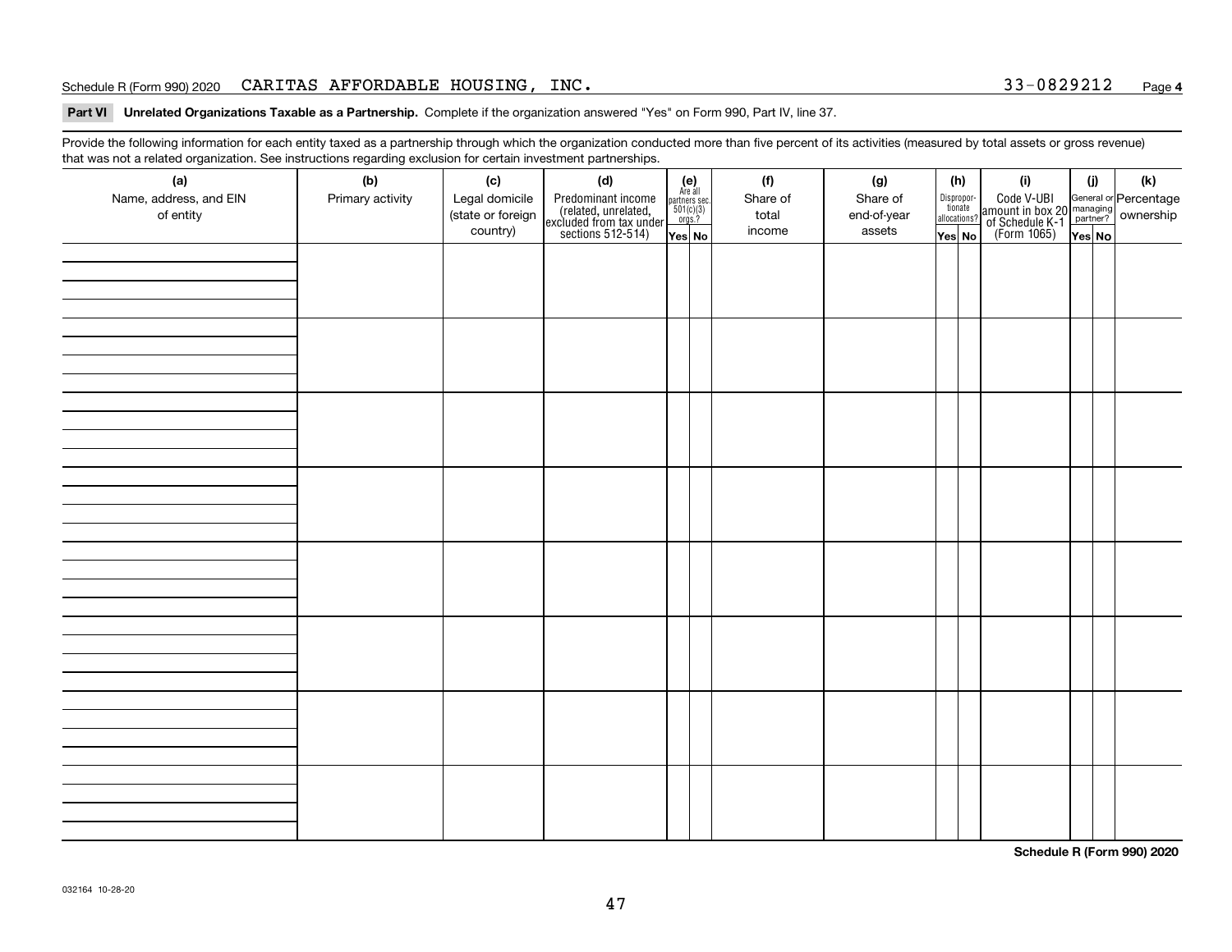Schedule R (Form 990) 2020 CARITAS AFFORDABLE HOUSING, INC. 33-0829212

**Part VI Unrelated Organizations Taxable as a Partnership.** Complete if the organization answered "Yes" on Form 990, Part IV, line 37.

Provide the following information for each entity taxed as a partnership through which the organization conducted more than five percent of its activities (measured by total assets or gross revenue) that was not a related organization. See instructions regarding exclusion for certain investment partnerships.

| (a) Name, address, and EIN of entity | (b) Primary activity | (c) Legal domicile (state or foreign country) | (d) Predominant income (related, unrelated, excluded from tax under sections 512-514) | (e) Are all partners sec. 501(c)(3) orgs.? Yes | No | (f) Share of total income | (g) Share of end-of-year assets | (h) Disproportionate allocations? Yes | No | (i) Code V-UBI amount in box 20 of Schedule K-1 (Form 1065) | (j) General or managing partner? Yes | No | (k) Percentage ownership |
|---|---|---|---|---|---|---|---|---|---|---|---|---|---|
| | | | | | | | | | | | | | |
| | | | | | | | | | | | | | |
| | | | | | | | | | | | | | |
| | | | | | | | | | | | | | |
| | | | | | | | | | | | | | |
| | | | | | | | | | | | | | |
| | | | | | | | | | | | | | |
| | | | | | | | | | | | | | |

**Schedule R (Form 990) 2020**

032164 10-28-20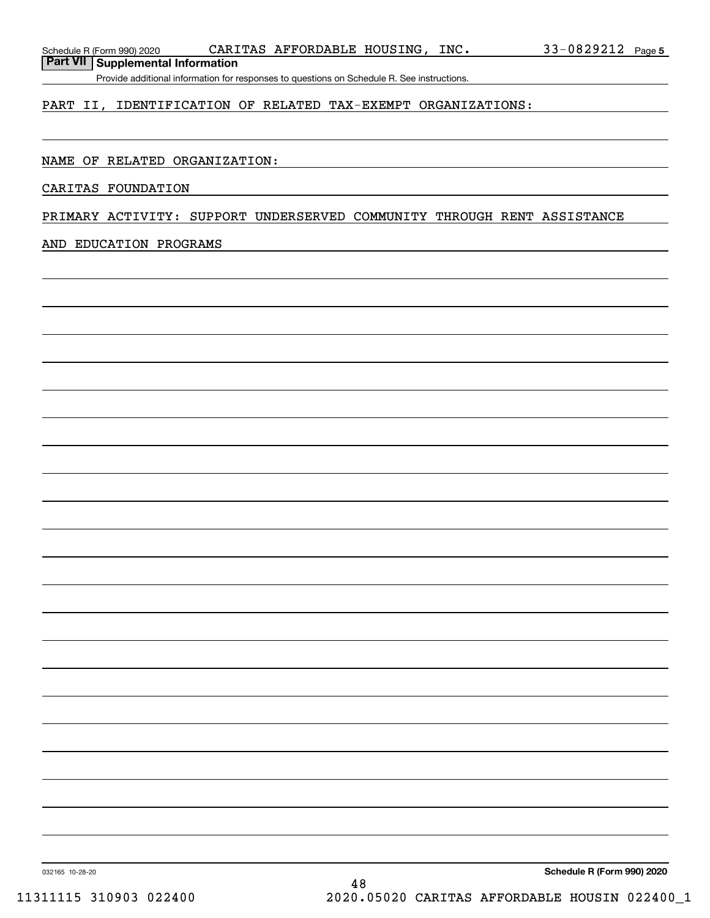Schedule R (Form 990) 2020 CARITAS AFFORDABLE HOUSING, INC. 33-0829212 Page 5

## Part VII Supplemental Information

Provide additional information for responses to questions on Schedule R. See instructions.

PART II, IDENTIFICATION OF RELATED TAX-EXEMPT ORGANIZATIONS:

NAME OF RELATED ORGANIZATION:

CARITAS FOUNDATION

PRIMARY ACTIVITY: SUPPORT UNDERSERVED COMMUNITY THROUGH RENT ASSISTANCE AND EDUCATION PROGRAMS

032165 10-28-20 Schedule R (Form 990) 2020

11311115 310903 022400 2020.05020 CARITAS AFFORDABLE HOUSIN 022400_1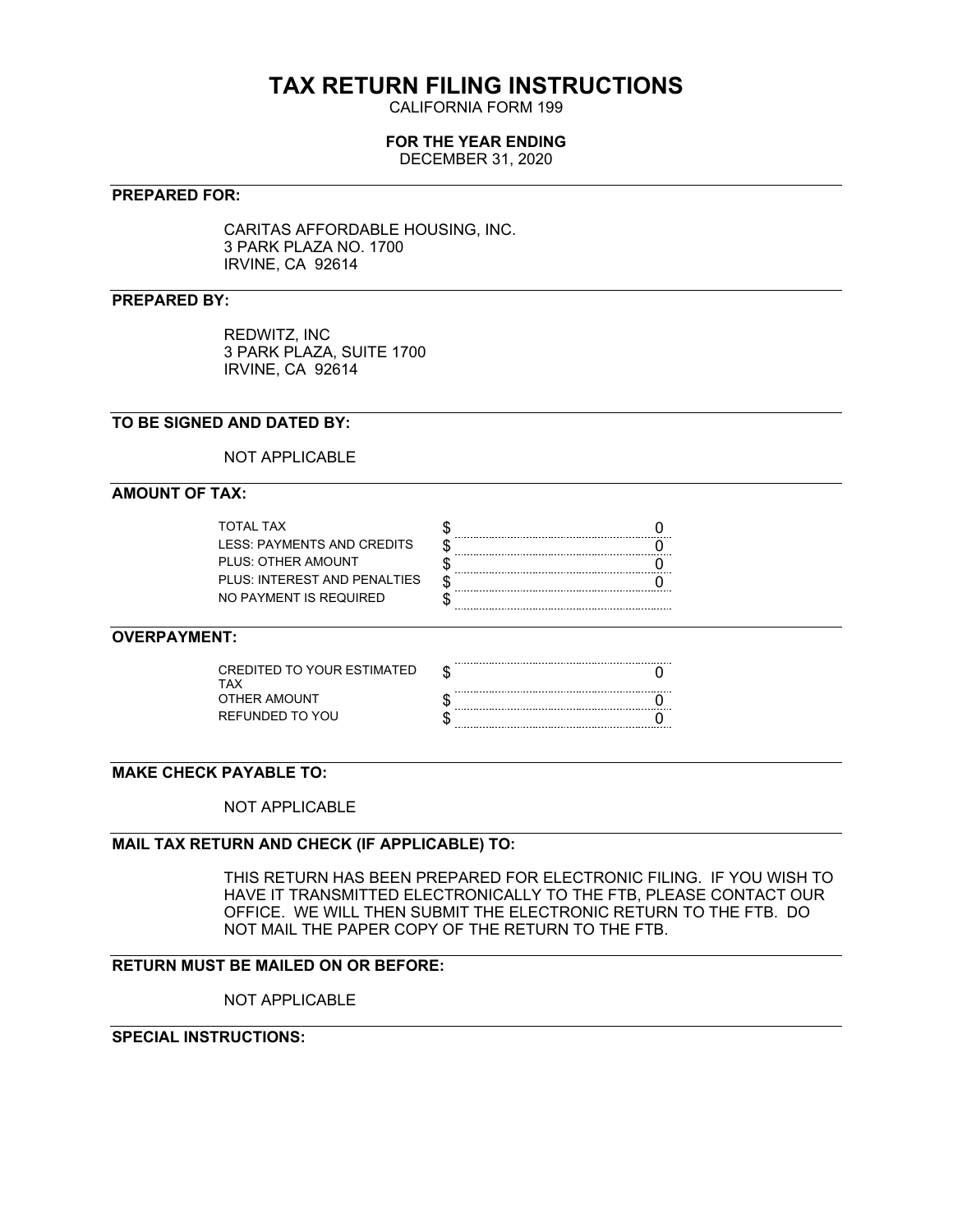# TAX RETURN FILING INSTRUCTIONS

CALIFORNIA FORM 199

**FOR THE YEAR ENDING**

DECEMBER 31, 2020

---

**PREPARED FOR:**

CARITAS AFFORDABLE HOUSING, INC.
3 PARK PLAZA NO. 1700
IRVINE, CA 92614

**PREPARED BY:**

REDWITZ, INC
3 PARK PLAZA, SUITE 1700
IRVINE, CA 92614

**TO BE SIGNED AND DATED BY:**

NOT APPLICABLE

**AMOUNT OF TAX:**

| | | |
|---|---|---|
| TOTAL TAX | $ | 0 |
| LESS: PAYMENTS AND CREDITS | $ | 0 |
| PLUS: OTHER AMOUNT | $ | 0 |
| PLUS: INTEREST AND PENALTIES | $ | 0 |
| NO PAYMENT IS REQUIRED | $ | |

**OVERPAYMENT:**

| | | |
|---|---|---|
| CREDITED TO YOUR ESTIMATED TAX | $ | 0 |
| OTHER AMOUNT | $ | 0 |
| REFUNDED TO YOU | $ | 0 |

**MAKE CHECK PAYABLE TO:**

NOT APPLICABLE

**MAIL TAX RETURN AND CHECK (IF APPLICABLE) TO:**

THIS RETURN HAS BEEN PREPARED FOR ELECTRONIC FILING. IF YOU WISH TO HAVE IT TRANSMITTED ELECTRONICALLY TO THE FTB, PLEASE CONTACT OUR OFFICE. WE WILL THEN SUBMIT THE ELECTRONIC RETURN TO THE FTB. DO NOT MAIL THE PAPER COPY OF THE RETURN TO THE FTB.

**RETURN MUST BE MAILED ON OR BEFORE:**

NOT APPLICABLE

**SPECIAL INSTRUCTIONS:**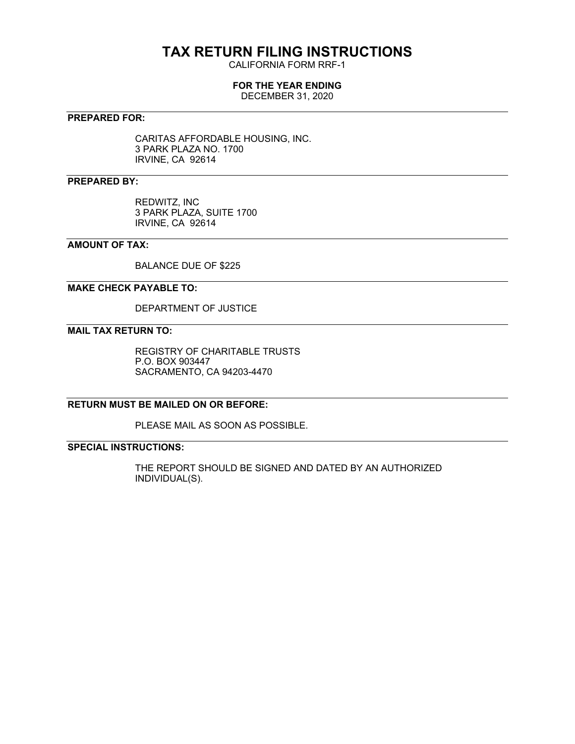# TAX RETURN FILING INSTRUCTIONS

CALIFORNIA FORM RRF-1

**FOR THE YEAR ENDING**

DECEMBER 31, 2020

---

**PREPARED FOR:**

CARITAS AFFORDABLE HOUSING, INC.
3 PARK PLAZA NO. 1700
IRVINE, CA 92614

---

**PREPARED BY:**

REDWITZ, INC
3 PARK PLAZA, SUITE 1700
IRVINE, CA 92614

---

**AMOUNT OF TAX:**

BALANCE DUE OF $225

---

**MAKE CHECK PAYABLE TO:**

DEPARTMENT OF JUSTICE

---

**MAIL TAX RETURN TO:**

REGISTRY OF CHARITABLE TRUSTS
P.O. BOX 903447
SACRAMENTO, CA 94203-4470

---

**RETURN MUST BE MAILED ON OR BEFORE:**

PLEASE MAIL AS SOON AS POSSIBLE.

---

**SPECIAL INSTRUCTIONS:**

THE REPORT SHOULD BE SIGNED AND DATED BY AN AUTHORIZED INDIVIDUAL(S).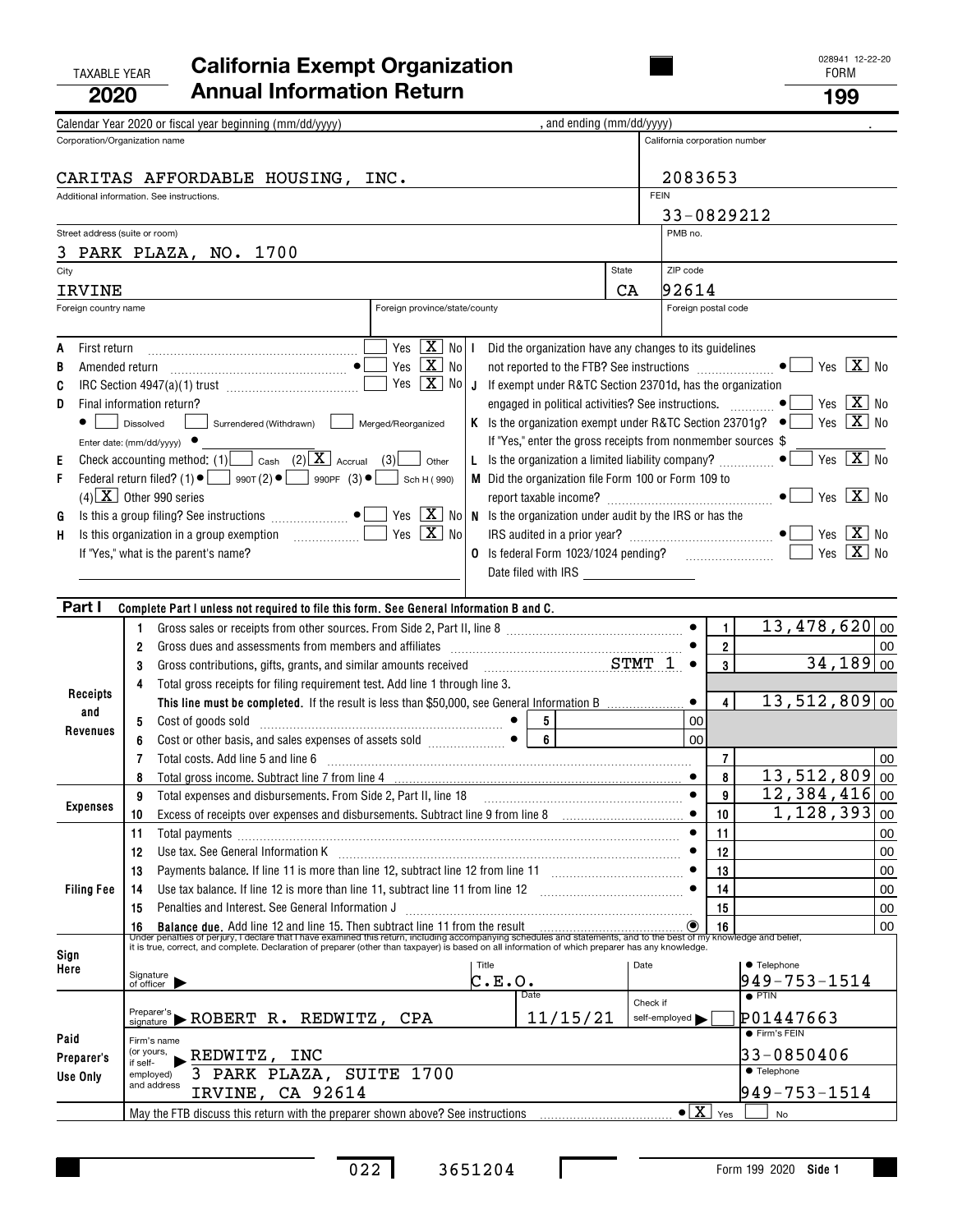TAXABLE YEAR **2020**

# California Exempt Organization Annual Information Return

028941 12-22-20

FORM **199**

Calendar Year 2020 or fiscal year beginning (mm/dd/yyyy) , and ending (mm/dd/yyyy) .

| Corporation/Organization name | California corporation number |
|---|---|
| CARITAS AFFORDABLE HOUSING, INC. | 2083653 |
| Additional information. See instructions. | FEIN 33-0829212 |
| Street address (suite or room) 3 PARK PLAZA, NO. 1700 | PMB no. |
| City IRVINE | State CA | ZIP code 92614 |
| Foreign country name | Foreign province/state/county | Foreign postal code |

**A** First return ☐ Yes ☒ No

**B** Amended return ● ☐ Yes ☒ No

**C** IRC Section 4947(a)(1) trust ☐ Yes ☒ No

**D** Final information return?
● ☐ Dissolved ☐ Surrendered (Withdrawn) ☐ Merged/Reorganized
Enter date: (mm/dd/yyyy) ●

**E** Check accounting method: (1) ☐ Cash (2) ☒ Accrual (3) ☐ Other

**F** Federal return filed? (1) ● ☐ 990T (2) ● ☐ 990PF (3) ● ☐ Sch H (990)
(4) ☒ Other 990 series

**G** Is this a group filing? See instructions ● ☐ Yes ☒ No

**H** Is this organization in a group exemption ☐ Yes ☒ No
If "Yes," what is the parent's name?

**I** Did the organization have any changes to its guidelines not reported to the FTB? See instructions ● ☐ Yes ☒ No

**J** If exempt under R&TC Section 23701d, has the organization engaged in political activities? See instructions. ● ☐ Yes ☒ No

**K** Is the organization exempt under R&TC Section 23701g? ● ☐ Yes ☒ No
If "Yes," enter the gross receipts from nonmember sources $

**L** Is the organization a limited liability company? ● ☐ Yes ☒ No

**M** Did the organization file Form 100 or Form 109 to report taxable income? ● ☐ Yes ☒ No

**N** Is the organization under audit by the IRS or has the IRS audited in a prior year? ● ☐ Yes ☒ No

**O** Is federal Form 1023/1024 pending? ☐ Yes ☒ No
Date filed with IRS

## Part I Complete Part I unless not required to file this form. See General Information B and C.

| Section | Line | Description | Amount |
|---|---|---|---|
| Receipts and Revenues | 1 | Gross sales or receipts from other sources. From Side 2, Part II, line 8 | 13,478,620 00 |
| | 2 | Gross dues and assessments from members and affiliates | 00 |
| | 3 | Gross contributions, gifts, grants, and similar amounts received STMT 1 | 34,189 00 |
| | 4 | Total gross receipts for filing requirement test. Add line 1 through line 3. **This line must be completed.** If the result is less than $50,000, see General Information B | 13,512,809 00 |
| | 5 | Cost of goods sold (5) 00 | |
| | 6 | Cost or other basis, and sales expenses of assets sold (6) 00 | |
| | 7 | Total costs. Add line 5 and line 6 | 00 |
| | 8 | Total gross income. Subtract line 7 from line 4 | 13,512,809 00 |
| Expenses | 9 | Total expenses and disbursements. From Side 2, Part II, line 18 | 12,384,416 00 |
| | 10 | Excess of receipts over expenses and disbursements. Subtract line 9 from line 8 | 1,128,393 00 |
| Filing Fee | 11 | Total payments | 00 |
| | 12 | Use tax. See General Information K | 00 |
| | 13 | Payments balance. If line 11 is more than line 12, subtract line 12 from line 11 | 00 |
| | 14 | Use tax balance. If line 12 is more than line 11, subtract line 11 from line 12 | 00 |
| | 15 | Penalties and Interest. See General Information J | 00 |
| | 16 | **Balance due.** Add line 12 and line 15. Then subtract line 11 from the result | 00 |

Under penalties of perjury, I declare that I have examined this return, including accompanying schedules and statements, and to the best of my knowledge and belief, it is true, correct, and complete. Declaration of preparer (other than taxpayer) is based on all information of which preparer has any knowledge.

| | | | | |
|---|---|---|---|---|
| **Sign Here** | Signature of officer | Title C.E.O. | Date | Telephone 949-753-1514 |
| **Paid Preparer's Use Only** | Preparer's signature ROBERT R. REDWITZ, CPA | Date 11/15/21 | Check if self-employed ☐ | PTIN P01447663 |
| | Firm's name (or yours, if self-employed) and address: REDWITZ, INC, 3 PARK PLAZA, SUITE 1700, IRVINE, CA 92614 | | | Firm's FEIN 33-0850406; Telephone 949-753-1514 |

May the FTB discuss this return with the preparer shown above? See instructions ● ☒ Yes ☐ No

022 3651204 Form 199 2020 Side 1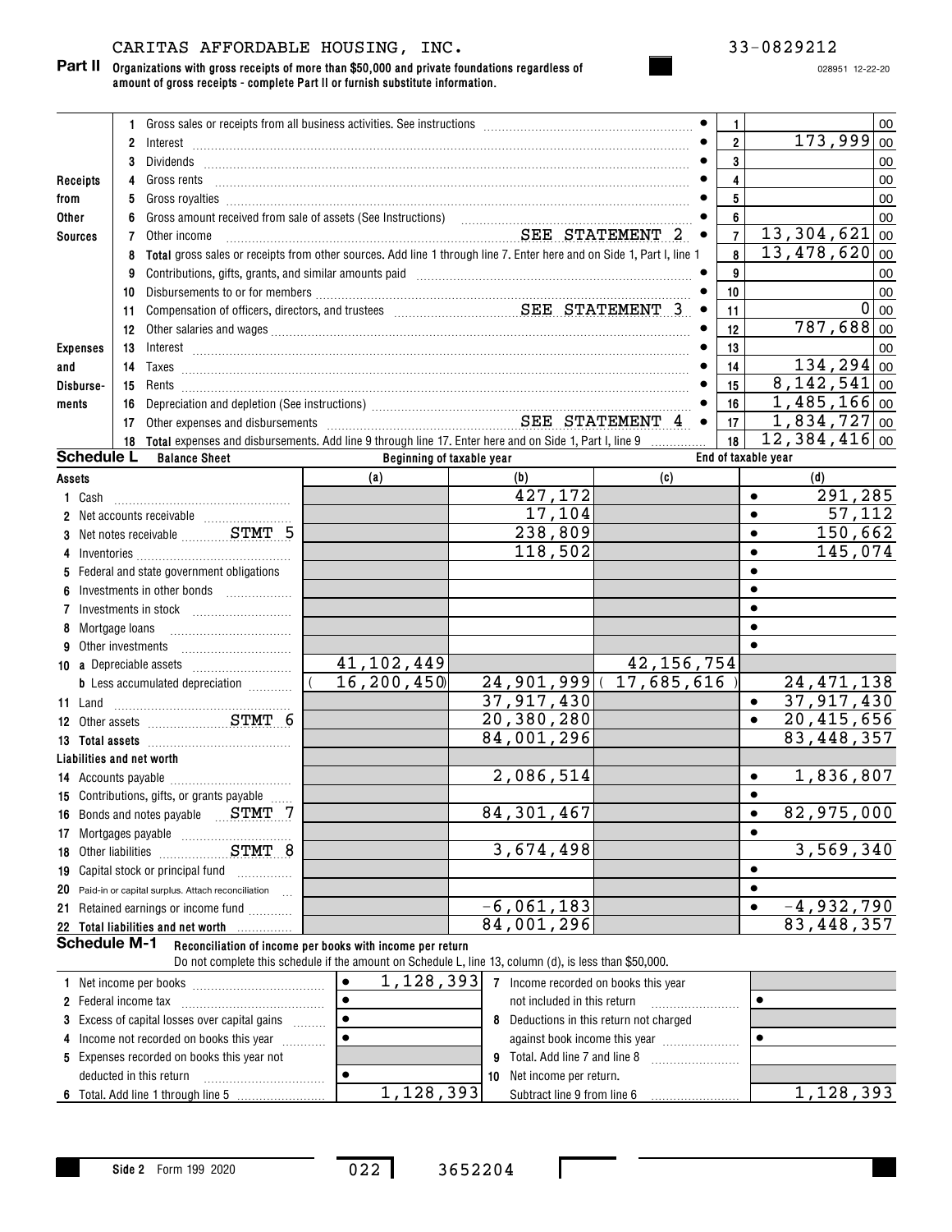CARITAS AFFORDABLE HOUSING, INC. 33-0829212

028951 12-22-20

**Part II** **Organizations with gross receipts of more than $50,000 and private foundations regardless of amount of gross receipts - complete Part II or furnish substitute information.**

| | | | | |
|---|---|---|---|---|
| **Receipts from Other Sources** | 1 | Gross sales or receipts from all business activities. See instructions | 1 | 00 |
| | 2 | Interest | 2 | 173,999 00 |
| | 3 | Dividends | 3 | 00 |
| | 4 | Gross rents | 4 | 00 |
| | 5 | Gross royalties | 5 | 00 |
| | 6 | Gross amount received from sale of assets (See Instructions) | 6 | 00 |
| | 7 | Other income SEE STATEMENT 2 | 7 | 13,304,621 00 |
| | 8 | **Total** gross sales or receipts from other sources. Add line 1 through line 7. Enter here and on Side 1, Part I, line 1 | 8 | 13,478,620 00 |
| **Expenses and Disbursements** | 9 | Contributions, gifts, grants, and similar amounts paid | 9 | 00 |
| | 10 | Disbursements to or for members | 10 | 00 |
| | 11 | Compensation of officers, directors, and trustees SEE STATEMENT 3 | 11 | 0 00 |
| | 12 | Other salaries and wages | 12 | 787,688 00 |
| | 13 | Interest | 13 | 00 |
| | 14 | Taxes | 14 | 134,294 00 |
| | 15 | Rents | 15 | 8,142,541 00 |
| | 16 | Depreciation and depletion (See instructions) | 16 | 1,485,166 00 |
| | 17 | Other expenses and disbursements SEE STATEMENT 4 | 17 | 1,834,727 00 |
| | 18 | **Total** expenses and disbursements. Add line 9 through line 17. Enter here and on Side 1, Part I, line 9 | 18 | 12,384,416 00 |

**Schedule L** **Balance Sheet**

| Assets | Beginning of taxable year (a) | (b) | End of taxable year (c) | (d) |
|---|---|---|---|---|
| 1 Cash | | 427,172 | | 291,285 |
| 2 Net accounts receivable | | 17,104 | | 57,112 |
| 3 Net notes receivable STMT 5 | | 238,809 | | 150,662 |
| 4 Inventories | | 118,502 | | 145,074 |
| 5 Federal and state government obligations | | | | |
| 6 Investments in other bonds | | | | |
| 7 Investments in stock | | | | |
| 8 Mortgage loans | | | | |
| 9 Other investments | | | | |
| 10 a Depreciable assets | 41,102,449 | | 42,156,754 | |
| b Less accumulated depreciation | ( 16,200,450) | 24,901,999 | ( 17,685,616 ) | 24,471,138 |
| 11 Land | | 37,917,430 | | 37,917,430 |
| 12 Other assets STMT 6 | | 20,380,280 | | 20,415,656 |
| 13 **Total assets** | | 84,001,296 | | 83,448,357 |
| **Liabilities and net worth** | | | | |
| 14 Accounts payable | | 2,086,514 | | 1,836,807 |
| 15 Contributions, gifts, or grants payable | | | | |
| 16 Bonds and notes payable STMT 7 | | 84,301,467 | | 82,975,000 |
| 17 Mortgages payable | | | | |
| 18 Other liabilities STMT 8 | | 3,674,498 | | 3,569,340 |
| 19 Capital stock or principal fund | | | | |
| 20 Paid-in or capital surplus. Attach reconciliation | | | | |
| 21 Retained earnings or income fund | | -6,061,183 | | -4,932,790 |
| 22 **Total liabilities and net worth** | | 84,001,296 | | 83,448,357 |

**Schedule M-1** **Reconciliation of income per books with income per return**

Do not complete this schedule if the amount on Schedule L, line 13, column (d), is less than $50,000.

| | | | |
|---|---|---|---|
| 1 Net income per books | 1,128,393 | 7 Income recorded on books this year not included in this return | |
| 2 Federal income tax | | | |
| 3 Excess of capital losses over capital gains | | 8 Deductions in this return not charged against book income this year | |
| 4 Income not recorded on books this year | | | |
| 5 Expenses recorded on books this year not deducted in this return | | 9 Total. Add line 7 and line 8 | |
| | | 10 Net income per return. Subtract line 9 from line 6 | 1,128,393 |
| 6 Total. Add line 1 through line 5 | 1,128,393 | | |

Side 2 Form 199 2020 022 3652204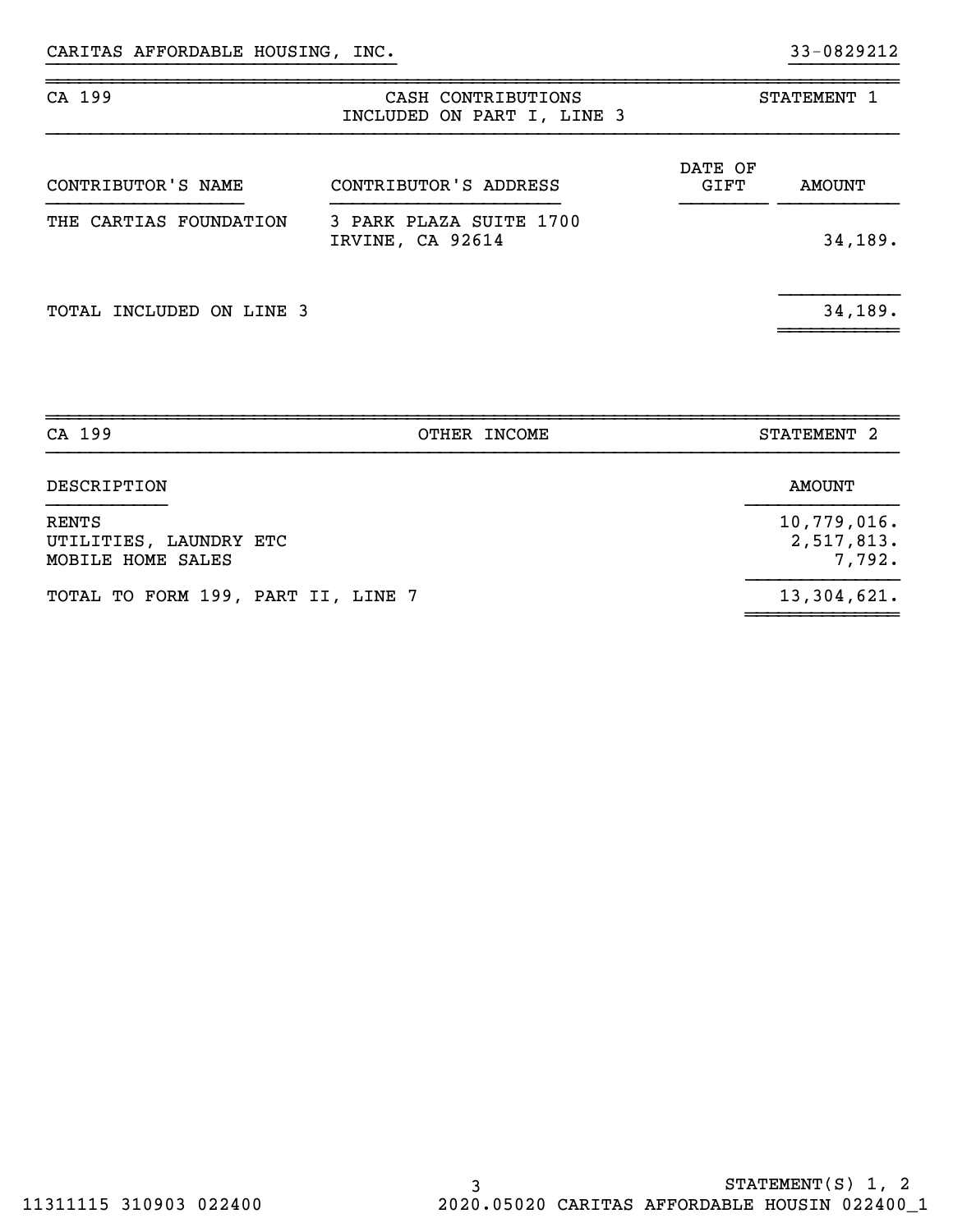CARITAS AFFORDABLE HOUSING, INC. 33-0829212

| CA 199 | CASH CONTRIBUTIONS INCLUDED ON PART I, LINE 3 | | STATEMENT 1 |
|---|---|---|---|
| CONTRIBUTOR'S NAME | CONTRIBUTOR'S ADDRESS | DATE OF GIFT | AMOUNT |
| THE CARTIAS FOUNDATION | 3 PARK PLAZA SUITE 1700 IRVINE, CA 92614 | | 34,189. |
| TOTAL INCLUDED ON LINE 3 | | | 34,189. |

| CA 199 | OTHER INCOME STATEMENT 2 |
|---|---|
| DESCRIPTION | AMOUNT |
| RENTS | 10,779,016. |
| UTILITIES, LAUNDRY ETC | 2,517,813. |
| MOBILE HOME SALES | 7,792. |
| TOTAL TO FORM 199, PART II, LINE 7 | 13,304,621. |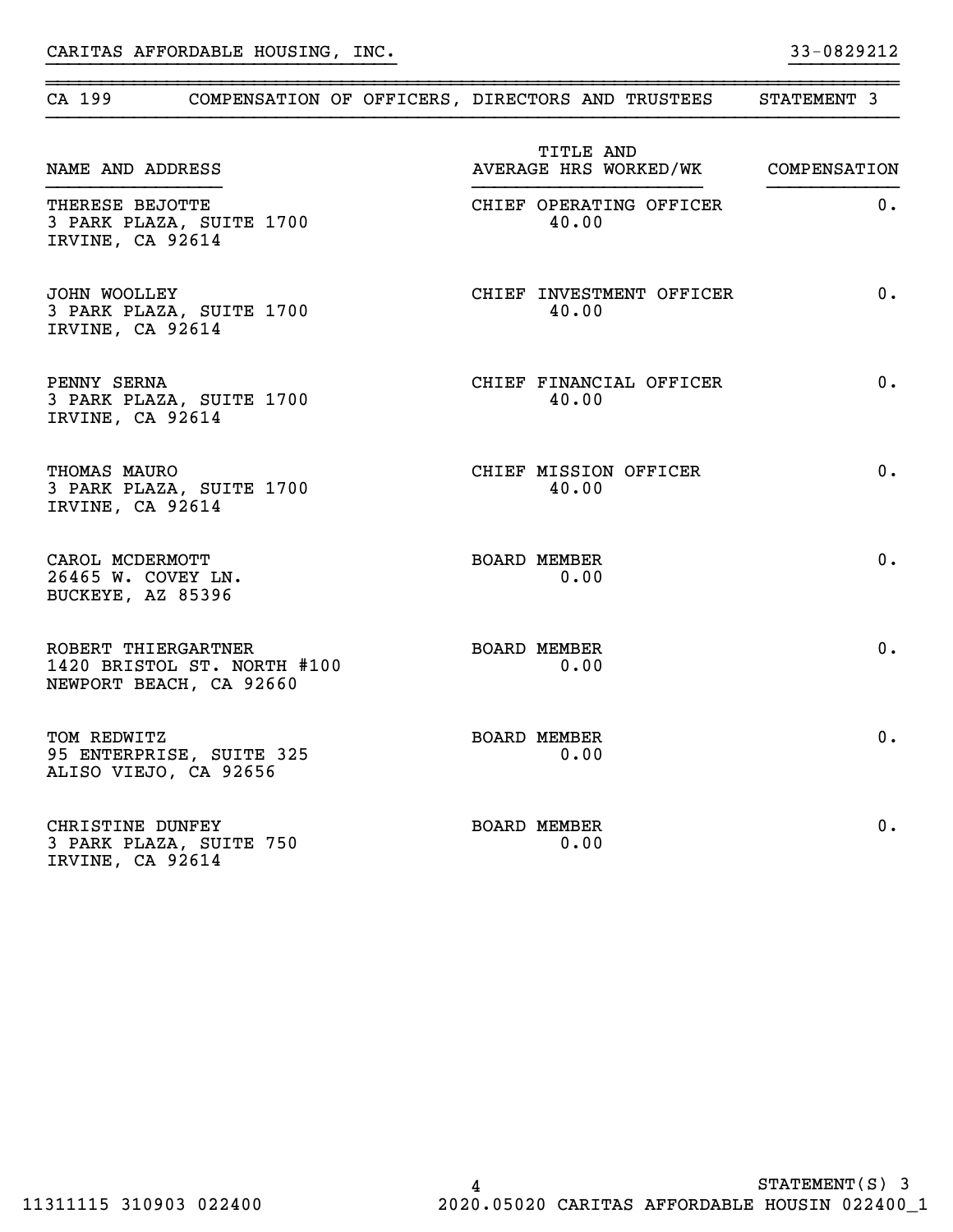CARITAS AFFORDABLE HOUSING, INC. 33-0829212

## CA 199 COMPENSATION OF OFFICERS, DIRECTORS AND TRUSTEES STATEMENT 3

| NAME AND ADDRESS | TITLE AND AVERAGE HRS WORKED/WK | COMPENSATION |
|---|---|---|
| THERESE BEJOTTE<br>3 PARK PLAZA, SUITE 1700<br>IRVINE, CA 92614 | CHIEF OPERATING OFFICER<br>40.00 | 0. |
| JOHN WOOLLEY<br>3 PARK PLAZA, SUITE 1700<br>IRVINE, CA 92614 | CHIEF INVESTMENT OFFICER<br>40.00 | 0. |
| PENNY SERNA<br>3 PARK PLAZA, SUITE 1700<br>IRVINE, CA 92614 | CHIEF FINANCIAL OFFICER<br>40.00 | 0. |
| THOMAS MAURO<br>3 PARK PLAZA, SUITE 1700<br>IRVINE, CA 92614 | CHIEF MISSION OFFICER<br>40.00 | 0. |
| CAROL MCDERMOTT<br>26465 W. COVEY LN.<br>BUCKEYE, AZ 85396 | BOARD MEMBER<br>0.00 | 0. |
| ROBERT THIERGARTNER<br>1420 BRISTOL ST. NORTH #100<br>NEWPORT BEACH, CA 92660 | BOARD MEMBER<br>0.00 | 0. |
| TOM REDWITZ<br>95 ENTERPRISE, SUITE 325<br>ALISO VIEJO, CA 92656 | BOARD MEMBER<br>0.00 | 0. |
| CHRISTINE DUNFEY<br>3 PARK PLAZA, SUITE 750<br>IRVINE, CA 92614 | BOARD MEMBER<br>0.00 | 0. |

STATEMENT(S) 3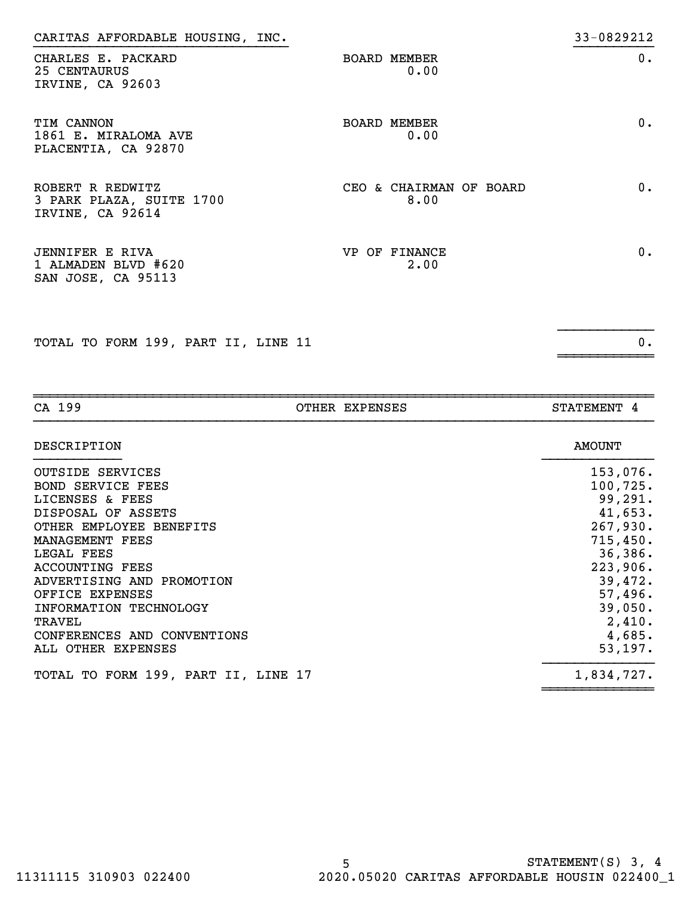CARITAS AFFORDABLE HOUSING, INC. 33-0829212

| | | |
|---|---|---|
| CHARLES E. PACKARD<br>25 CENTAURUS<br>IRVINE, CA 92603 | BOARD MEMBER<br>0.00 | 0. |
| TIM CANNON<br>1861 E. MIRALOMA AVE<br>PLACENTIA, CA 92870 | BOARD MEMBER<br>0.00 | 0. |
| ROBERT R REDWITZ<br>3 PARK PLAZA, SUITE 1700<br>IRVINE, CA 92614 | CEO & CHAIRMAN OF BOARD<br>8.00 | 0. |
| JENNIFER E RIVA<br>1 ALMADEN BLVD #620<br>SAN JOSE, CA 95113 | VP OF FINANCE<br>2.00 | 0. |
| TOTAL TO FORM 199, PART II, LINE 11 | | 0. |

CA 199 — OTHER EXPENSES — STATEMENT 4

| DESCRIPTION | AMOUNT |
|---|---|
| OUTSIDE SERVICES | 153,076. |
| BOND SERVICE FEES | 100,725. |
| LICENSES & FEES | 99,291. |
| DISPOSAL OF ASSETS | 41,653. |
| OTHER EMPLOYEE BENEFITS | 267,930. |
| MANAGEMENT FEES | 715,450. |
| LEGAL FEES | 36,386. |
| ACCOUNTING FEES | 223,906. |
| ADVERTISING AND PROMOTION | 39,472. |
| OFFICE EXPENSES | 57,496. |
| INFORMATION TECHNOLOGY | 39,050. |
| TRAVEL | 2,410. |
| CONFERENCES AND CONVENTIONS | 4,685. |
| ALL OTHER EXPENSES | 53,197. |
| TOTAL TO FORM 199, PART II, LINE 17 | 1,834,727. |

STATEMENT(S) 3, 4

11311115 310903 022400 2020.05020 CARITAS AFFORDABLE HOUSIN 022400_1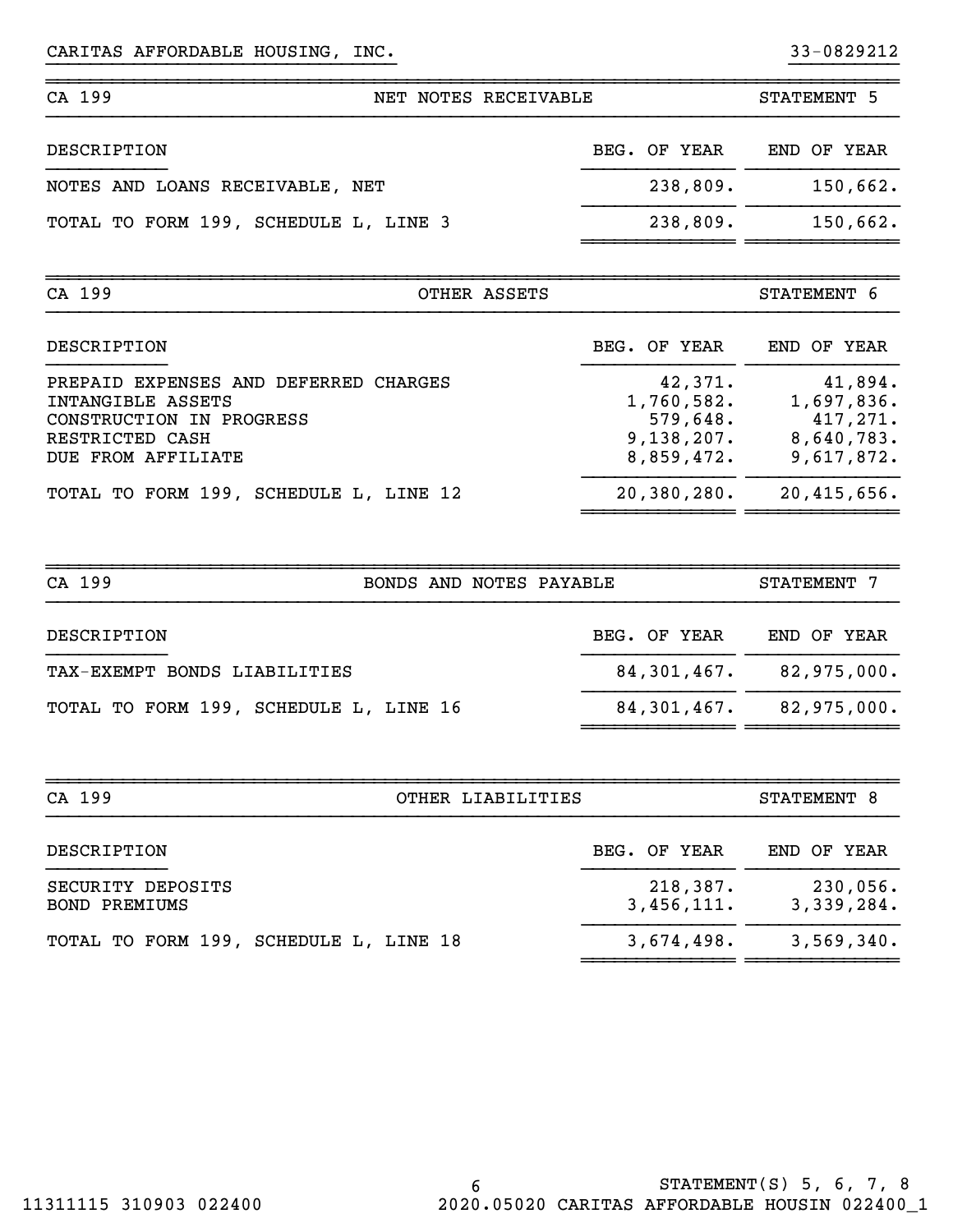CARITAS AFFORDABLE HOUSING, INC. 33-0829212

## CA 199 — NET NOTES RECEIVABLE — STATEMENT 5

| DESCRIPTION | BEG. OF YEAR | END OF YEAR |
|---|---|---|
| NOTES AND LOANS RECEIVABLE, NET | 238,809. | 150,662. |
| TOTAL TO FORM 199, SCHEDULE L, LINE 3 | 238,809. | 150,662. |

## CA 199 — OTHER ASSETS — STATEMENT 6

| DESCRIPTION | BEG. OF YEAR | END OF YEAR |
|---|---|---|
| PREPAID EXPENSES AND DEFERRED CHARGES | 42,371. | 41,894. |
| INTANGIBLE ASSETS | 1,760,582. | 1,697,836. |
| CONSTRUCTION IN PROGRESS | 579,648. | 417,271. |
| RESTRICTED CASH | 9,138,207. | 8,640,783. |
| DUE FROM AFFILIATE | 8,859,472. | 9,617,872. |
| TOTAL TO FORM 199, SCHEDULE L, LINE 12 | 20,380,280. | 20,415,656. |

## CA 199 — BONDS AND NOTES PAYABLE — STATEMENT 7

| DESCRIPTION | BEG. OF YEAR | END OF YEAR |
|---|---|---|
| TAX-EXEMPT BONDS LIABILITIES | 84,301,467. | 82,975,000. |
| TOTAL TO FORM 199, SCHEDULE L, LINE 16 | 84,301,467. | 82,975,000. |

## CA 199 — OTHER LIABILITIES — STATEMENT 8

| DESCRIPTION | BEG. OF YEAR | END OF YEAR |
|---|---|---|
| SECURITY DEPOSITS | 218,387. | 230,056. |
| BOND PREMIUMS | 3,456,111. | 3,339,284. |
| TOTAL TO FORM 199, SCHEDULE L, LINE 18 | 3,674,498. | 3,569,340. |

STATEMENT(S) 5, 6, 7, 8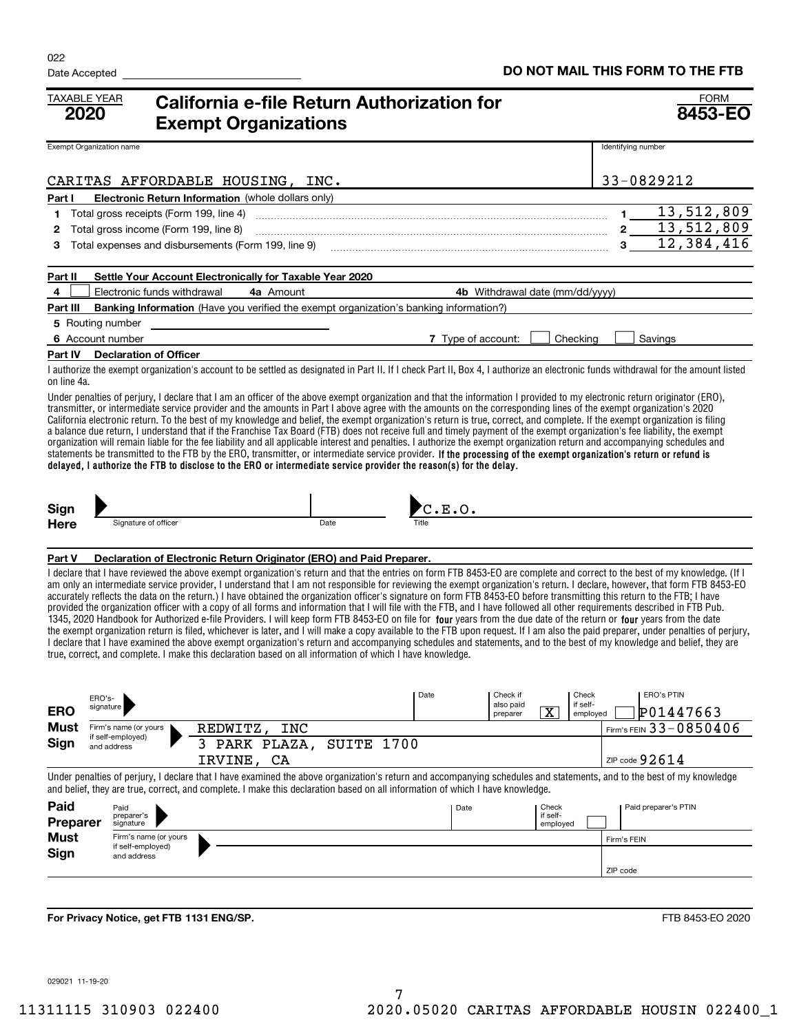022

Date Accepted

**DO NOT MAIL THIS FORM TO THE FTB**

TAXABLE YEAR **2020**

# California e-file Return Authorization for Exempt Organizations

FORM **8453-EO**

| Exempt Organization name | Identifying number |
|---|---|
| CARITAS AFFORDABLE HOUSING, INC. | 33-0829212 |

**Part I Electronic Return Information** (whole dollars only)

| | | | |
|---|---|---|---|
| 1 | Total gross receipts (Form 199, line 4) | 1 | 13,512,809 |
| 2 | Total gross income (Form 199, line 8) | 2 | 13,512,809 |
| 3 | Total expenses and disbursements (Form 199, line 9) | 3 | 12,384,416 |

**Part II Settle Your Account Electronically for Taxable Year 2020**

4 ☐ Electronic funds withdrawal **4a** Amount **4b** Withdrawal date (mm/dd/yyyy)

**Part III Banking Information** (Have you verified the exempt organization's banking information?)

5 Routing number

6 Account number **7** Type of account: ☐ Checking ☐ Savings

**Part IV Declaration of Officer**

I authorize the exempt organization's account to be settled as designated in Part II. If I check Part II, Box 4, I authorize an electronic funds withdrawal for the amount listed on line 4a.

Under penalties of perjury, I declare that I am an officer of the above exempt organization and that the information I provided to my electronic return originator (ERO), transmitter, or intermediate service provider and the amounts in Part I above agree with the amounts on the corresponding lines of the exempt organization's 2020 California electronic return. To the best of my knowledge and belief, the exempt organization's return is true, correct, and complete. If the exempt organization is filing a balance due return, I understand that if the Franchise Tax Board (FTB) does not receive full and timely payment of the exempt organization's fee liability, the exempt organization will remain liable for the fee liability and all applicable interest and penalties. I authorize the exempt organization return and accompanying schedules and statements be transmitted to the FTB by the ERO, transmitter, or intermediate service provider. **If the processing of the exempt organization's return or refund is delayed, I authorize the FTB to disclose to the ERO or intermediate service provider the reason(s) for the delay.**

**Sign Here** Signature of officer ______ Date ______ Title: C.E.O.

**Part V Declaration of Electronic Return Originator (ERO) and Paid Preparer.**

I declare that I have reviewed the above exempt organization's return and that the entries on form FTB 8453-EO are complete and correct to the best of my knowledge. (If I am only an intermediate service provider, I understand that I am not responsible for reviewing the exempt organization's return. I declare, however, that form FTB 8453-EO accurately reflects the data on the return.) I have obtained the organization officer's signature on form FTB 8453-EO before transmitting this return to the FTB; I have provided the organization officer with a copy of all forms and information that I will file with the FTB, and I have followed all other requirements described in FTB Pub. 1345, 2020 Handbook for Authorized e-file Providers. I will keep form FTB 8453-EO on file for four years from the due date of the return or four years from the date the exempt organization return is filed, whichever is later, and I will make a copy available to the FTB upon request. If I am also the paid preparer, under penalties of perjury, I declare that I have examined the above exempt organization's return and accompanying schedules and statements, and to the best of my knowledge and belief, they are true, correct, and complete. I make this declaration based on all information of which I have knowledge.

**ERO Must Sign**

| | | |
|---|---|---|
| ERO's signature | Date | Check if also paid preparer: X / Check if self-employed: ☐ / ERO's PTIN: P01447663 |
| Firm's name (or yours if self-employed) and address | REDWITZ, INC<br>3 PARK PLAZA, SUITE 1700<br>IRVINE, CA | Firm's FEIN 33-0850406<br>ZIP code 92614 |

Under penalties of perjury, I declare that I have examined the above exempt organization's return and accompanying schedules and statements, and to the best of my knowledge and belief, they are true, correct, and complete. I make this declaration based on all information of which I have knowledge.

**Paid Preparer Must Sign**

| | | |
|---|---|---|
| Paid preparer's signature | Date | Check if self-employed ☐ / Paid preparer's PTIN |
| Firm's name (or yours if self-employed) and address | | Firm's FEIN<br>ZIP code |

**For Privacy Notice, get FTB 1131 ENG/SP.**

FTB 8453-EO 2020

029021 11-19-20

11311115 310903 022400 2020.05020 CARITAS AFFORDABLE HOUSIN 022400_1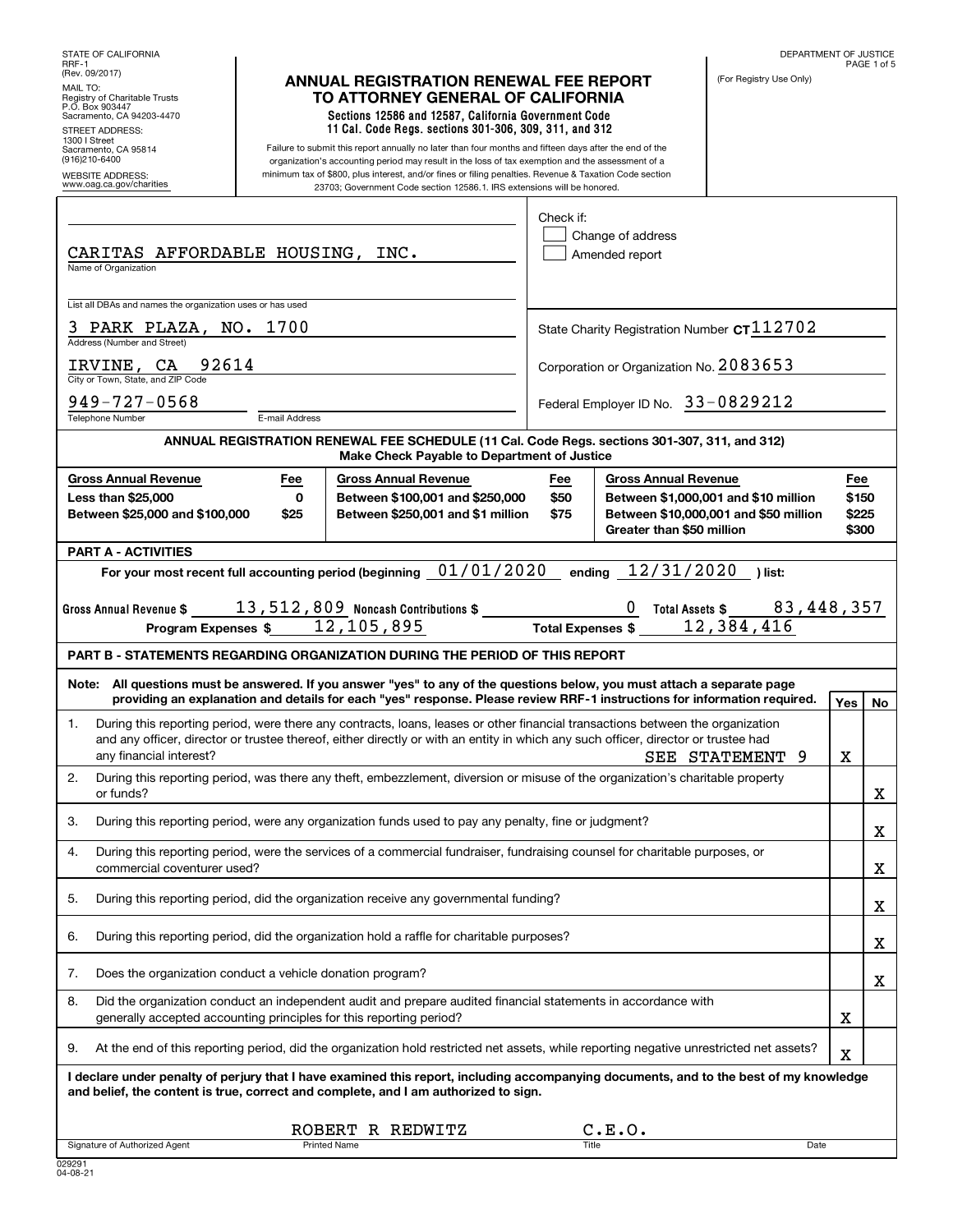STATE OF CALIFORNIA
RRF-1
(Rev. 09/2017)

MAIL TO:
Registry of Charitable Trusts
P.O. Box 903447
Sacramento, CA 94203-4470

STREET ADDRESS:
1300 I Street
Sacramento, CA 95814
(916)210-6400

WEBSITE ADDRESS:
www.oag.ca.gov/charities

# ANNUAL REGISTRATION RENEWAL FEE REPORT TO ATTORNEY GENERAL OF CALIFORNIA

**Sections 12586 and 12587, California Government Code**
**11 Cal. Code Regs. sections 301-306, 309, 311, and 312**

Failure to submit this report annually no later than four months and fifteen days after the end of the organization's accounting period may result in the loss of tax exemption and the assessment of a minimum tax of $800, plus interest, and/or fines or filing penalties. Revenue & Taxation Code section 23703; Government Code section 12586.1. IRS extensions will be honored.

DEPARTMENT OF JUSTICE

(For Registry Use Only)

Check if:
☐ Change of address
☐ Amended report

Name of Organization: CARITAS AFFORDABLE HOUSING, INC.

List all DBAs and names the organization uses or has used:

Address (Number and Street): 3 PARK PLAZA, NO. 1700

City or Town, State, and ZIP Code: IRVINE, CA 92614

Telephone Number: 949-727-0568

E-mail Address:

State Charity Registration Number CT112702

Corporation or Organization No. 2083653

Federal Employer ID No. 33-0829212

**ANNUAL REGISTRATION RENEWAL FEE SCHEDULE (11 Cal. Code Regs. sections 301-307, 311, and 312)**
**Make Check Payable to Department of Justice**

| Gross Annual Revenue | Fee | Gross Annual Revenue | Fee | Gross Annual Revenue | Fee |
|---|---|---|---|---|---|
| Less than $25,000 | 0 | Between $100,001 and $250,000 | $50 | Between $1,000,001 and $10 million | $150 |
| Between $25,000 and $100,000 | $25 | Between $250,001 and $1 million | $75 | Between $10,000,001 and $50 million | $225 |
| | | | | Greater than $50 million | $300 |

**PART A - ACTIVITIES**

For your most recent full accounting period (beginning 01/01/2020 ending 12/31/2020 ) list:

Gross Annual Revenue $ 13,512,809 Noncash Contributions $ 0 Total Assets $ 83,448,357

Program Expenses $ 12,105,895 Total Expenses $ 12,384,416

**PART B - STATEMENTS REGARDING ORGANIZATION DURING THE PERIOD OF THIS REPORT**

**Note: All questions must be answered. If you answer "yes" to any of the questions below, you must attach a separate page providing an explanation and details for each "yes" response. Please review RRF-1 instructions for information required.**

| | Question | Yes | No |
|---|---|---|---|
| 1. | During this reporting period, were there any contracts, loans, leases or other financial transactions between the organization and any officer, director or trustee thereof, either directly or with an entity in which any such officer, director or trustee had any financial interest? SEE STATEMENT 9 | X | |
| 2. | During this reporting period, was there any theft, embezzlement, diversion or misuse of the organization's charitable property or funds? | | X |
| 3. | During this reporting period, were any organization funds used to pay any penalty, fine or judgment? | | X |
| 4. | During this reporting period, were the services of a commercial fundraiser, fundraising counsel for charitable purposes, or commercial coventurer used? | | X |
| 5. | During this reporting period, did the organization receive any governmental funding? | | X |
| 6. | During this reporting period, did the organization hold a raffle for charitable purposes? | | X |
| 7. | Does the organization conduct a vehicle donation program? | | X |
| 8. | Did the organization conduct an independent audit and prepare audited financial statements in accordance with generally accepted accounting principles for this reporting period? | X | |
| 9. | At the end of this reporting period, did the organization hold restricted net assets, while reporting negative unrestricted net assets? | X | |

**I declare under penalty of perjury that I have examined this report, including accompanying documents, and to the best of my knowledge and belief, the content is true, correct and complete, and I am authorized to sign.**

| Signature of Authorized Agent | Printed Name | Title | Date |
|---|---|---|---|
| | ROBERT R REDWITZ | C.E.O. | |

029291
04-08-21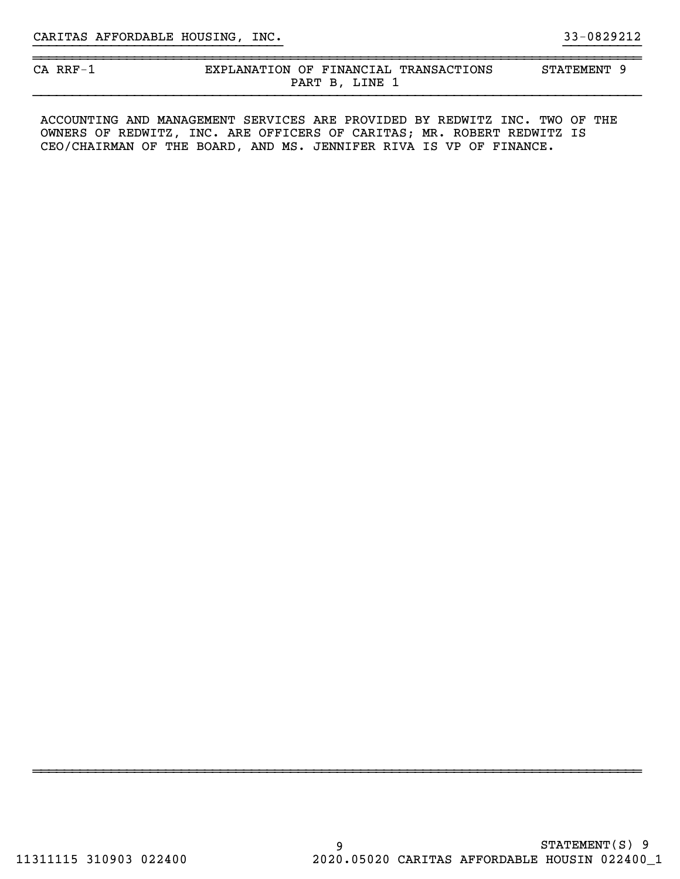CARITAS AFFORDABLE HOUSING, INC. 33-0829212

| CA RRF-1 | EXPLANATION OF FINANCIAL TRANSACTIONS PART B, LINE 1 | STATEMENT 9 |
|---|---|---|

ACCOUNTING AND MANAGEMENT SERVICES ARE PROVIDED BY REDWITZ INC. TWO OF THE OWNERS OF REDWITZ, INC. ARE OFFICERS OF CARITAS; MR. ROBERT REDWITZ IS CEO/CHAIRMAN OF THE BOARD, AND MS. JENNIFER RIVA IS VP OF FINANCE.

STATEMENT(S) 9

11311115 310903 022400 2020.05020 CARITAS AFFORDABLE HOUSIN 022400_1